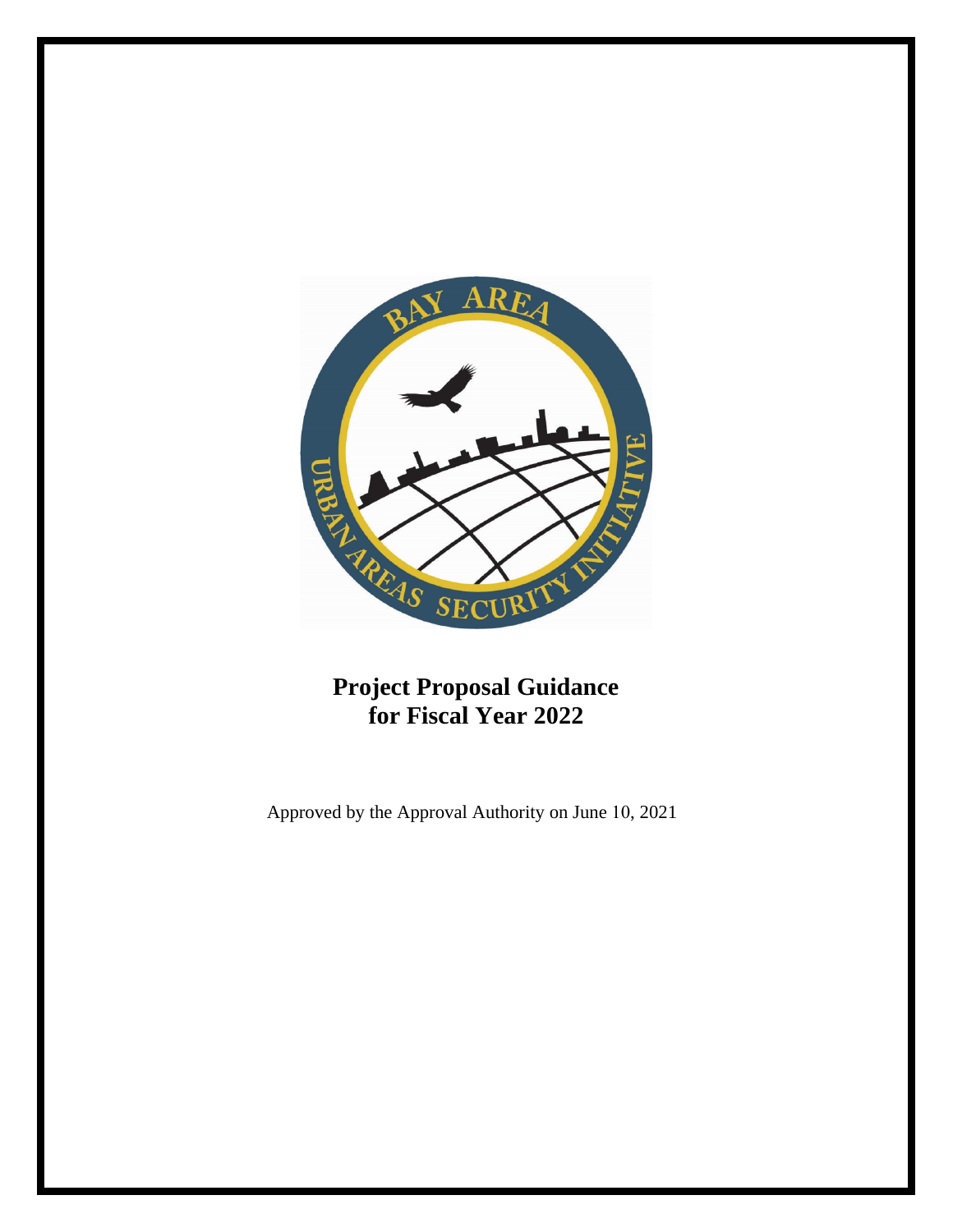# Project Proposal Guidance for Fiscal Year 2022

Approved by the Approval Authority on June 10, 2021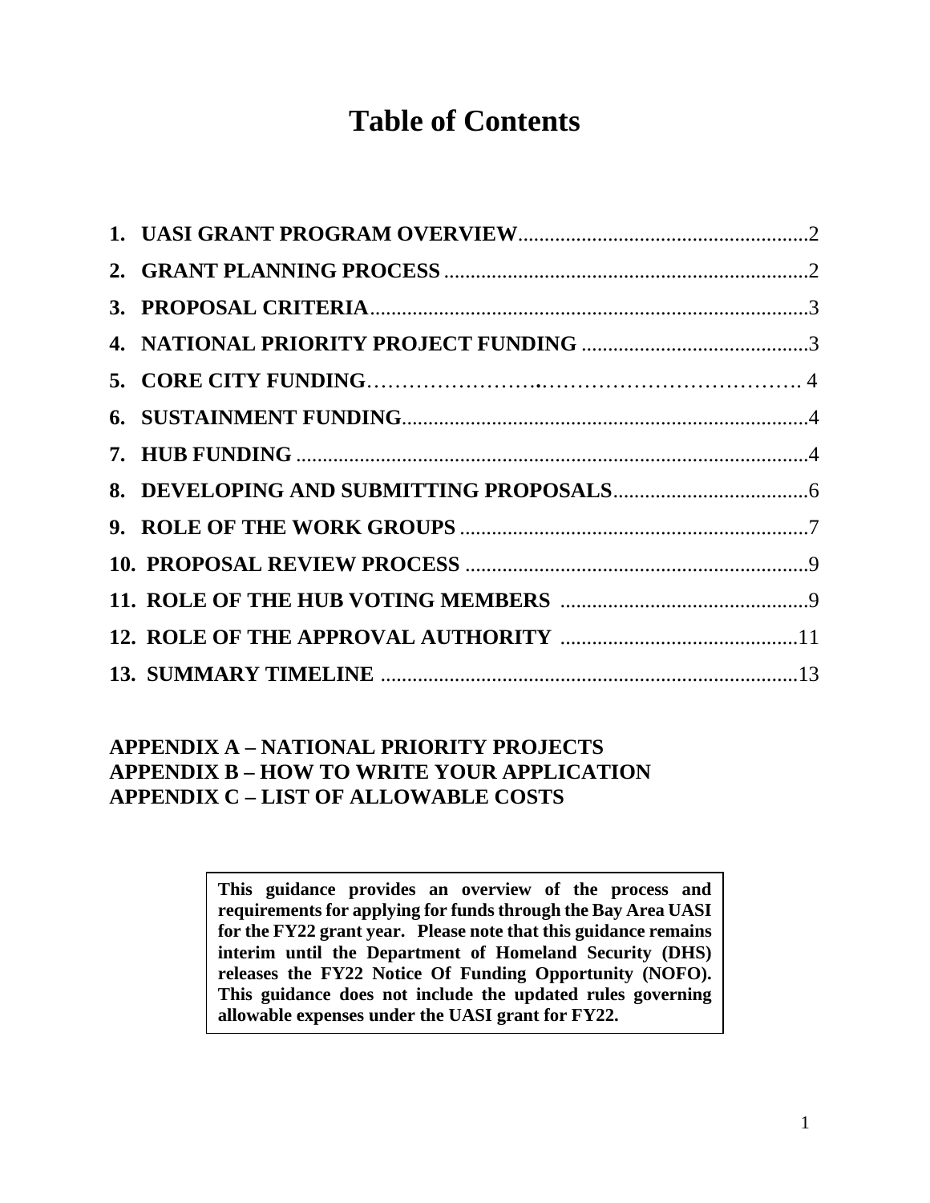# Table of Contents

| | |
|---|---|
| **1. UASI GRANT PROGRAM OVERVIEW** | 2 |
| **2. GRANT PLANNING PROCESS** | 2 |
| **3. PROPOSAL CRITERIA** | 3 |
| **4. NATIONAL PRIORITY PROJECT FUNDING** | 3 |
| **5. CORE CITY FUNDING** | 4 |
| **6. SUSTAINMENT FUNDING** | 4 |
| **7. HUB FUNDING** | 4 |
| **8. DEVELOPING AND SUBMITTING PROPOSALS** | 6 |
| **9. ROLE OF THE WORK GROUPS** | 7 |
| **10. PROPOSAL REVIEW PROCESS** | 9 |
| **11. ROLE OF THE HUB VOTING MEMBERS** | 9 |
| **12. ROLE OF THE APPROVAL AUTHORITY** | 11 |
| **13. SUMMARY TIMELINE** | 13 |

**APPENDIX A – NATIONAL PRIORITY PROJECTS**
**APPENDIX B – HOW TO WRITE YOUR APPLICATION**
**APPENDIX C – LIST OF ALLOWABLE COSTS**

**This guidance provides an overview of the process and requirements for applying for funds through the Bay Area UASI for the FY22 grant year. Please note that this guidance remains interim until the Department of Homeland Security (DHS) releases the FY22 Notice Of Funding Opportunity (NOFO). This guidance does not include the updated rules governing allowable expenses under the UASI grant for FY22.**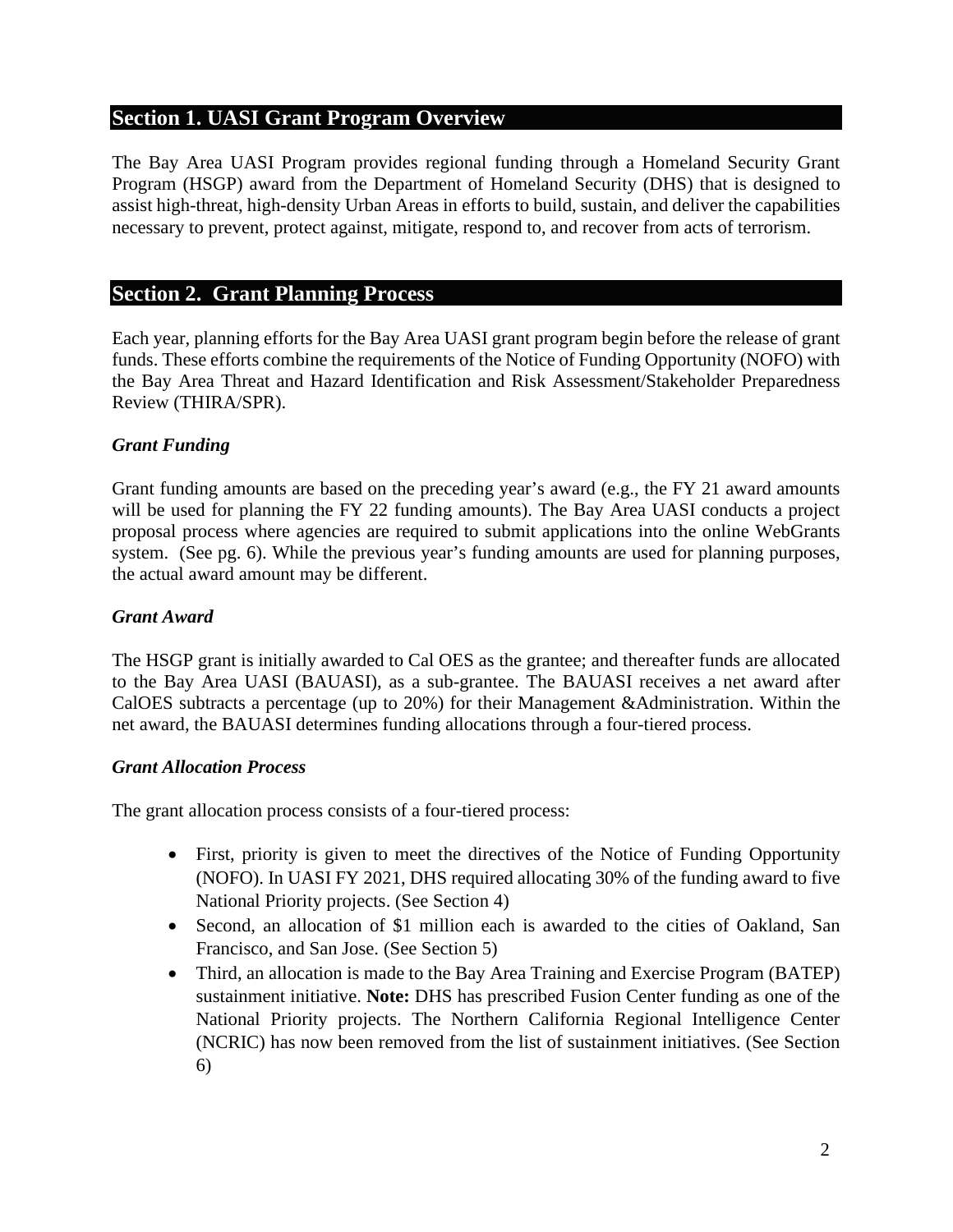## Section 1. UASI Grant Program Overview

The Bay Area UASI Program provides regional funding through a Homeland Security Grant Program (HSGP) award from the Department of Homeland Security (DHS) that is designed to assist high-threat, high-density Urban Areas in efforts to build, sustain, and deliver the capabilities necessary to prevent, protect against, mitigate, respond to, and recover from acts of terrorism.

## Section 2. Grant Planning Process

Each year, planning efforts for the Bay Area UASI grant program begin before the release of grant funds. These efforts combine the requirements of the Notice of Funding Opportunity (NOFO) with the Bay Area Threat and Hazard Identification and Risk Assessment/Stakeholder Preparedness Review (THIRA/SPR).

### *Grant Funding*

Grant funding amounts are based on the preceding year's award (e.g., the FY 21 award amounts will be used for planning the FY 22 funding amounts). The Bay Area UASI conducts a project proposal process where agencies are required to submit applications into the online WebGrants system. (See pg. 6). While the previous year's funding amounts are used for planning purposes, the actual award amount may be different.

### *Grant Award*

The HSGP grant is initially awarded to Cal OES as the grantee; and thereafter funds are allocated to the Bay Area UASI (BAUASI), as a sub-grantee. The BAUASI receives a net award after CalOES subtracts a percentage (up to 20%) for their Management &Administration. Within the net award, the BAUASI determines funding allocations through a four-tiered process.

### *Grant Allocation Process*

The grant allocation process consists of a four-tiered process:

- First, priority is given to meet the directives of the Notice of Funding Opportunity (NOFO). In UASI FY 2021, DHS required allocating 30% of the funding award to five National Priority projects. (See Section 4)
- Second, an allocation of $1 million each is awarded to the cities of Oakland, San Francisco, and San Jose. (See Section 5)
- Third, an allocation is made to the Bay Area Training and Exercise Program (BATEP) sustainment initiative. **Note:** DHS has prescribed Fusion Center funding as one of the National Priority projects. The Northern California Regional Intelligence Center (NCRIC) has now been removed from the list of sustainment initiatives. (See Section 6)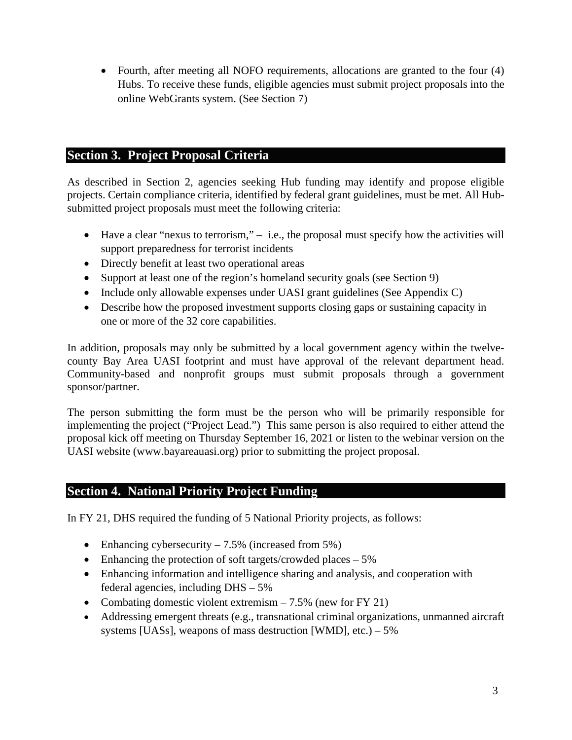- Fourth, after meeting all NOFO requirements, allocations are granted to the four (4) Hubs. To receive these funds, eligible agencies must submit project proposals into the online WebGrants system. (See Section 7)

## Section 3. Project Proposal Criteria

As described in Section 2, agencies seeking Hub funding may identify and propose eligible projects. Certain compliance criteria, identified by federal grant guidelines, must be met. All Hub-submitted project proposals must meet the following criteria:

- Have a clear "nexus to terrorism," – i.e., the proposal must specify how the activities will support preparedness for terrorist incidents
- Directly benefit at least two operational areas
- Support at least one of the region's homeland security goals (see Section 9)
- Include only allowable expenses under UASI grant guidelines (See Appendix C)
- Describe how the proposed investment supports closing gaps or sustaining capacity in one or more of the 32 core capabilities.

In addition, proposals may only be submitted by a local government agency within the twelve-county Bay Area UASI footprint and must have approval of the relevant department head. Community-based and nonprofit groups must submit proposals through a government sponsor/partner.

The person submitting the form must be the person who will be primarily responsible for implementing the project ("Project Lead.") This same person is also required to either attend the proposal kick off meeting on Thursday September 16, 2021 or listen to the webinar version on the UASI website (www.bayareauasi.org) prior to submitting the project proposal.

## Section 4. National Priority Project Funding

In FY 21, DHS required the funding of 5 National Priority projects, as follows:

- Enhancing cybersecurity – 7.5% (increased from 5%)
- Enhancing the protection of soft targets/crowded places – 5%
- Enhancing information and intelligence sharing and analysis, and cooperation with federal agencies, including DHS – 5%
- Combating domestic violent extremism – 7.5% (new for FY 21)
- Addressing emergent threats (e.g., transnational criminal organizations, unmanned aircraft systems [UASs], weapons of mass destruction [WMD], etc.) – 5%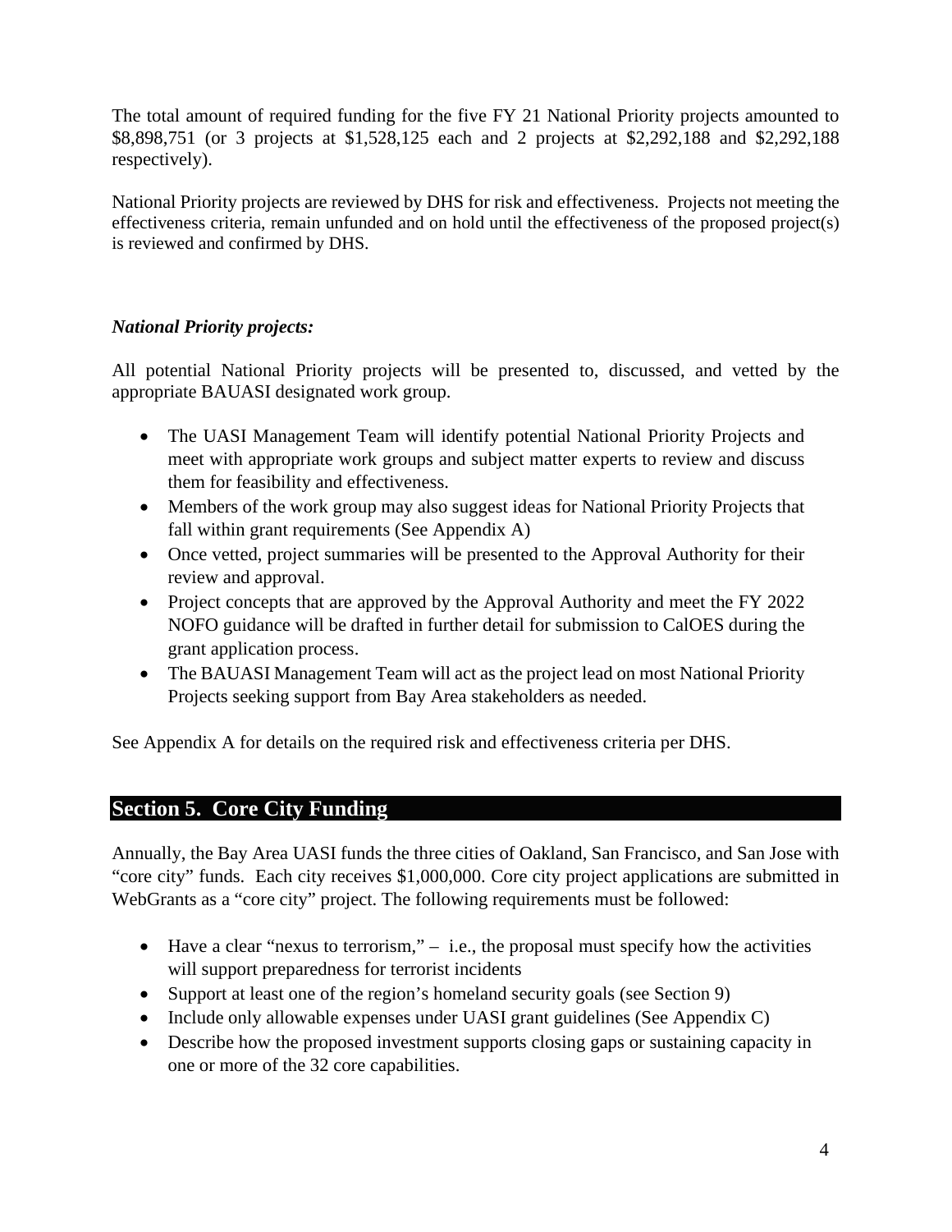The total amount of required funding for the five FY 21 National Priority projects amounted to $8,898,751 (or 3 projects at $1,528,125 each and 2 projects at $2,292,188 and $2,292,188 respectively).

National Priority projects are reviewed by DHS for risk and effectiveness. Projects not meeting the effectiveness criteria, remain unfunded and on hold until the effectiveness of the proposed project(s) is reviewed and confirmed by DHS.

***National Priority projects:***

All potential National Priority projects will be presented to, discussed, and vetted by the appropriate BAUASI designated work group.

- The UASI Management Team will identify potential National Priority Projects and meet with appropriate work groups and subject matter experts to review and discuss them for feasibility and effectiveness.
- Members of the work group may also suggest ideas for National Priority Projects that fall within grant requirements (See Appendix A)
- Once vetted, project summaries will be presented to the Approval Authority for their review and approval.
- Project concepts that are approved by the Approval Authority and meet the FY 2022 NOFO guidance will be drafted in further detail for submission to CalOES during the grant application process.
- The BAUASI Management Team will act as the project lead on most National Priority Projects seeking support from Bay Area stakeholders as needed.

See Appendix A for details on the required risk and effectiveness criteria per DHS.

## Section 5. Core City Funding

Annually, the Bay Area UASI funds the three cities of Oakland, San Francisco, and San Jose with "core city" funds. Each city receives $1,000,000. Core city project applications are submitted in WebGrants as a "core city" project. The following requirements must be followed:

- Have a clear "nexus to terrorism," – i.e., the proposal must specify how the activities will support preparedness for terrorist incidents
- Support at least one of the region's homeland security goals (see Section 9)
- Include only allowable expenses under UASI grant guidelines (See Appendix C)
- Describe how the proposed investment supports closing gaps or sustaining capacity in one or more of the 32 core capabilities.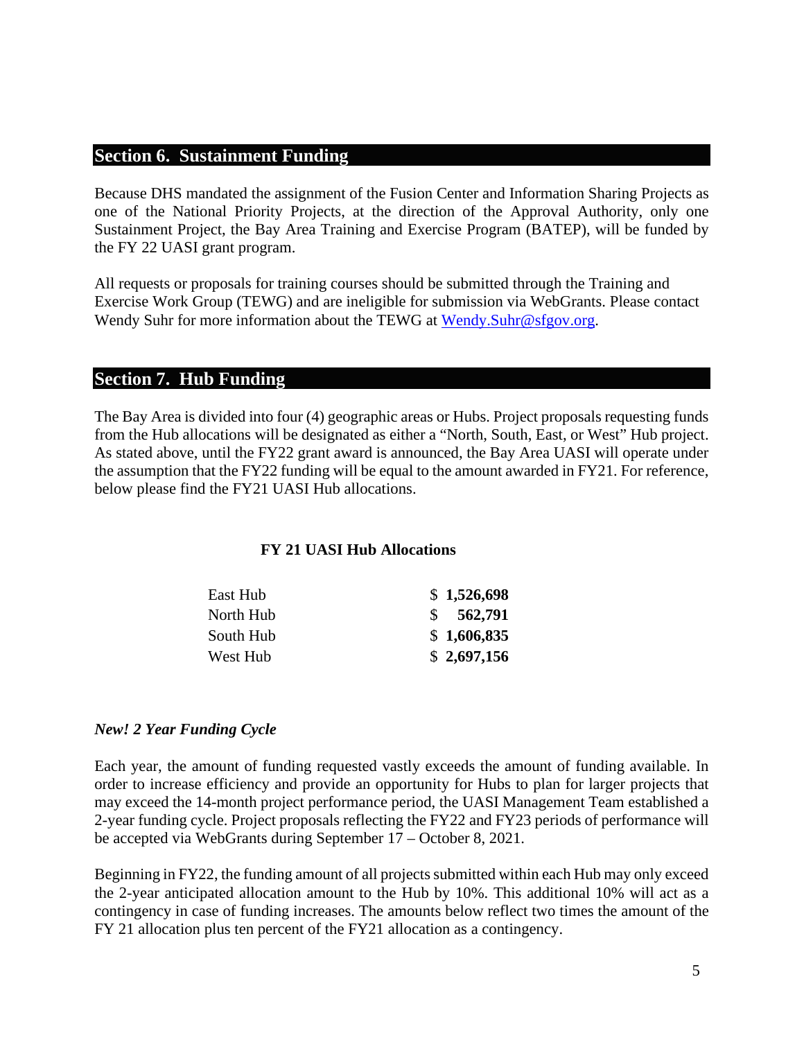## Section 6. Sustainment Funding

Because DHS mandated the assignment of the Fusion Center and Information Sharing Projects as one of the National Priority Projects, at the direction of the Approval Authority, only one Sustainment Project, the Bay Area Training and Exercise Program (BATEP), will be funded by the FY 22 UASI grant program.

All requests or proposals for training courses should be submitted through the Training and Exercise Work Group (TEWG) and are ineligible for submission via WebGrants. Please contact Wendy Suhr for more information about the TEWG at Wendy.Suhr@sfgov.org.

## Section 7. Hub Funding

The Bay Area is divided into four (4) geographic areas or Hubs. Project proposals requesting funds from the Hub allocations will be designated as either a "North, South, East, or West" Hub project. As stated above, until the FY22 grant award is announced, the Bay Area UASI will operate under the assumption that the FY22 funding will be equal to the amount awarded in FY21. For reference, below please find the FY21 UASI Hub allocations.

**FY 21 UASI Hub Allocations**

| Hub | Allocation |
|---|---|
| East Hub | **$ 1,526,698** |
| North Hub | **$ 562,791** |
| South Hub | **$ 1,606,835** |
| West Hub | **$ 2,697,156** |

***New! 2 Year Funding Cycle***

Each year, the amount of funding requested vastly exceeds the amount of funding available. In order to increase efficiency and provide an opportunity for Hubs to plan for larger projects that may exceed the 14-month project performance period, the UASI Management Team established a 2-year funding cycle. Project proposals reflecting the FY22 and FY23 periods of performance will be accepted via WebGrants during September 17 – October 8, 2021.

Beginning in FY22, the funding amount of all projects submitted within each Hub may only exceed the 2-year anticipated allocation amount to the Hub by 10%. This additional 10% will act as a contingency in case of funding increases. The amounts below reflect two times the amount of the FY 21 allocation plus ten percent of the FY21 allocation as a contingency.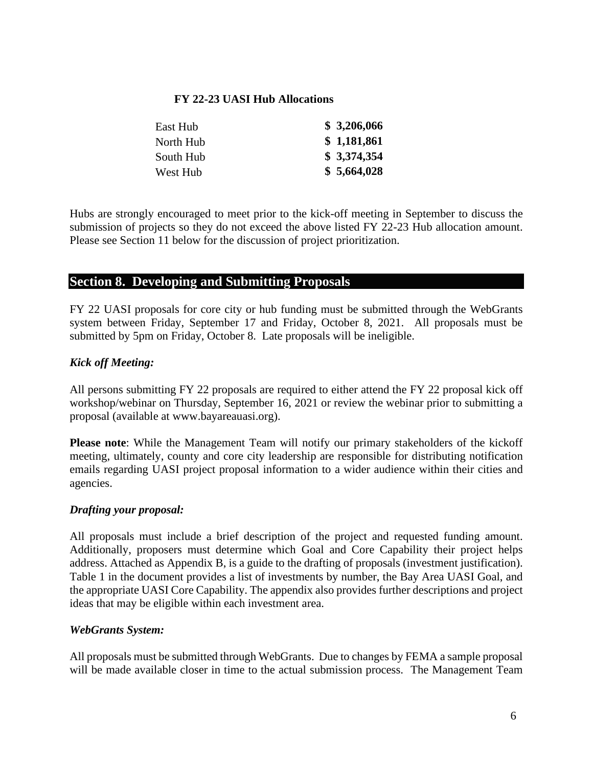**FY 22-23 UASI Hub Allocations**

| | |
|---|---|
| East Hub | **$ 3,206,066** |
| North Hub | **$ 1,181,861** |
| South Hub | **$ 3,374,354** |
| West Hub | **$ 5,664,028** |

Hubs are strongly encouraged to meet prior to the kick-off meeting in September to discuss the submission of projects so they do not exceed the above listed FY 22-23 Hub allocation amount. Please see Section 11 below for the discussion of project prioritization.

## Section 8. Developing and Submitting Proposals

FY 22 UASI proposals for core city or hub funding must be submitted through the WebGrants system between Friday, September 17 and Friday, October 8, 2021. All proposals must be submitted by 5pm on Friday, October 8. Late proposals will be ineligible.

***Kick off Meeting:***

All persons submitting FY 22 proposals are required to either attend the FY 22 proposal kick off workshop/webinar on Thursday, September 16, 2021 or review the webinar prior to submitting a proposal (available at www.bayareauasi.org).

**Please note**: While the Management Team will notify our primary stakeholders of the kickoff meeting, ultimately, county and core city leadership are responsible for distributing notification emails regarding UASI project proposal information to a wider audience within their cities and agencies.

***Drafting your proposal:***

All proposals must include a brief description of the project and requested funding amount. Additionally, proposers must determine which Goal and Core Capability their project helps address. Attached as Appendix B, is a guide to the drafting of proposals (investment justification). Table 1 in the document provides a list of investments by number, the Bay Area UASI Goal, and the appropriate UASI Core Capability. The appendix also provides further descriptions and project ideas that may be eligible within each investment area.

***WebGrants System:***

All proposals must be submitted through WebGrants. Due to changes by FEMA a sample proposal will be made available closer in time to the actual submission process. The Management Team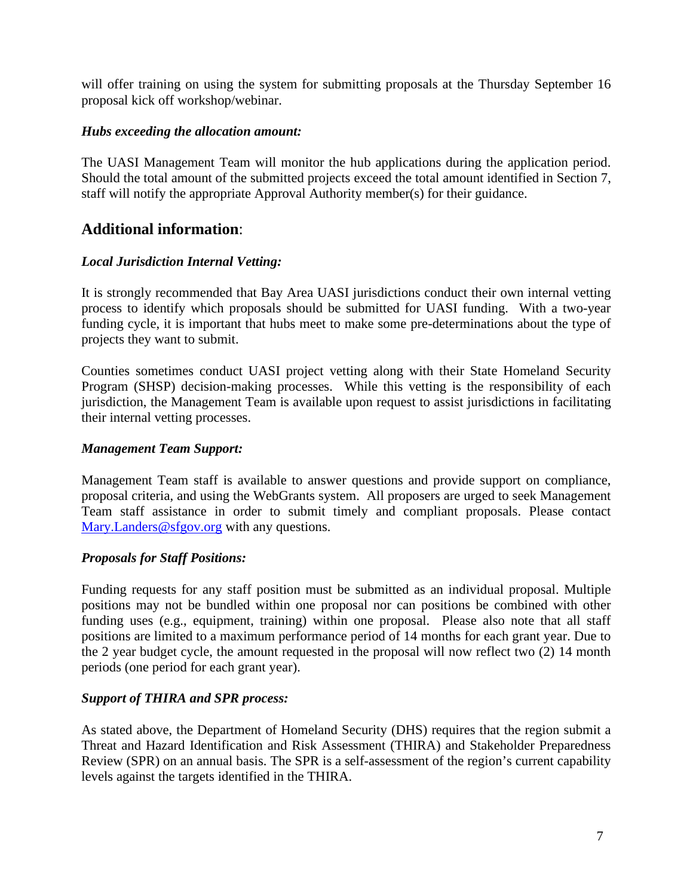will offer training on using the system for submitting proposals at the Thursday September 16 proposal kick off workshop/webinar.

***Hubs exceeding the allocation amount:***

The UASI Management Team will monitor the hub applications during the application period. Should the total amount of the submitted projects exceed the total amount identified in Section 7, staff will notify the appropriate Approval Authority member(s) for their guidance.

## **Additional information**:

***Local Jurisdiction Internal Vetting:***

It is strongly recommended that Bay Area UASI jurisdictions conduct their own internal vetting process to identify which proposals should be submitted for UASI funding. With a two-year funding cycle, it is important that hubs meet to make some pre-determinations about the type of projects they want to submit.

Counties sometimes conduct UASI project vetting along with their State Homeland Security Program (SHSP) decision-making processes. While this vetting is the responsibility of each jurisdiction, the Management Team is available upon request to assist jurisdictions in facilitating their internal vetting processes.

***Management Team Support:***

Management Team staff is available to answer questions and provide support on compliance, proposal criteria, and using the WebGrants system. All proposers are urged to seek Management Team staff assistance in order to submit timely and compliant proposals. Please contact Mary.Landers@sfgov.org with any questions.

***Proposals for Staff Positions:***

Funding requests for any staff position must be submitted as an individual proposal. Multiple positions may not be bundled within one proposal nor can positions be combined with other funding uses (e.g., equipment, training) within one proposal. Please also note that all staff positions are limited to a maximum performance period of 14 months for each grant year. Due to the 2 year budget cycle, the amount requested in the proposal will now reflect two (2) 14 month periods (one period for each grant year).

***Support of THIRA and SPR process:***

As stated above, the Department of Homeland Security (DHS) requires that the region submit a Threat and Hazard Identification and Risk Assessment (THIRA) and Stakeholder Preparedness Review (SPR) on an annual basis. The SPR is a self-assessment of the region's current capability levels against the targets identified in the THIRA.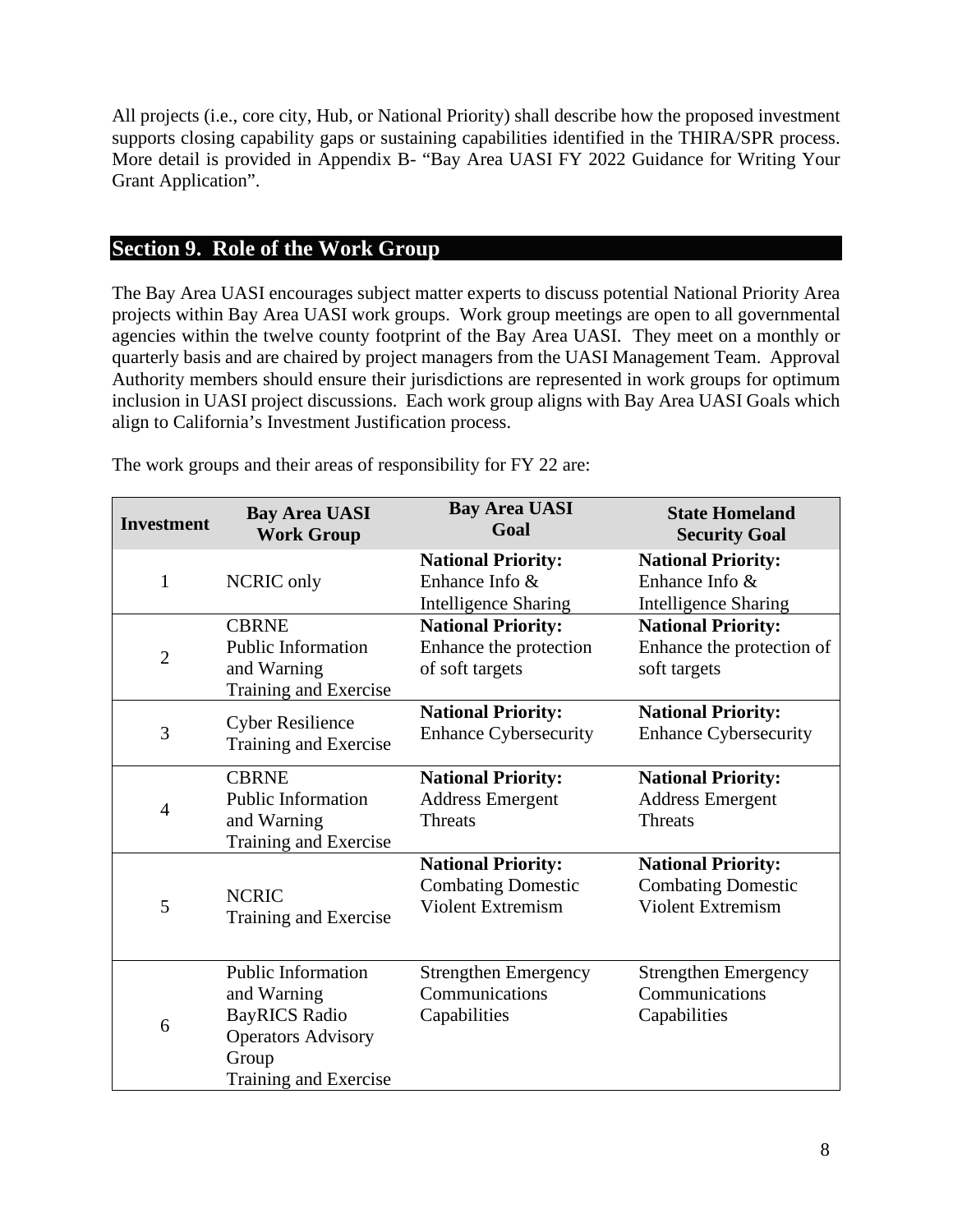All projects (i.e., core city, Hub, or National Priority) shall describe how the proposed investment supports closing capability gaps or sustaining capabilities identified in the THIRA/SPR process. More detail is provided in Appendix B- "Bay Area UASI FY 2022 Guidance for Writing Your Grant Application".

## Section 9. Role of the Work Group

The Bay Area UASI encourages subject matter experts to discuss potential National Priority Area projects within Bay Area UASI work groups. Work group meetings are open to all governmental agencies within the twelve county footprint of the Bay Area UASI. They meet on a monthly or quarterly basis and are chaired by project managers from the UASI Management Team. Approval Authority members should ensure their jurisdictions are represented in work groups for optimum inclusion in UASI project discussions. Each work group aligns with Bay Area UASI Goals which align to California's Investment Justification process.

The work groups and their areas of responsibility for FY 22 are:

| Investment | Bay Area UASI Work Group | Bay Area UASI Goal | State Homeland Security Goal |
|---|---|---|---|
| 1 | NCRIC only | **National Priority:** Enhance Info & Intelligence Sharing | **National Priority:** Enhance Info & Intelligence Sharing |
| 2 | CBRNE<br>Public Information and Warning<br>Training and Exercise | **National Priority:** Enhance the protection of soft targets | **National Priority:** Enhance the protection of soft targets |
| 3 | Cyber Resilience<br>Training and Exercise | **National Priority:** Enhance Cybersecurity | **National Priority:** Enhance Cybersecurity |
| 4 | CBRNE<br>Public Information and Warning<br>Training and Exercise | **National Priority:** Address Emergent Threats | **National Priority:** Address Emergent Threats |
| 5 | NCRIC<br>Training and Exercise | **National Priority:** Combating Domestic Violent Extremism | **National Priority:** Combating Domestic Violent Extremism |
| 6 | Public Information and Warning<br>BayRICS Radio Operators Advisory Group<br>Training and Exercise | Strengthen Emergency Communications Capabilities | Strengthen Emergency Communications Capabilities |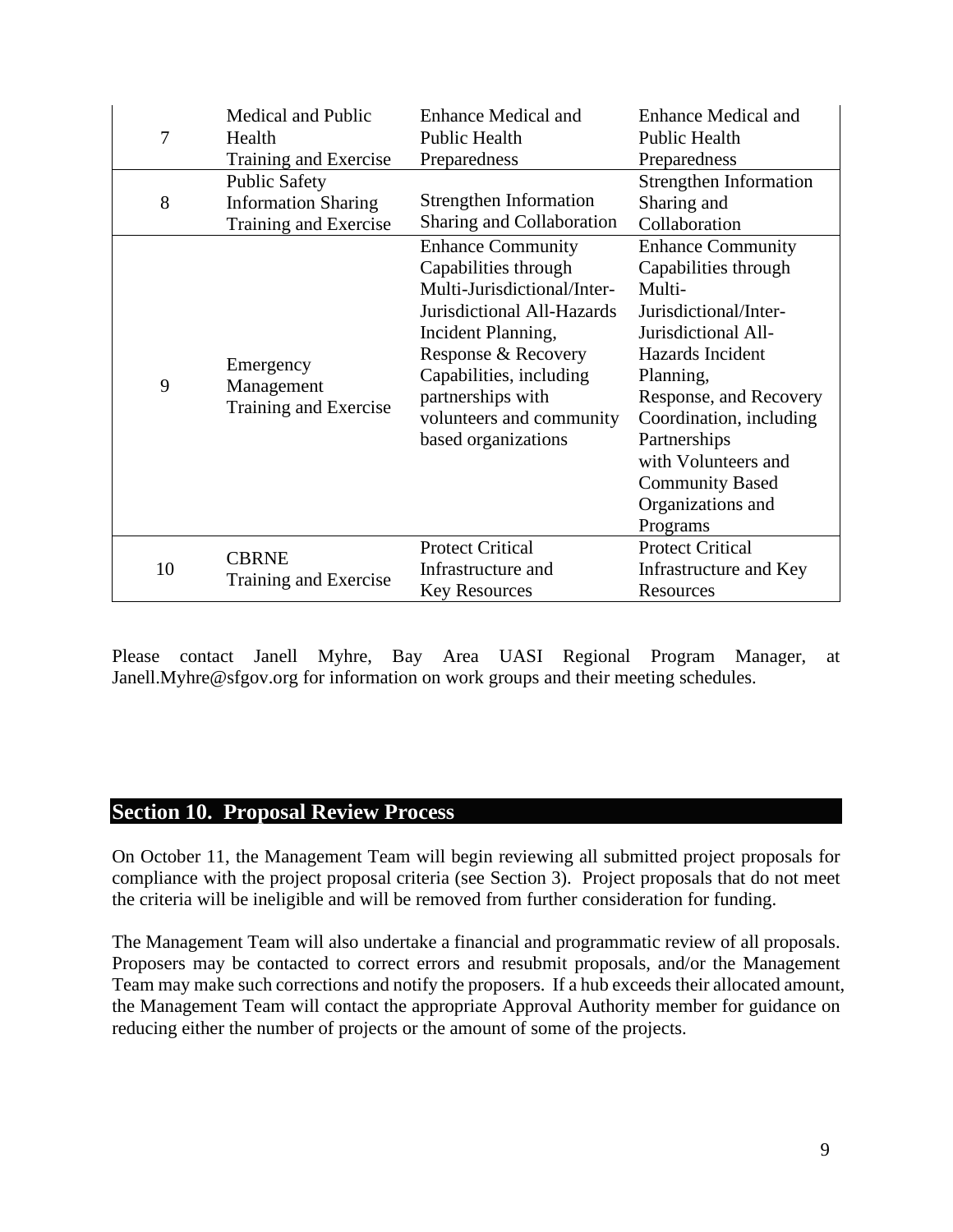| 7 | Medical and Public Health Training and Exercise | Enhance Medical and Public Health Preparedness | Enhance Medical and Public Health Preparedness |
|---|---|---|---|
| 8 | Public Safety Information Sharing Training and Exercise | Strengthen Information Sharing and Collaboration | Strengthen Information Sharing and Collaboration |
| 9 | Emergency Management Training and Exercise | Enhance Community Capabilities through Multi-Jurisdictional/Inter-Jurisdictional All-Hazards Incident Planning, Response & Recovery Capabilities, including partnerships with volunteers and community based organizations | Enhance Community Capabilities through Multi-Jurisdictional/Inter-Jurisdictional All-Hazards Incident Planning, Response, and Recovery Coordination, including Partnerships with Volunteers and Community Based Organizations and Programs |
| 10 | CBRNE Training and Exercise | Protect Critical Infrastructure and Key Resources | Protect Critical Infrastructure and Key Resources |

Please contact Janell Myhre, Bay Area UASI Regional Program Manager, at Janell.Myhre@sfgov.org for information on work groups and their meeting schedules.

## Section 10. Proposal Review Process

On October 11, the Management Team will begin reviewing all submitted project proposals for compliance with the project proposal criteria (see Section 3). Project proposals that do not meet the criteria will be ineligible and will be removed from further consideration for funding.

The Management Team will also undertake a financial and programmatic review of all proposals. Proposers may be contacted to correct errors and resubmit proposals, and/or the Management Team may make such corrections and notify the proposers. If a hub exceeds their allocated amount, the Management Team will contact the appropriate Approval Authority member for guidance on reducing either the number of projects or the amount of some of the projects.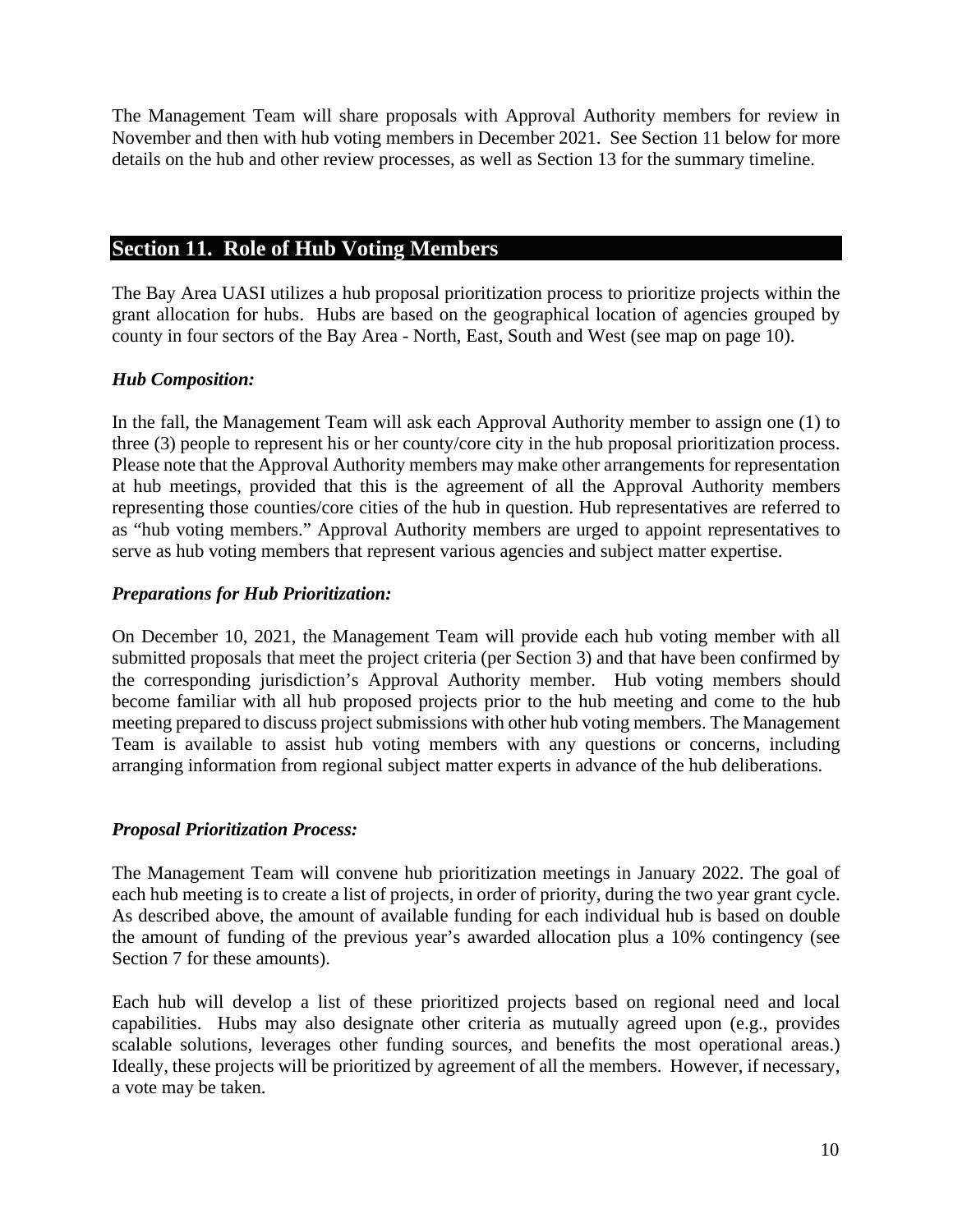The Management Team will share proposals with Approval Authority members for review in November and then with hub voting members in December 2021. See Section 11 below for more details on the hub and other review processes, as well as Section 13 for the summary timeline.

## Section 11. Role of Hub Voting Members

The Bay Area UASI utilizes a hub proposal prioritization process to prioritize projects within the grant allocation for hubs. Hubs are based on the geographical location of agencies grouped by county in four sectors of the Bay Area - North, East, South and West (see map on page 10).

### *Hub Composition:*

In the fall, the Management Team will ask each Approval Authority member to assign one (1) to three (3) people to represent his or her county/core city in the hub proposal prioritization process. Please note that the Approval Authority members may make other arrangements for representation at hub meetings, provided that this is the agreement of all the Approval Authority members representing those counties/core cities of the hub in question. Hub representatives are referred to as "hub voting members." Approval Authority members are urged to appoint representatives to serve as hub voting members that represent various agencies and subject matter expertise.

### *Preparations for Hub Prioritization:*

On December 10, 2021, the Management Team will provide each hub voting member with all submitted proposals that meet the project criteria (per Section 3) and that have been confirmed by the corresponding jurisdiction's Approval Authority member. Hub voting members should become familiar with all hub proposed projects prior to the hub meeting and come to the hub meeting prepared to discuss project submissions with other hub voting members. The Management Team is available to assist hub voting members with any questions or concerns, including arranging information from regional subject matter experts in advance of the hub deliberations.

### *Proposal Prioritization Process:*

The Management Team will convene hub prioritization meetings in January 2022. The goal of each hub meeting is to create a list of projects, in order of priority, during the two year grant cycle. As described above, the amount of available funding for each individual hub is based on double the amount of funding of the previous year's awarded allocation plus a 10% contingency (see Section 7 for these amounts).

Each hub will develop a list of these prioritized projects based on regional need and local capabilities. Hubs may also designate other criteria as mutually agreed upon (e.g., provides scalable solutions, leverages other funding sources, and benefits the most operational areas.) Ideally, these projects will be prioritized by agreement of all the members. However, if necessary, a vote may be taken.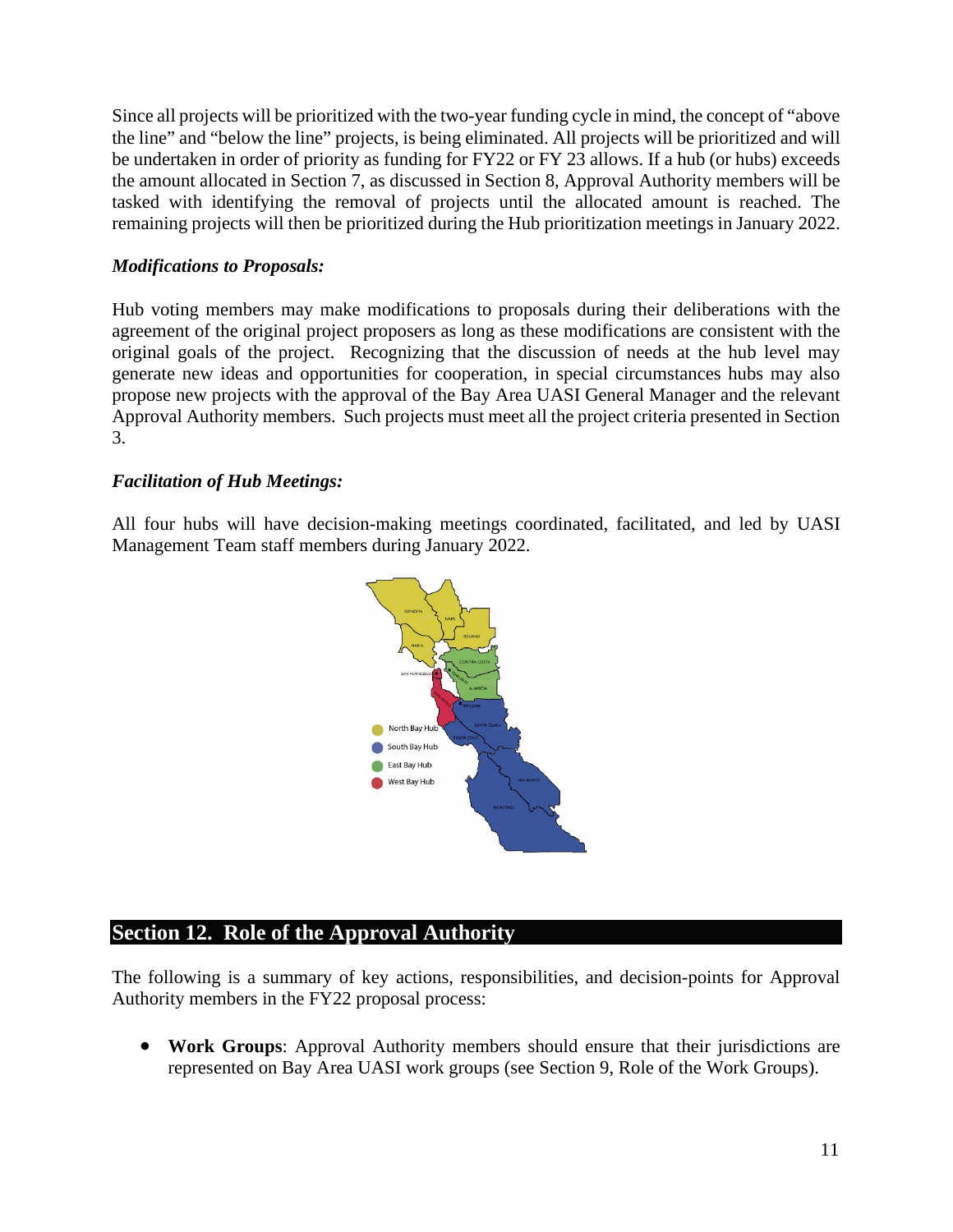Since all projects will be prioritized with the two-year funding cycle in mind, the concept of "above the line" and "below the line" projects, is being eliminated. All projects will be prioritized and will be undertaken in order of priority as funding for FY22 or FY 23 allows. If a hub (or hubs) exceeds the amount allocated in Section 7, as discussed in Section 8, Approval Authority members will be tasked with identifying the removal of projects until the allocated amount is reached. The remaining projects will then be prioritized during the Hub prioritization meetings in January 2022.

***Modifications to Proposals:***

Hub voting members may make modifications to proposals during their deliberations with the agreement of the original project proposers as long as these modifications are consistent with the original goals of the project. Recognizing that the discussion of needs at the hub level may generate new ideas and opportunities for cooperation, in special circumstances hubs may also propose new projects with the approval of the Bay Area UASI General Manager and the relevant Approval Authority members. Such projects must meet all the project criteria presented in Section 3.

***Facilitation of Hub Meetings:***

All four hubs will have decision-making meetings coordinated, facilitated, and led by UASI Management Team staff members during January 2022.

## Section 12. Role of the Approval Authority

The following is a summary of key actions, responsibilities, and decision-points for Approval Authority members in the FY22 proposal process:

- **Work Groups**: Approval Authority members should ensure that their jurisdictions are represented on Bay Area UASI work groups (see Section 9, Role of the Work Groups).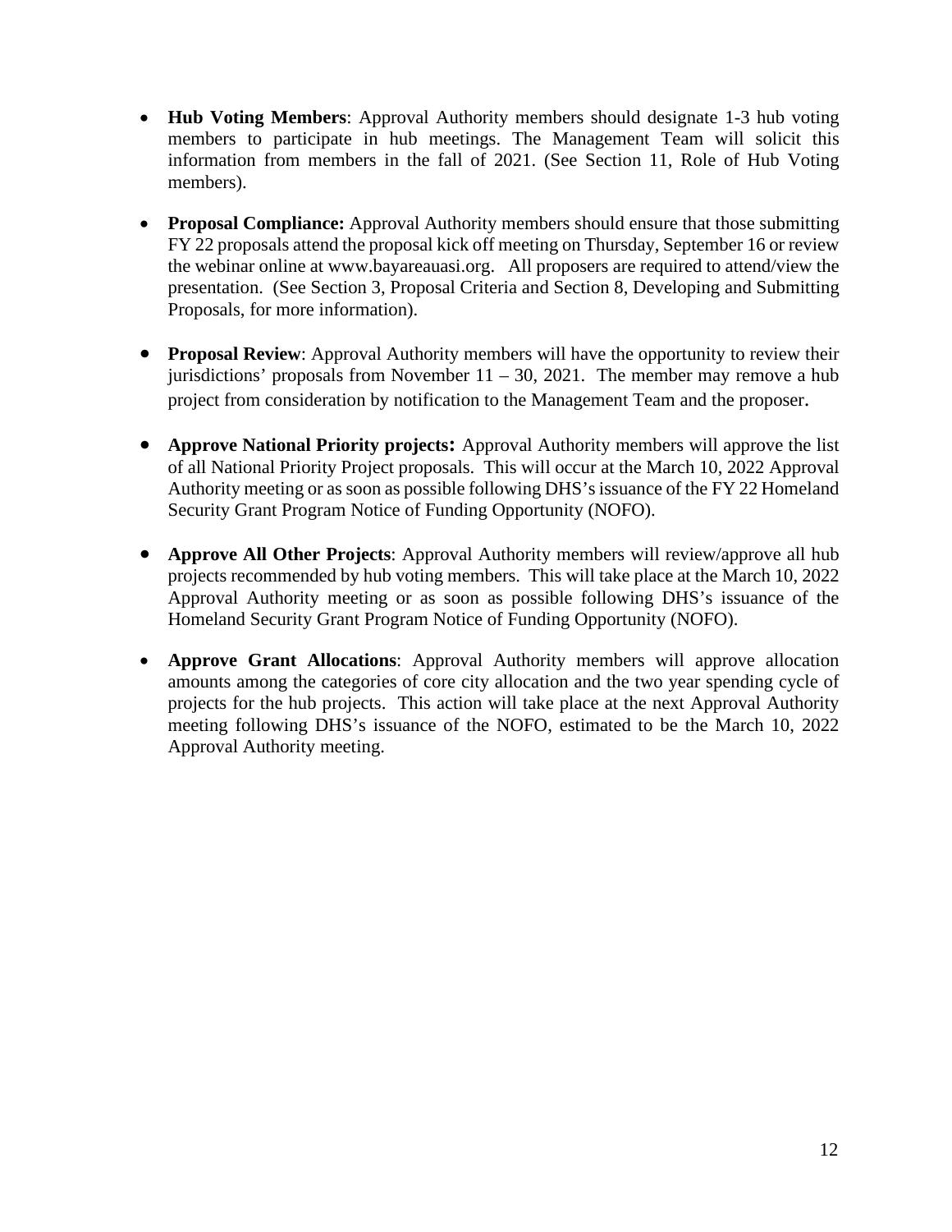- **Hub Voting Members**: Approval Authority members should designate 1-3 hub voting members to participate in hub meetings. The Management Team will solicit this information from members in the fall of 2021. (See Section 11, Role of Hub Voting members).

- **Proposal Compliance:** Approval Authority members should ensure that those submitting FY 22 proposals attend the proposal kick off meeting on Thursday, September 16 or review the webinar online at www.bayareauasi.org. All proposers are required to attend/view the presentation. (See Section 3, Proposal Criteria and Section 8, Developing and Submitting Proposals, for more information).

- **Proposal Review**: Approval Authority members will have the opportunity to review their jurisdictions' proposals from November 11 – 30, 2021. The member may remove a hub project from consideration by notification to the Management Team and the proposer.

- **Approve National Priority projects:** Approval Authority members will approve the list of all National Priority Project proposals. This will occur at the March 10, 2022 Approval Authority meeting or as soon as possible following DHS's issuance of the FY 22 Homeland Security Grant Program Notice of Funding Opportunity (NOFO).

- **Approve All Other Projects**: Approval Authority members will review/approve all hub projects recommended by hub voting members. This will take place at the March 10, 2022 Approval Authority meeting or as soon as possible following DHS's issuance of the Homeland Security Grant Program Notice of Funding Opportunity (NOFO).

- **Approve Grant Allocations**: Approval Authority members will approve allocation amounts among the categories of core city allocation and the two year spending cycle of projects for the hub projects. This action will take place at the next Approval Authority meeting following DHS's issuance of the NOFO, estimated to be the March 10, 2022 Approval Authority meeting.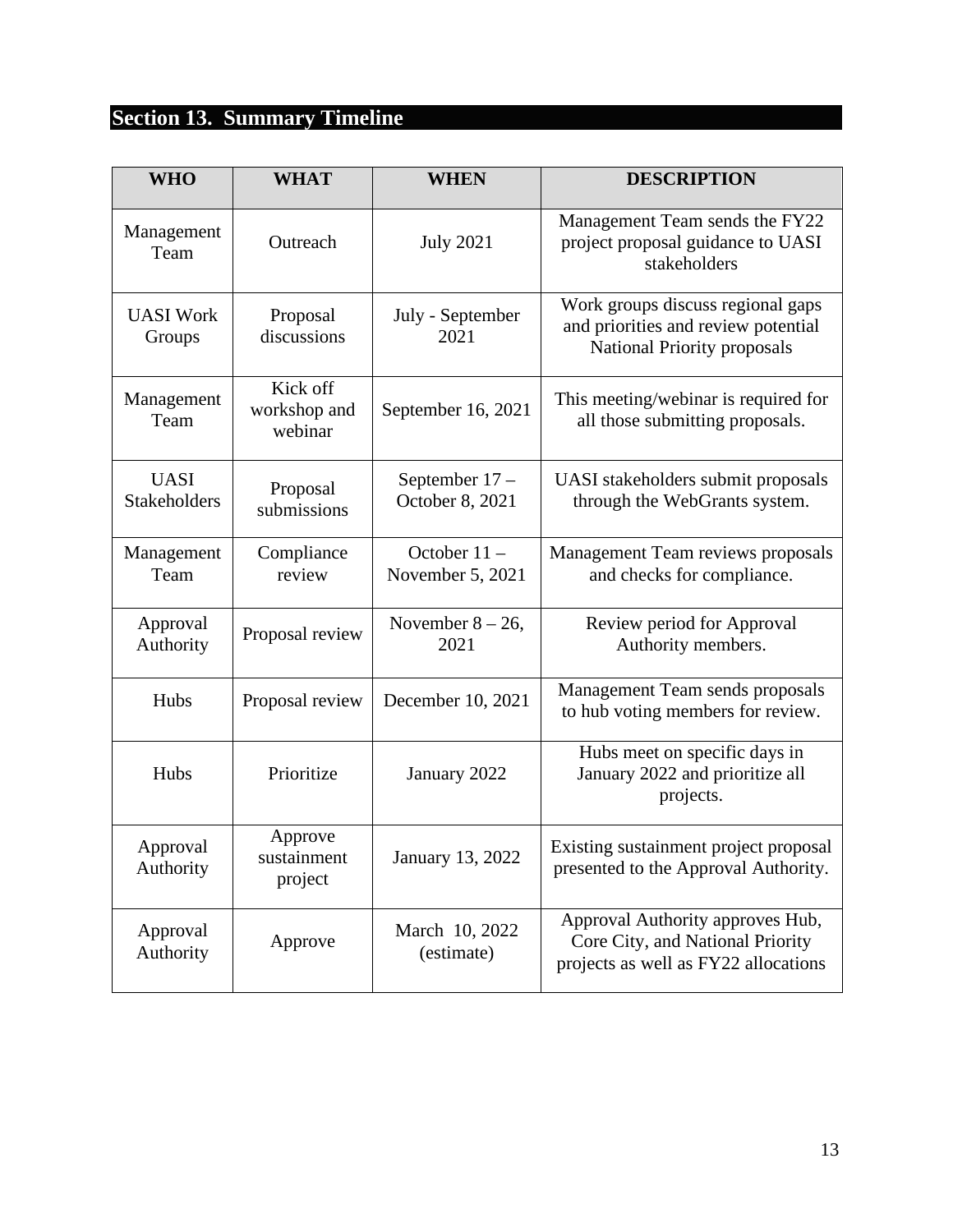## Section 13. Summary Timeline

| WHO | WHAT | WHEN | DESCRIPTION |
| --- | --- | --- | --- |
| Management Team | Outreach | July 2021 | Management Team sends the FY22 project proposal guidance to UASI stakeholders |
| UASI Work Groups | Proposal discussions | July - September 2021 | Work groups discuss regional gaps and priorities and review potential National Priority proposals |
| Management Team | Kick off workshop and webinar | September 16, 2021 | This meeting/webinar is required for all those submitting proposals. |
| UASI Stakeholders | Proposal submissions | September 17 – October 8, 2021 | UASI stakeholders submit proposals through the WebGrants system. |
| Management Team | Compliance review | October 11 – November 5, 2021 | Management Team reviews proposals and checks for compliance. |
| Approval Authority | Proposal review | November 8 – 26, 2021 | Review period for Approval Authority members. |
| Hubs | Proposal review | December 10, 2021 | Management Team sends proposals to hub voting members for review. |
| Hubs | Prioritize | January 2022 | Hubs meet on specific days in January 2022 and prioritize all projects. |
| Approval Authority | Approve sustainment project | January 13, 2022 | Existing sustainment project proposal presented to the Approval Authority. |
| Approval Authority | Approve | March 10, 2022 (estimate) | Approval Authority approves Hub, Core City, and National Priority projects as well as FY22 allocations |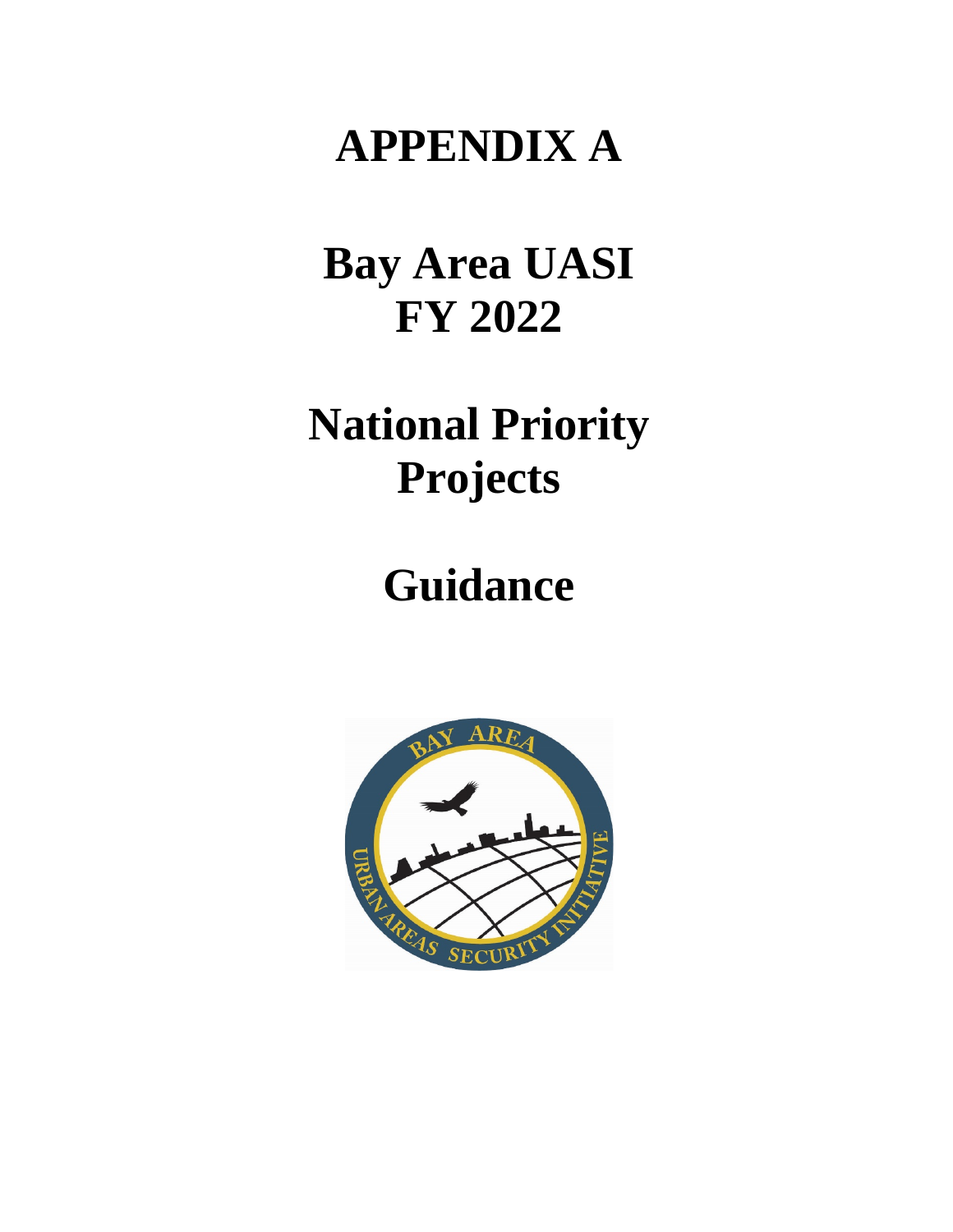# APPENDIX A

# Bay Area UASI FY 2022

# National Priority Projects

# Guidance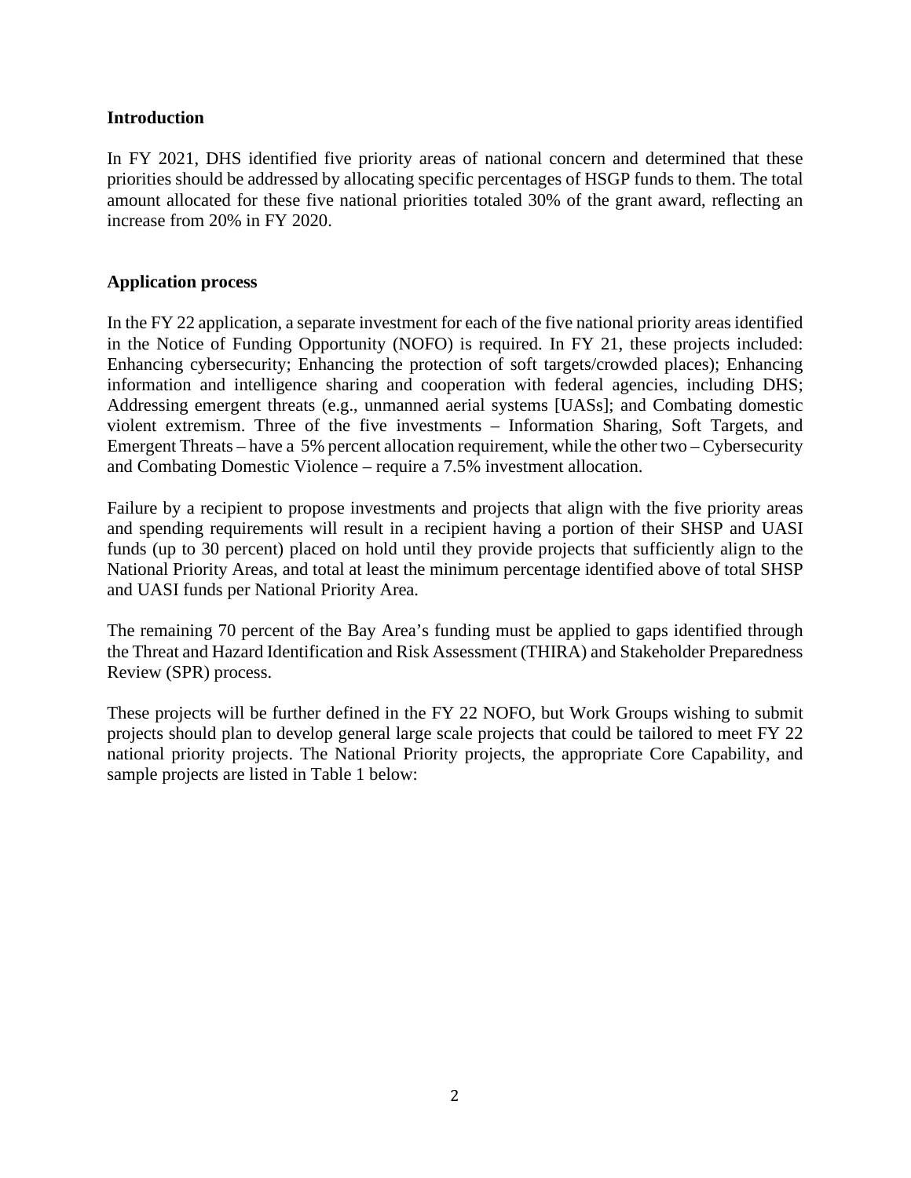**Introduction**

In FY 2021, DHS identified five priority areas of national concern and determined that these priorities should be addressed by allocating specific percentages of HSGP funds to them. The total amount allocated for these five national priorities totaled 30% of the grant award, reflecting an increase from 20% in FY 2020.

**Application process**

In the FY 22 application, a separate investment for each of the five national priority areas identified in the Notice of Funding Opportunity (NOFO) is required. In FY 21, these projects included: Enhancing cybersecurity; Enhancing the protection of soft targets/crowded places); Enhancing information and intelligence sharing and cooperation with federal agencies, including DHS; Addressing emergent threats (e.g., unmanned aerial systems [UASs]; and Combating domestic violent extremism. Three of the five investments – Information Sharing, Soft Targets, and Emergent Threats – have a 5% percent allocation requirement, while the other two – Cybersecurity and Combating Domestic Violence – require a 7.5% investment allocation.

Failure by a recipient to propose investments and projects that align with the five priority areas and spending requirements will result in a recipient having a portion of their SHSP and UASI funds (up to 30 percent) placed on hold until they provide projects that sufficiently align to the National Priority Areas, and total at least the minimum percentage identified above of total SHSP and UASI funds per National Priority Area.

The remaining 70 percent of the Bay Area's funding must be applied to gaps identified through the Threat and Hazard Identification and Risk Assessment (THIRA) and Stakeholder Preparedness Review (SPR) process.

These projects will be further defined in the FY 22 NOFO, but Work Groups wishing to submit projects should plan to develop general large scale projects that could be tailored to meet FY 22 national priority projects. The National Priority projects, the appropriate Core Capability, and sample projects are listed in Table 1 below: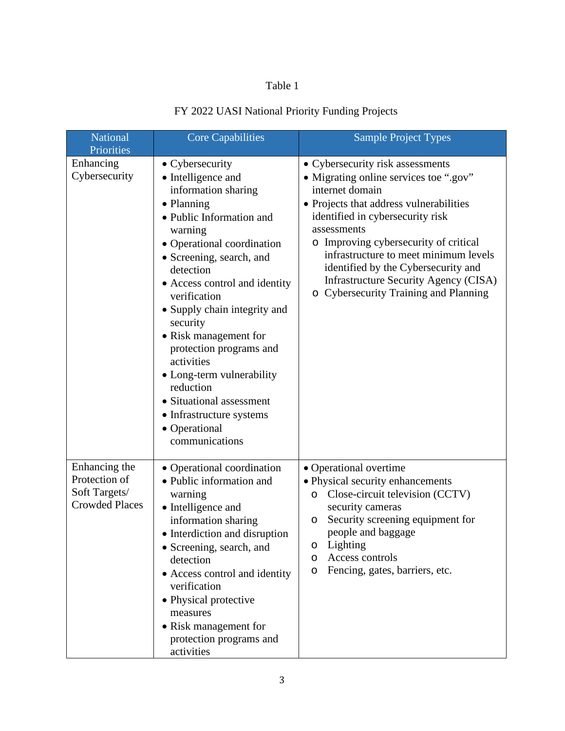Table 1

FY 2022 UASI National Priority Funding Projects

| National Priorities | Core Capabilities | Sample Project Types |
|---|---|---|
| Enhancing Cybersecurity | • Cybersecurity<br>• Intelligence and information sharing<br>• Planning<br>• Public Information and warning<br>• Operational coordination<br>• Screening, search, and detection<br>• Access control and identity verification<br>• Supply chain integrity and security<br>• Risk management for protection programs and activities<br>• Long-term vulnerability reduction<br>• Situational assessment<br>• Infrastructure systems<br>• Operational communications | • Cybersecurity risk assessments<br>• Migrating online services toe ".gov" internet domain<br>• Projects that address vulnerabilities identified in cybersecurity risk assessments<br>  o Improving cybersecurity of critical infrastructure to meet minimum levels identified by the Cybersecurity and Infrastructure Security Agency (CISA)<br>  o Cybersecurity Training and Planning |
| Enhancing the Protection of Soft Targets/ Crowded Places | • Operational coordination<br>• Public information and warning<br>• Intelligence and information sharing<br>• Interdiction and disruption<br>• Screening, search, and detection<br>• Access control and identity verification<br>• Physical protective measures<br>• Risk management for protection programs and activities | • Operational overtime<br>• Physical security enhancements<br>  o Close-circuit television (CCTV) security cameras<br>  o Security screening equipment for people and baggage<br>  o Lighting<br>  o Access controls<br>  o Fencing, gates, barriers, etc. |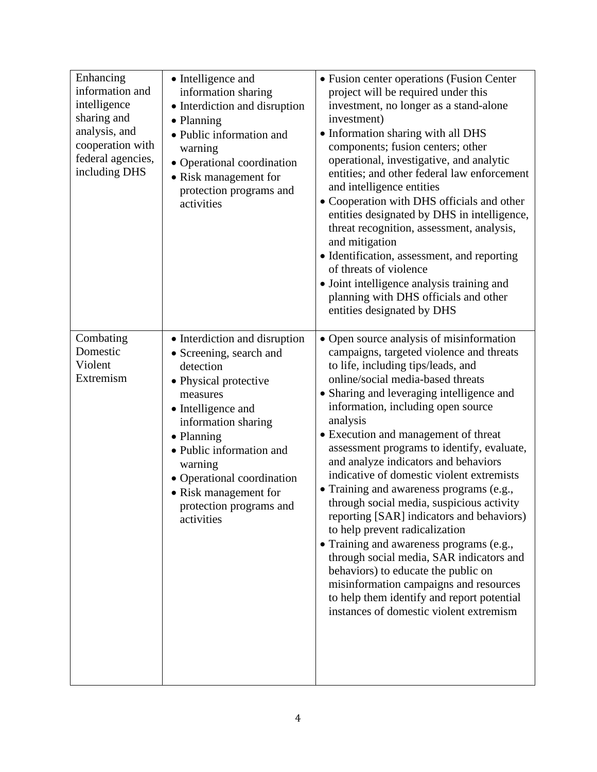| | | |
|---|---|---|
| Enhancing information and intelligence sharing and analysis, and cooperation with federal agencies, including DHS | • Intelligence and information sharing<br>• Interdiction and disruption<br>• Planning<br>• Public information and warning<br>• Operational coordination<br>• Risk management for protection programs and activities | • Fusion center operations (Fusion Center project will be required under this investment, no longer as a stand-alone investment)<br>• Information sharing with all DHS components; fusion centers; other operational, investigative, and analytic entities; and other federal law enforcement and intelligence entities<br>• Cooperation with DHS officials and other entities designated by DHS in intelligence, threat recognition, assessment, analysis, and mitigation<br>• Identification, assessment, and reporting of threats of violence<br>• Joint intelligence analysis training and planning with DHS officials and other entities designated by DHS |
| Combating Domestic Violent Extremism | • Interdiction and disruption<br>• Screening, search and detection<br>• Physical protective measures<br>• Intelligence and information sharing<br>• Planning<br>• Public information and warning<br>• Operational coordination<br>• Risk management for protection programs and activities | • Open source analysis of misinformation campaigns, targeted violence and threats to life, including tips/leads, and online/social media-based threats<br>• Sharing and leveraging intelligence and information, including open source analysis<br>• Execution and management of threat assessment programs to identify, evaluate, and analyze indicators and behaviors indicative of domestic violent extremists<br>• Training and awareness programs (e.g., through social media, suspicious activity reporting [SAR] indicators and behaviors) to help prevent radicalization<br>• Training and awareness programs (e.g., through social media, SAR indicators and behaviors) to educate the public on misinformation campaigns and resources to help them identify and report potential instances of domestic violent extremism |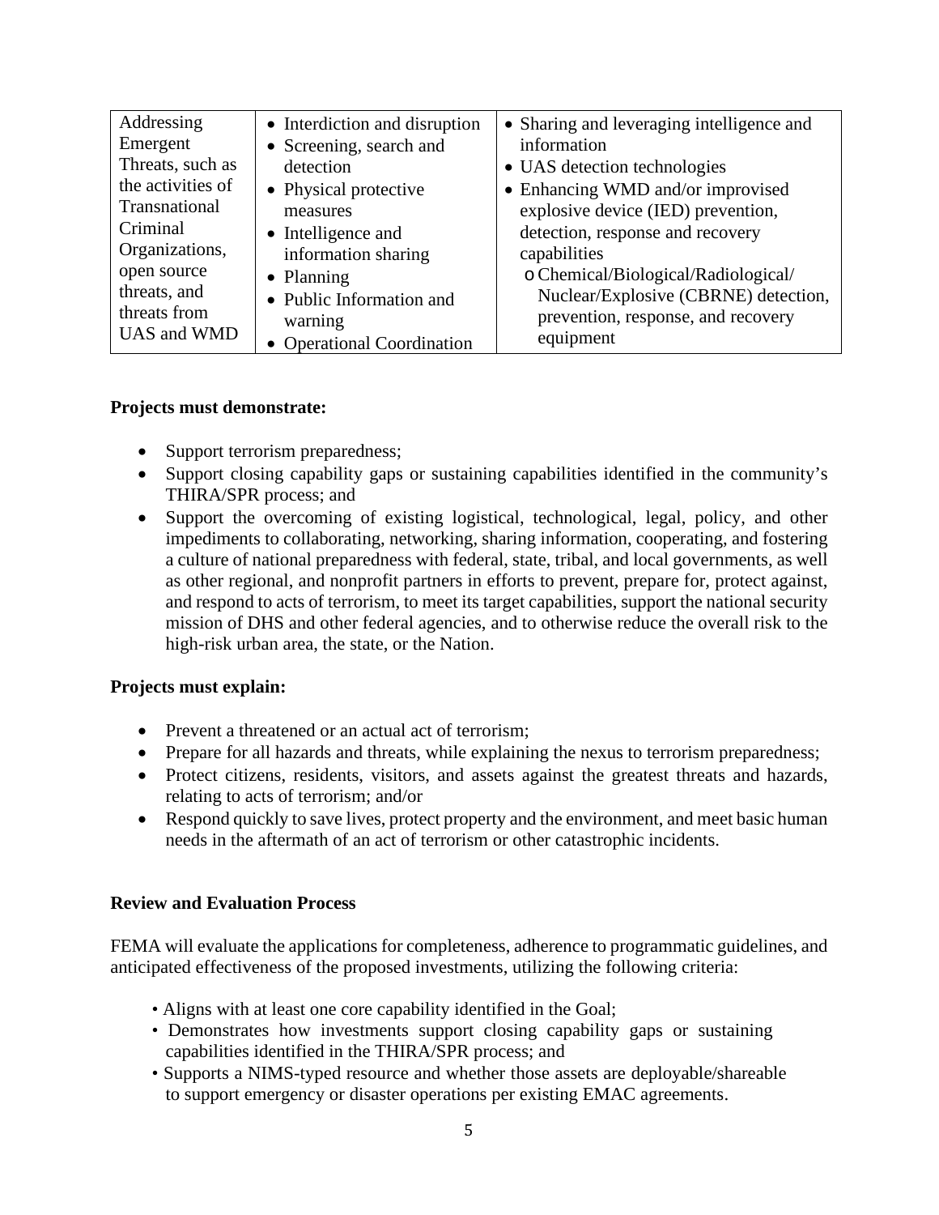| Addressing Emergent Threats, such as the activities of Transnational Criminal Organizations, open source threats, and threats from UAS and WMD | • Interdiction and disruption<br>• Screening, search and detection<br>• Physical protective measures<br>• Intelligence and information sharing<br>• Planning<br>• Public Information and warning<br>• Operational Coordination | • Sharing and leveraging intelligence and information<br>• UAS detection technologies<br>• Enhancing WMD and/or improvised explosive device (IED) prevention, detection, response and recovery capabilities<br>  o Chemical/Biological/Radiological/Nuclear/Explosive (CBRNE) detection, prevention, response, and recovery equipment |
|---|---|---|

**Projects must demonstrate:**

- Support terrorism preparedness;
- Support closing capability gaps or sustaining capabilities identified in the community's THIRA/SPR process; and
- Support the overcoming of existing logistical, technological, legal, policy, and other impediments to collaborating, networking, sharing information, cooperating, and fostering a culture of national preparedness with federal, state, tribal, and local governments, as well as other regional, and nonprofit partners in efforts to prevent, prepare for, protect against, and respond to acts of terrorism, to meet its target capabilities, support the national security mission of DHS and other federal agencies, and to otherwise reduce the overall risk to the high-risk urban area, the state, or the Nation.

**Projects must explain:**

- Prevent a threatened or an actual act of terrorism;
- Prepare for all hazards and threats, while explaining the nexus to terrorism preparedness;
- Protect citizens, residents, visitors, and assets against the greatest threats and hazards, relating to acts of terrorism; and/or
- Respond quickly to save lives, protect property and the environment, and meet basic human needs in the aftermath of an act of terrorism or other catastrophic incidents.

**Review and Evaluation Process**

FEMA will evaluate the applications for completeness, adherence to programmatic guidelines, and anticipated effectiveness of the proposed investments, utilizing the following criteria:

- Aligns with at least one core capability identified in the Goal;
- Demonstrates how investments support closing capability gaps or sustaining capabilities identified in the THIRA/SPR process; and
- Supports a NIMS-typed resource and whether those assets are deployable/shareable to support emergency or disaster operations per existing EMAC agreements.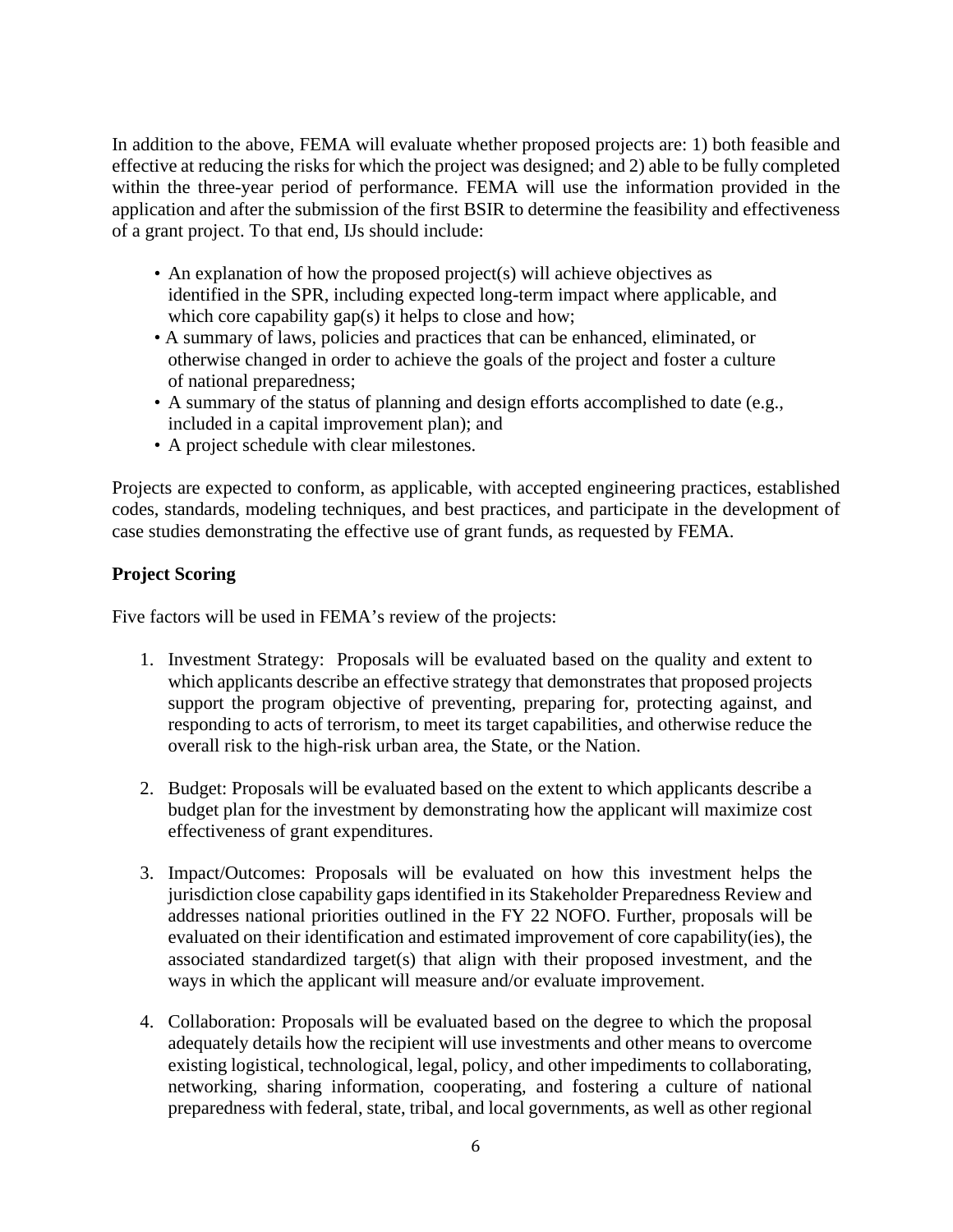In addition to the above, FEMA will evaluate whether proposed projects are: 1) both feasible and effective at reducing the risks for which the project was designed; and 2) able to be fully completed within the three-year period of performance. FEMA will use the information provided in the application and after the submission of the first BSIR to determine the feasibility and effectiveness of a grant project. To that end, IJs should include:

- An explanation of how the proposed project(s) will achieve objectives as identified in the SPR, including expected long-term impact where applicable, and which core capability gap(s) it helps to close and how;
- A summary of laws, policies and practices that can be enhanced, eliminated, or otherwise changed in order to achieve the goals of the project and foster a culture of national preparedness;
- A summary of the status of planning and design efforts accomplished to date (e.g., included in a capital improvement plan); and
- A project schedule with clear milestones.

Projects are expected to conform, as applicable, with accepted engineering practices, established codes, standards, modeling techniques, and best practices, and participate in the development of case studies demonstrating the effective use of grant funds, as requested by FEMA.

**Project Scoring**

Five factors will be used in FEMA's review of the projects:

1. Investment Strategy: Proposals will be evaluated based on the quality and extent to which applicants describe an effective strategy that demonstrates that proposed projects support the program objective of preventing, preparing for, protecting against, and responding to acts of terrorism, to meet its target capabilities, and otherwise reduce the overall risk to the high-risk urban area, the State, or the Nation.

2. Budget: Proposals will be evaluated based on the extent to which applicants describe a budget plan for the investment by demonstrating how the applicant will maximize cost effectiveness of grant expenditures.

3. Impact/Outcomes: Proposals will be evaluated on how this investment helps the jurisdiction close capability gaps identified in its Stakeholder Preparedness Review and addresses national priorities outlined in the FY 22 NOFO. Further, proposals will be evaluated on their identification and estimated improvement of core capability(ies), the associated standardized target(s) that align with their proposed investment, and the ways in which the applicant will measure and/or evaluate improvement.

4. Collaboration: Proposals will be evaluated based on the degree to which the proposal adequately details how the recipient will use investments and other means to overcome existing logistical, technological, legal, policy, and other impediments to collaborating, networking, sharing information, cooperating, and fostering a culture of national preparedness with federal, state, tribal, and local governments, as well as other regional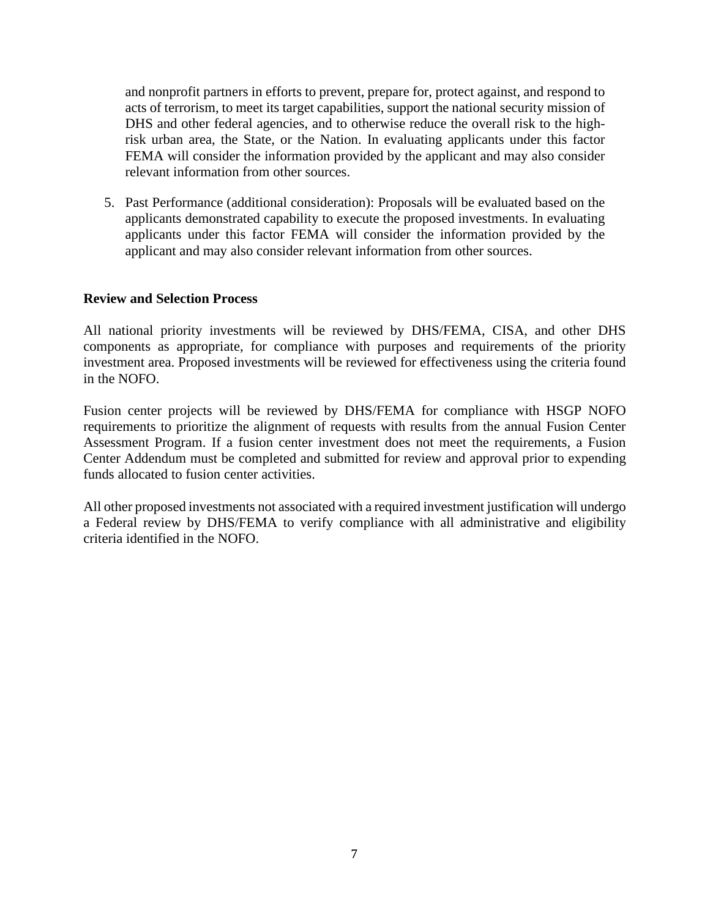and nonprofit partners in efforts to prevent, prepare for, protect against, and respond to acts of terrorism, to meet its target capabilities, support the national security mission of DHS and other federal agencies, and to otherwise reduce the overall risk to the high-risk urban area, the State, or the Nation. In evaluating applicants under this factor FEMA will consider the information provided by the applicant and may also consider relevant information from other sources.

5. Past Performance (additional consideration): Proposals will be evaluated based on the applicants demonstrated capability to execute the proposed investments. In evaluating applicants under this factor FEMA will consider the information provided by the applicant and may also consider relevant information from other sources.

**Review and Selection Process**

All national priority investments will be reviewed by DHS/FEMA, CISA, and other DHS components as appropriate, for compliance with purposes and requirements of the priority investment area. Proposed investments will be reviewed for effectiveness using the criteria found in the NOFO.

Fusion center projects will be reviewed by DHS/FEMA for compliance with HSGP NOFO requirements to prioritize the alignment of requests with results from the annual Fusion Center Assessment Program. If a fusion center investment does not meet the requirements, a Fusion Center Addendum must be completed and submitted for review and approval prior to expending funds allocated to fusion center activities.

All other proposed investments not associated with a required investment justification will undergo a Federal review by DHS/FEMA to verify compliance with all administrative and eligibility criteria identified in the NOFO.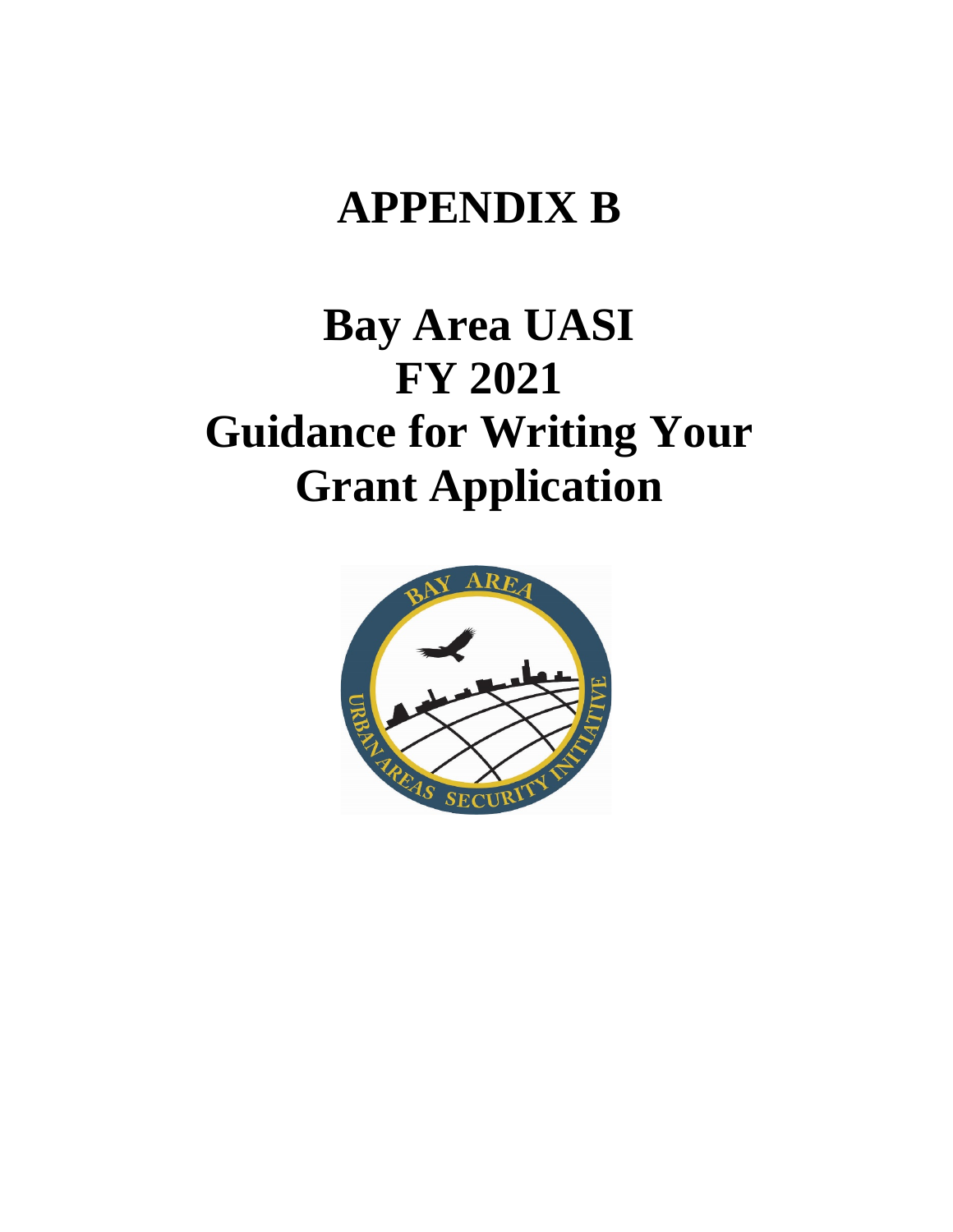# APPENDIX B

# Bay Area UASI FY 2021 Guidance for Writing Your Grant Application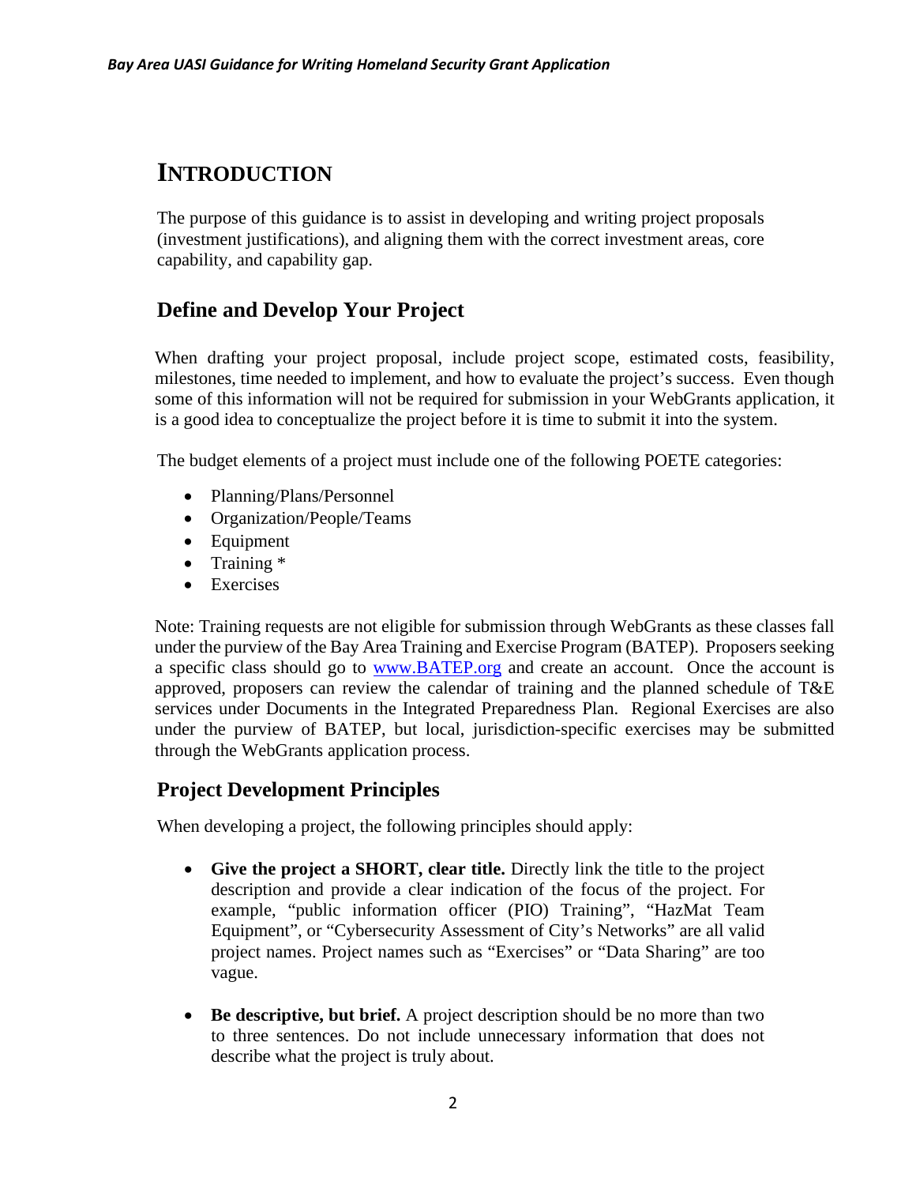# INTRODUCTION

The purpose of this guidance is to assist in developing and writing project proposals (investment justifications), and aligning them with the correct investment areas, core capability, and capability gap.

## Define and Develop Your Project

When drafting your project proposal, include project scope, estimated costs, feasibility, milestones, time needed to implement, and how to evaluate the project's success. Even though some of this information will not be required for submission in your WebGrants application, it is a good idea to conceptualize the project before it is time to submit it into the system.

The budget elements of a project must include one of the following POETE categories:

- Planning/Plans/Personnel
- Organization/People/Teams
- Equipment
- Training *
- Exercises

Note: Training requests are not eligible for submission through WebGrants as these classes fall under the purview of the Bay Area Training and Exercise Program (BATEP). Proposers seeking a specific class should go to [www.BATEP.org](http://www.BATEP.org) and create an account. Once the account is approved, proposers can review the calendar of training and the planned schedule of T&E services under Documents in the Integrated Preparedness Plan. Regional Exercises are also under the purview of BATEP, but local, jurisdiction-specific exercises may be submitted through the WebGrants application process.

## Project Development Principles

When developing a project, the following principles should apply:

- **Give the project a SHORT, clear title.** Directly link the title to the project description and provide a clear indication of the focus of the project. For example, "public information officer (PIO) Training", "HazMat Team Equipment", or "Cybersecurity Assessment of City's Networks" are all valid project names. Project names such as "Exercises" or "Data Sharing" are too vague.

- **Be descriptive, but brief.** A project description should be no more than two to three sentences. Do not include unnecessary information that does not describe what the project is truly about.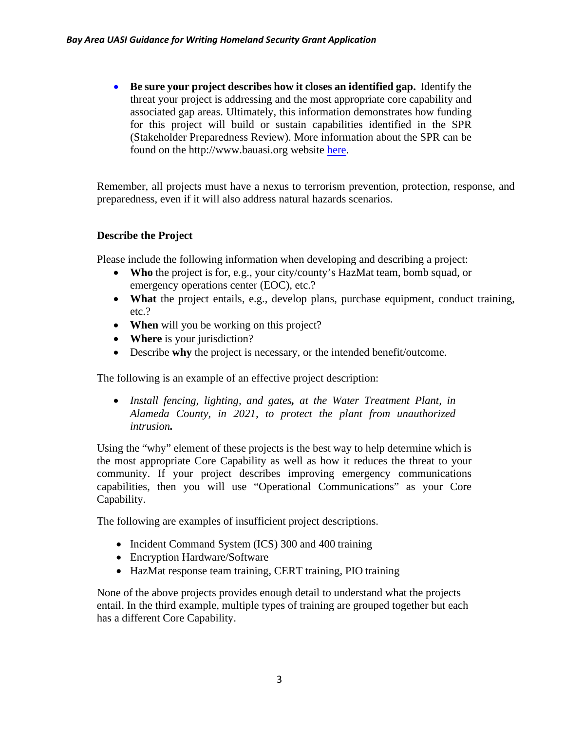- **Be sure your project describes how it closes an identified gap.** Identify the threat your project is addressing and the most appropriate core capability and associated gap areas. Ultimately, this information demonstrates how funding for this project will build or sustain capabilities identified in the SPR (Stakeholder Preparedness Review). More information about the SPR can be found on the http://www.bauasi.org website here.

Remember, all projects must have a nexus to terrorism prevention, protection, response, and preparedness, even if it will also address natural hazards scenarios.

### Describe the Project

Please include the following information when developing and describing a project:

- **Who** the project is for, e.g., your city/county's HazMat team, bomb squad, or emergency operations center (EOC), etc.?
- **What** the project entails, e.g., develop plans, purchase equipment, conduct training, etc.?
- **When** will you be working on this project?
- **Where** is your jurisdiction?
- Describe **why** the project is necessary, or the intended benefit/outcome.

The following is an example of an effective project description:

- *Install fencing, lighting, and gates**,** at the Water Treatment Plant, in Alameda County, in 2021, to protect the plant from unauthorized intrusion**.***

Using the "why" element of these projects is the best way to help determine which is the most appropriate Core Capability as well as how it reduces the threat to your community. If your project describes improving emergency communications capabilities, then you will use "Operational Communications" as your Core Capability.

The following are examples of insufficient project descriptions.

- Incident Command System (ICS) 300 and 400 training
- Encryption Hardware/Software
- HazMat response team training, CERT training, PIO training

None of the above projects provides enough detail to understand what the projects entail. In the third example, multiple types of training are grouped together but each has a different Core Capability.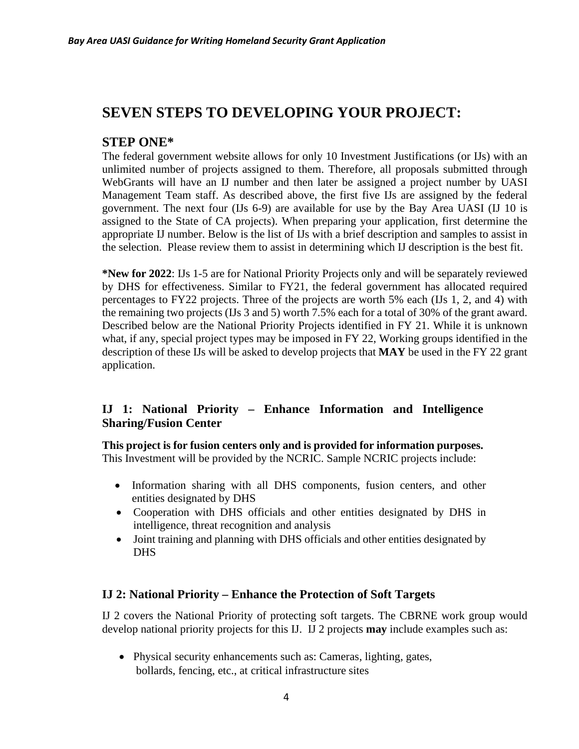# SEVEN STEPS TO DEVELOPING YOUR PROJECT:

## STEP ONE*

The federal government website allows for only 10 Investment Justifications (or IJs) with an unlimited number of projects assigned to them. Therefore, all proposals submitted through WebGrants will have an IJ number and then later be assigned a project number by UASI Management Team staff. As described above, the first five IJs are assigned by the federal government. The next four (IJs 6-9) are available for use by the Bay Area UASI (IJ 10 is assigned to the State of CA projects). When preparing your application, first determine the appropriate IJ number. Below is the list of IJs with a brief description and samples to assist in the selection. Please review them to assist in determining which IJ description is the best fit.

**\*New for 2022**: IJs 1-5 are for National Priority Projects only and will be separately reviewed by DHS for effectiveness. Similar to FY21, the federal government has allocated required percentages to FY22 projects. Three of the projects are worth 5% each (IJs 1, 2, and 4) with the remaining two projects (IJs 3 and 5) worth 7.5% each for a total of 30% of the grant award. Described below are the National Priority Projects identified in FY 21. While it is unknown what, if any, special project types may be imposed in FY 22, Working groups identified in the description of these IJs will be asked to develop projects that **MAY** be used in the FY 22 grant application.

### IJ 1: National Priority – Enhance Information and Intelligence Sharing/Fusion Center

**This project is for fusion centers only and is provided for information purposes.**
This Investment will be provided by the NCRIC. Sample NCRIC projects include:

- Information sharing with all DHS components, fusion centers, and other entities designated by DHS
- Cooperation with DHS officials and other entities designated by DHS in intelligence, threat recognition and analysis
- Joint training and planning with DHS officials and other entities designated by DHS

### IJ 2: National Priority – Enhance the Protection of Soft Targets

IJ 2 covers the National Priority of protecting soft targets. The CBRNE work group would develop national priority projects for this IJ. IJ 2 projects **may** include examples such as:

- Physical security enhancements such as: Cameras, lighting, gates, bollards, fencing, etc., at critical infrastructure sites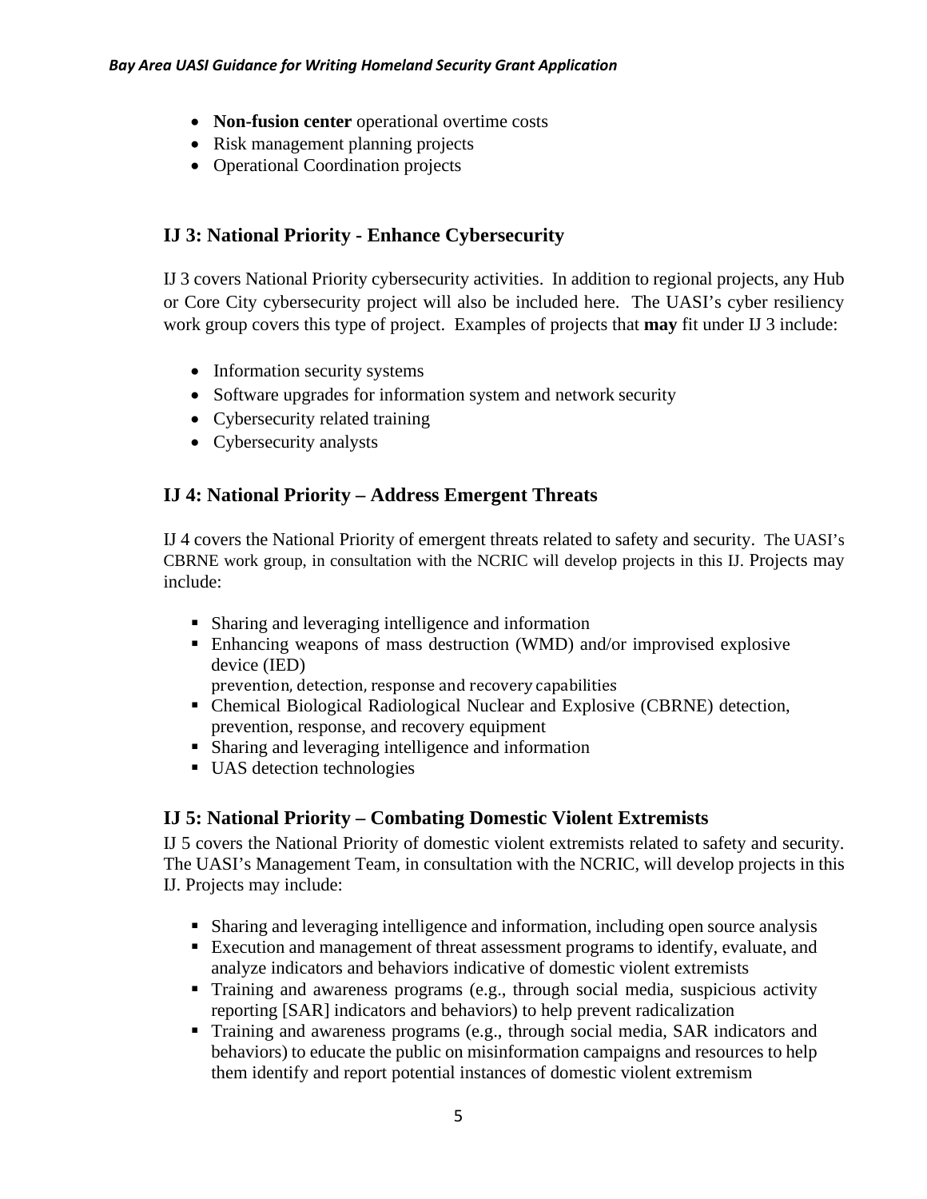- **Non-fusion center** operational overtime costs
- Risk management planning projects
- Operational Coordination projects

## IJ 3: National Priority - Enhance Cybersecurity

IJ 3 covers National Priority cybersecurity activities. In addition to regional projects, any Hub or Core City cybersecurity project will also be included here. The UASI's cyber resiliency work group covers this type of project. Examples of projects that **may** fit under IJ 3 include:

- Information security systems
- Software upgrades for information system and network security
- Cybersecurity related training
- Cybersecurity analysts

## IJ 4: National Priority – Address Emergent Threats

IJ 4 covers the National Priority of emergent threats related to safety and security. The UASI's CBRNE work group, in consultation with the NCRIC will develop projects in this IJ. Projects may include:

- Sharing and leveraging intelligence and information
- Enhancing weapons of mass destruction (WMD) and/or improvised explosive device (IED) prevention, detection, response and recovery capabilities
- Chemical Biological Radiological Nuclear and Explosive (CBRNE) detection, prevention, response, and recovery equipment
- Sharing and leveraging intelligence and information
- UAS detection technologies

## IJ 5: National Priority – Combating Domestic Violent Extremists

IJ 5 covers the National Priority of domestic violent extremists related to safety and security. The UASI's Management Team, in consultation with the NCRIC, will develop projects in this IJ. Projects may include:

- Sharing and leveraging intelligence and information, including open source analysis
- Execution and management of threat assessment programs to identify, evaluate, and analyze indicators and behaviors indicative of domestic violent extremists
- Training and awareness programs (e.g., through social media, suspicious activity reporting [SAR] indicators and behaviors) to help prevent radicalization
- Training and awareness programs (e.g., through social media, SAR indicators and behaviors) to educate the public on misinformation campaigns and resources to help them identify and report potential instances of domestic violent extremism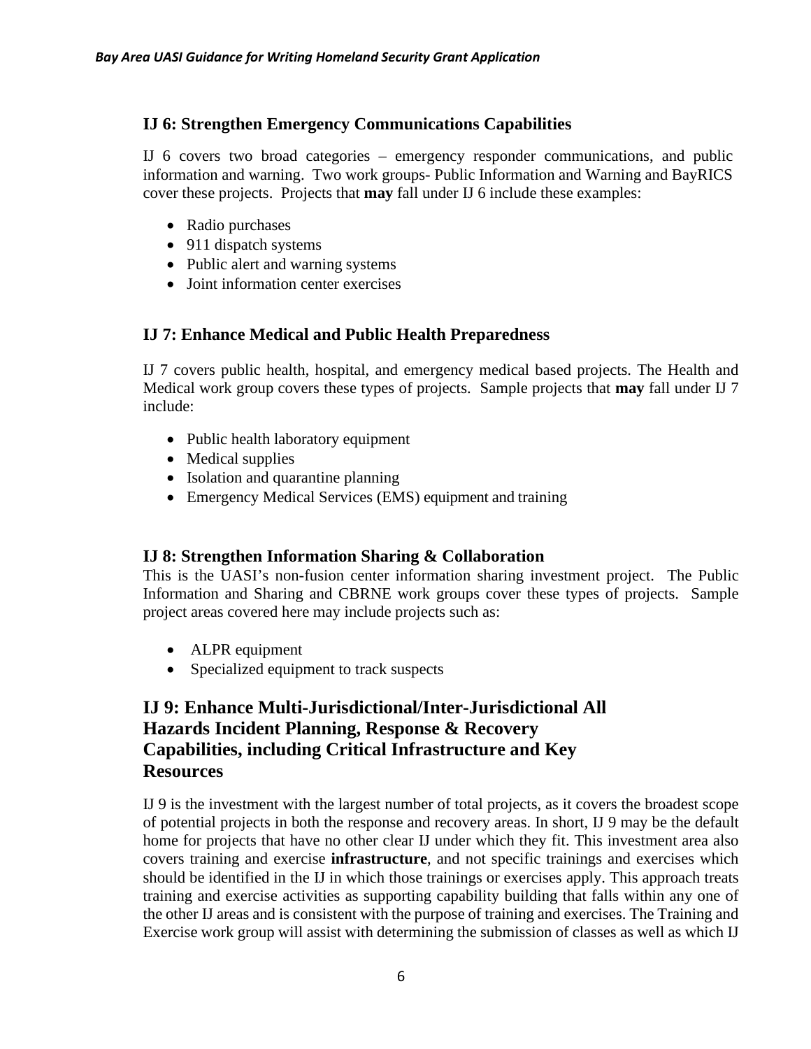## IJ 6: Strengthen Emergency Communications Capabilities

IJ 6 covers two broad categories – emergency responder communications, and public information and warning. Two work groups- Public Information and Warning and BayRICS cover these projects. Projects that **may** fall under IJ 6 include these examples:

- Radio purchases
- 911 dispatch systems
- Public alert and warning systems
- Joint information center exercises

## IJ 7: Enhance Medical and Public Health Preparedness

IJ 7 covers public health, hospital, and emergency medical based projects. The Health and Medical work group covers these types of projects. Sample projects that **may** fall under IJ 7 include:

- Public health laboratory equipment
- Medical supplies
- Isolation and quarantine planning
- Emergency Medical Services (EMS) equipment and training

## IJ 8: Strengthen Information Sharing & Collaboration

This is the UASI's non-fusion center information sharing investment project. The Public Information and Sharing and CBRNE work groups cover these types of projects. Sample project areas covered here may include projects such as:

- ALPR equipment
- Specialized equipment to track suspects

## IJ 9: Enhance Multi-Jurisdictional/Inter-Jurisdictional All Hazards Incident Planning, Response & Recovery Capabilities, including Critical Infrastructure and Key Resources

IJ 9 is the investment with the largest number of total projects, as it covers the broadest scope of potential projects in both the response and recovery areas. In short, IJ 9 may be the default home for projects that have no other clear IJ under which they fit. This investment area also covers training and exercise **infrastructure**, and not specific trainings and exercises which should be identified in the IJ in which those trainings or exercises apply. This approach treats training and exercise activities as supporting capability building that falls within any one of the other IJ areas and is consistent with the purpose of training and exercises. The Training and Exercise work group will assist with determining the submission of classes as well as which IJ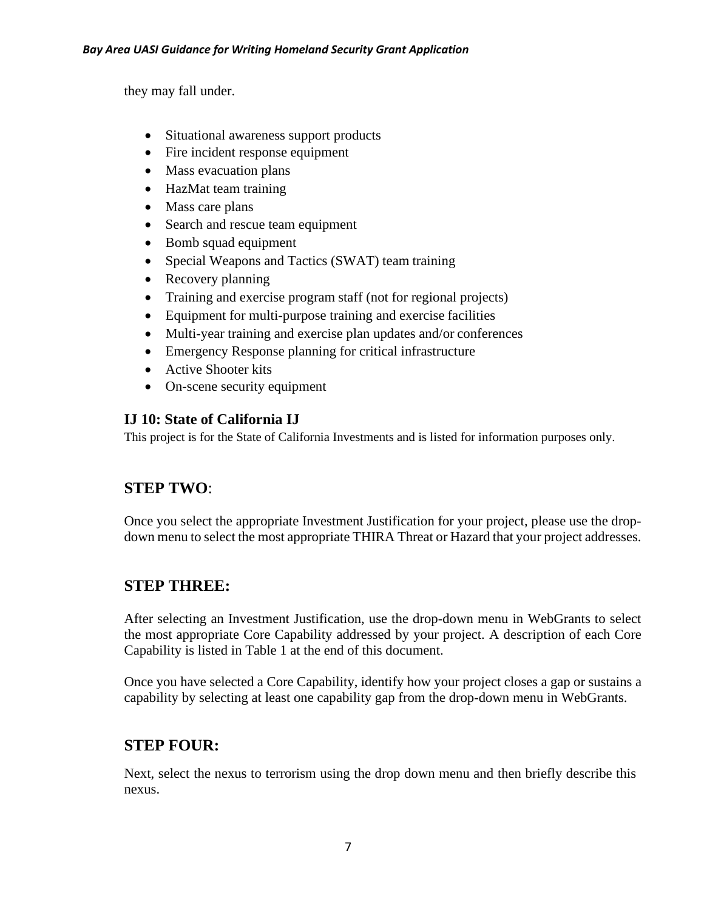they may fall under.

- Situational awareness support products
- Fire incident response equipment
- Mass evacuation plans
- HazMat team training
- Mass care plans
- Search and rescue team equipment
- Bomb squad equipment
- Special Weapons and Tactics (SWAT) team training
- Recovery planning
- Training and exercise program staff (not for regional projects)
- Equipment for multi-purpose training and exercise facilities
- Multi-year training and exercise plan updates and/or conferences
- Emergency Response planning for critical infrastructure
- Active Shooter kits
- On-scene security equipment

### IJ 10: State of California IJ

This project is for the State of California Investments and is listed for information purposes only.

## STEP TWO:

Once you select the appropriate Investment Justification for your project, please use the drop-down menu to select the most appropriate THIRA Threat or Hazard that your project addresses.

## STEP THREE:

After selecting an Investment Justification, use the drop-down menu in WebGrants to select the most appropriate Core Capability addressed by your project. A description of each Core Capability is listed in Table 1 at the end of this document.

Once you have selected a Core Capability, identify how your project closes a gap or sustains a capability by selecting at least one capability gap from the drop-down menu in WebGrants.

## STEP FOUR:

Next, select the nexus to terrorism using the drop down menu and then briefly describe this nexus.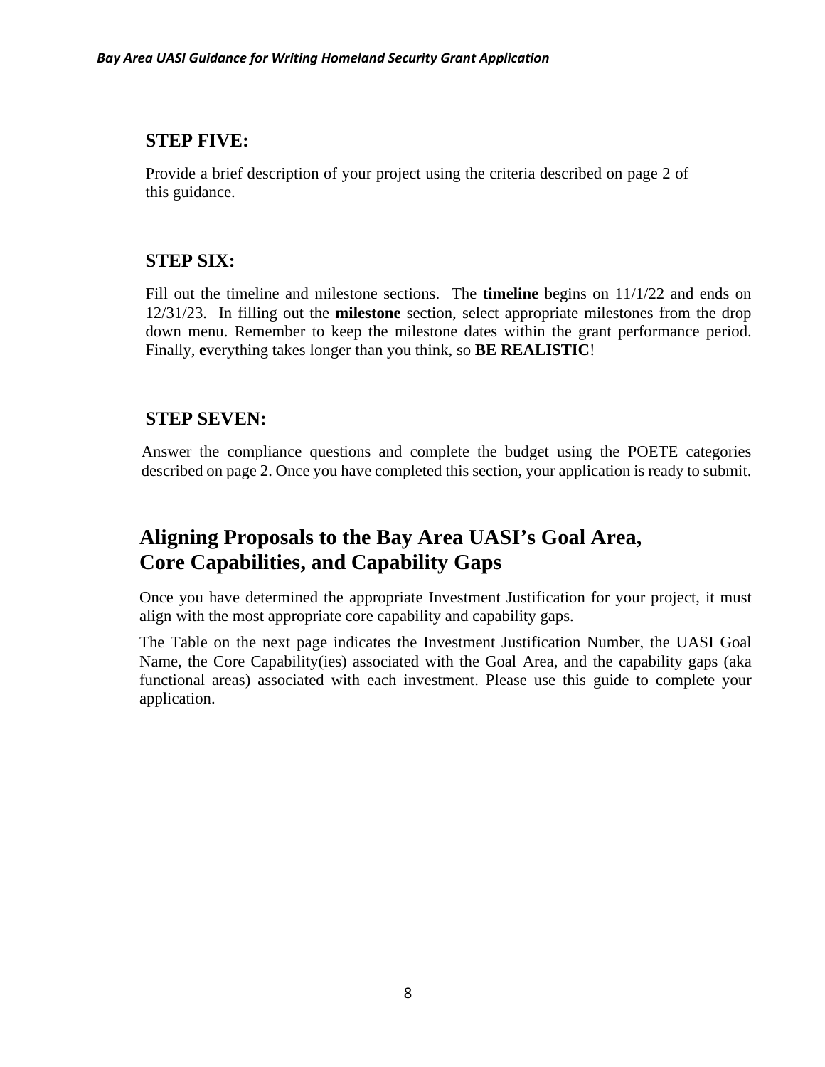### STEP FIVE:

Provide a brief description of your project using the criteria described on page 2 of this guidance.

### STEP SIX:

Fill out the timeline and milestone sections. The **timeline** begins on 11/1/22 and ends on 12/31/23. In filling out the **milestone** section, select appropriate milestones from the drop down menu. Remember to keep the milestone dates within the grant performance period. Finally, **e**verything takes longer than you think, so **BE REALISTIC**!

### STEP SEVEN:

Answer the compliance questions and complete the budget using the POETE categories described on page 2. Once you have completed this section, your application is ready to submit.

## Aligning Proposals to the Bay Area UASI's Goal Area, Core Capabilities, and Capability Gaps

Once you have determined the appropriate Investment Justification for your project, it must align with the most appropriate core capability and capability gaps.

The Table on the next page indicates the Investment Justification Number, the UASI Goal Name, the Core Capability(ies) associated with the Goal Area, and the capability gaps (aka functional areas) associated with each investment. Please use this guide to complete your application.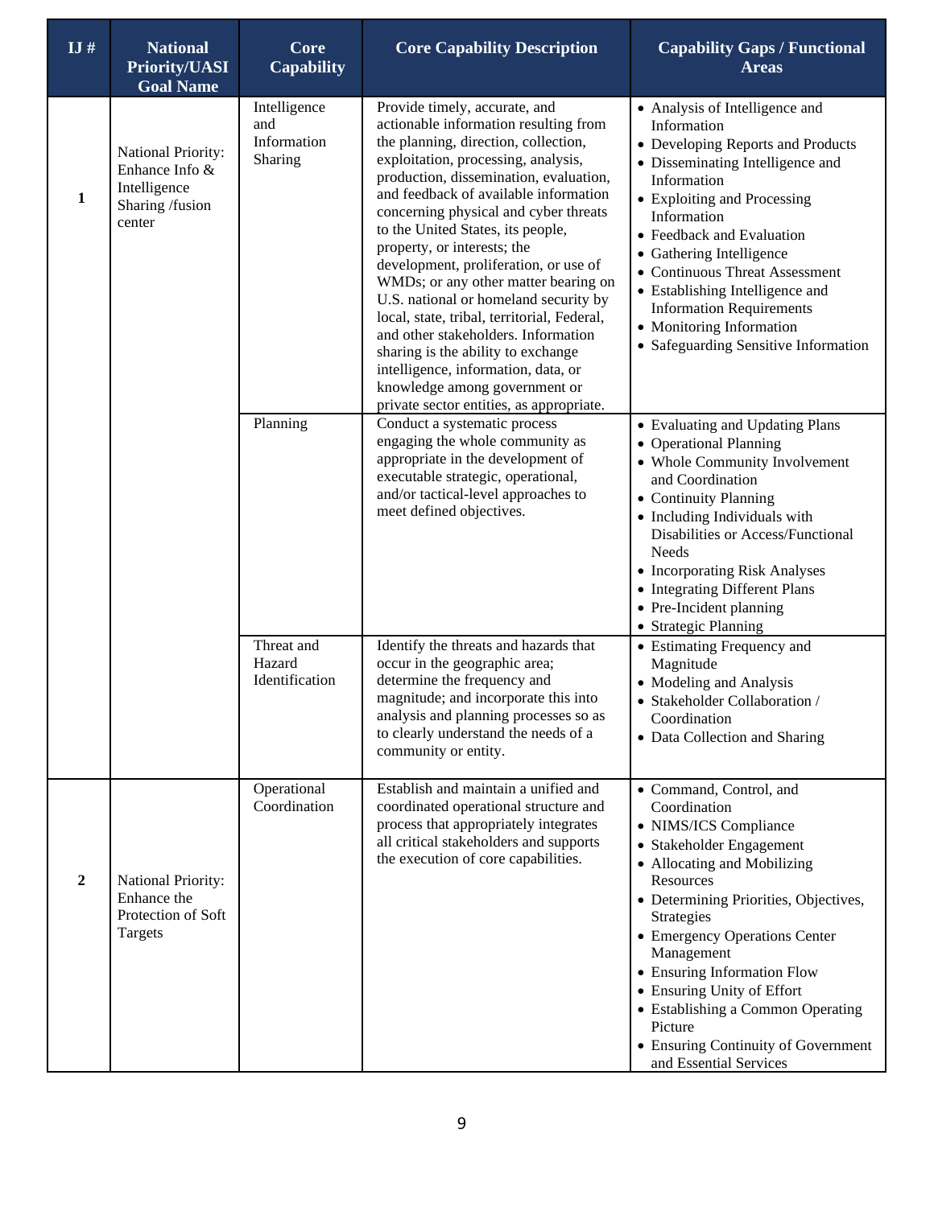| IJ # | National Priority/UASI Goal Name | Core Capability | Core Capability Description | Capability Gaps / Functional Areas |
|---|---|---|---|---|
| **1** | National Priority: Enhance Info & Intelligence Sharing /fusion center | Intelligence and Information Sharing | Provide timely, accurate, and actionable information resulting from the planning, direction, collection, exploitation, processing, analysis, production, dissemination, evaluation, and feedback of available information concerning physical and cyber threats to the United States, its people, property, or interests; the development, proliferation, or use of WMDs; or any other matter bearing on U.S. national or homeland security by local, state, tribal, territorial, Federal, and other stakeholders. Information sharing is the ability to exchange intelligence, information, data, or knowledge among government or private sector entities, as appropriate. | • Analysis of Intelligence and Information<br>• Developing Reports and Products<br>• Disseminating Intelligence and Information<br>• Exploiting and Processing Information<br>• Feedback and Evaluation<br>• Gathering Intelligence<br>• Continuous Threat Assessment<br>• Establishing Intelligence and Information Requirements<br>• Monitoring Information<br>• Safeguarding Sensitive Information |
| | | Planning | Conduct a systematic process engaging the whole community as appropriate in the development of executable strategic, operational, and/or tactical-level approaches to meet defined objectives. | • Evaluating and Updating Plans<br>• Operational Planning<br>• Whole Community Involvement and Coordination<br>• Continuity Planning<br>• Including Individuals with Disabilities or Access/Functional Needs<br>• Incorporating Risk Analyses<br>• Integrating Different Plans<br>• Pre-Incident planning<br>• Strategic Planning |
| | | Threat and Hazard Identification | Identify the threats and hazards that occur in the geographic area; determine the frequency and magnitude; and incorporate this into analysis and planning processes so as to clearly understand the needs of a community or entity. | • Estimating Frequency and Magnitude<br>• Modeling and Analysis<br>• Stakeholder Collaboration / Coordination<br>• Data Collection and Sharing |
| **2** | National Priority: Enhance the Protection of Soft Targets | Operational Coordination | Establish and maintain a unified and coordinated operational structure and process that appropriately integrates all critical stakeholders and supports the execution of core capabilities. | • Command, Control, and Coordination<br>• NIMS/ICS Compliance<br>• Stakeholder Engagement<br>• Allocating and Mobilizing Resources<br>• Determining Priorities, Objectives, Strategies<br>• Emergency Operations Center Management<br>• Ensuring Information Flow<br>• Ensuring Unity of Effort<br>• Establishing a Common Operating Picture<br>• Ensuring Continuity of Government and Essential Services |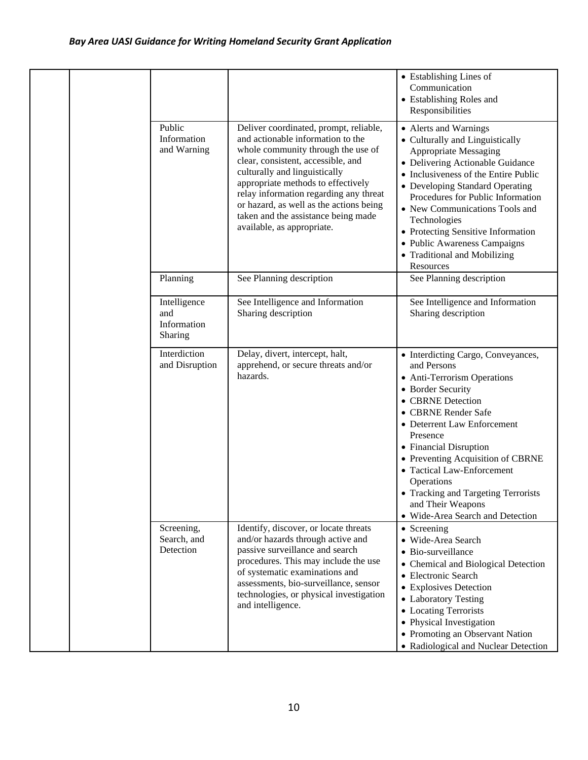| | | | | |
|---|---|---|---|---|
| | | | | • Establishing Lines of Communication<br>• Establishing Roles and Responsibilities |
| | | Public Information and Warning | Deliver coordinated, prompt, reliable, and actionable information to the whole community through the use of clear, consistent, accessible, and culturally and linguistically appropriate methods to effectively relay information regarding any threat or hazard, as well as the actions being taken and the assistance being made available, as appropriate. | • Alerts and Warnings<br>• Culturally and Linguistically Appropriate Messaging<br>• Delivering Actionable Guidance<br>• Inclusiveness of the Entire Public<br>• Developing Standard Operating Procedures for Public Information<br>• New Communications Tools and Technologies<br>• Protecting Sensitive Information<br>• Public Awareness Campaigns<br>• Traditional and Mobilizing Resources |
| | | Planning | See Planning description | See Planning description |
| | | Intelligence and Information Sharing | See Intelligence and Information Sharing description | See Intelligence and Information Sharing description |
| | | Interdiction and Disruption | Delay, divert, intercept, halt, apprehend, or secure threats and/or hazards. | • Interdicting Cargo, Conveyances, and Persons<br>• Anti-Terrorism Operations<br>• Border Security<br>• CBRNE Detection<br>• CBRNE Render Safe<br>• Deterrent Law Enforcement Presence<br>• Financial Disruption<br>• Preventing Acquisition of CBRNE<br>• Tactical Law-Enforcement Operations<br>• Tracking and Targeting Terrorists and Their Weapons<br>• Wide-Area Search and Detection |
| | | Screening, Search, and Detection | Identify, discover, or locate threats and/or hazards through active and passive surveillance and search procedures. This may include the use of systematic examinations and assessments, bio-surveillance, sensor technologies, or physical investigation and intelligence. | • Screening<br>• Wide-Area Search<br>• Bio-surveillance<br>• Chemical and Biological Detection<br>• Electronic Search<br>• Explosives Detection<br>• Laboratory Testing<br>• Locating Terrorists<br>• Physical Investigation<br>• Promoting an Observant Nation<br>• Radiological and Nuclear Detection |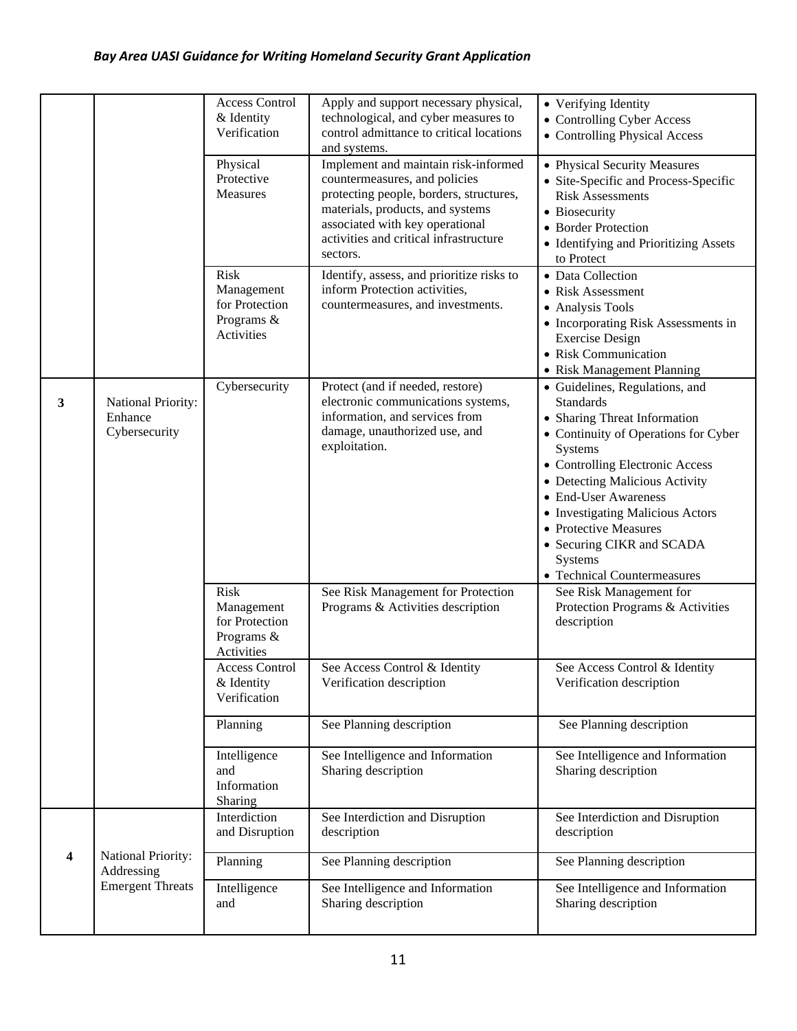| | | Access Control & Identity Verification | Apply and support necessary physical, technological, and cyber measures to control admittance to critical locations and systems. | • Verifying Identity<br>• Controlling Cyber Access<br>• Controlling Physical Access |
|---|---|---|---|---|
| | | Physical Protective Measures | Implement and maintain risk-informed countermeasures, and policies protecting people, borders, structures, materials, products, and systems associated with key operational activities and critical infrastructure sectors. | • Physical Security Measures<br>• Site-Specific and Process-Specific Risk Assessments<br>• Biosecurity<br>• Border Protection<br>• Identifying and Prioritizing Assets to Protect |
| | | Risk Management for Protection Programs & Activities | Identify, assess, and prioritize risks to inform Protection activities, countermeasures, and investments. | • Data Collection<br>• Risk Assessment<br>• Analysis Tools<br>• Incorporating Risk Assessments in Exercise Design<br>• Risk Communication<br>• Risk Management Planning |
| **3** | National Priority: Enhance Cybersecurity | Cybersecurity | Protect (and if needed, restore) electronic communications systems, information, and services from damage, unauthorized use, and exploitation. | • Guidelines, Regulations, and Standards<br>• Sharing Threat Information<br>• Continuity of Operations for Cyber Systems<br>• Controlling Electronic Access<br>• Detecting Malicious Activity<br>• End-User Awareness<br>• Investigating Malicious Actors<br>• Protective Measures<br>• Securing CIKR and SCADA Systems<br>• Technical Countermeasures |
| | | Risk Management for Protection Programs & Activities | See Risk Management for Protection Programs & Activities description | See Risk Management for Protection Programs & Activities description |
| | | Access Control & Identity Verification | See Access Control & Identity Verification description | See Access Control & Identity Verification description |
| | | Planning | See Planning description | See Planning description |
| | | Intelligence and Information Sharing | See Intelligence and Information Sharing description | See Intelligence and Information Sharing description |
| **4** | National Priority: Addressing Emergent Threats | Interdiction and Disruption | See Interdiction and Disruption description | See Interdiction and Disruption description |
| | | Planning | See Planning description | See Planning description |
| | | Intelligence and | See Intelligence and Information Sharing description | See Intelligence and Information Sharing description |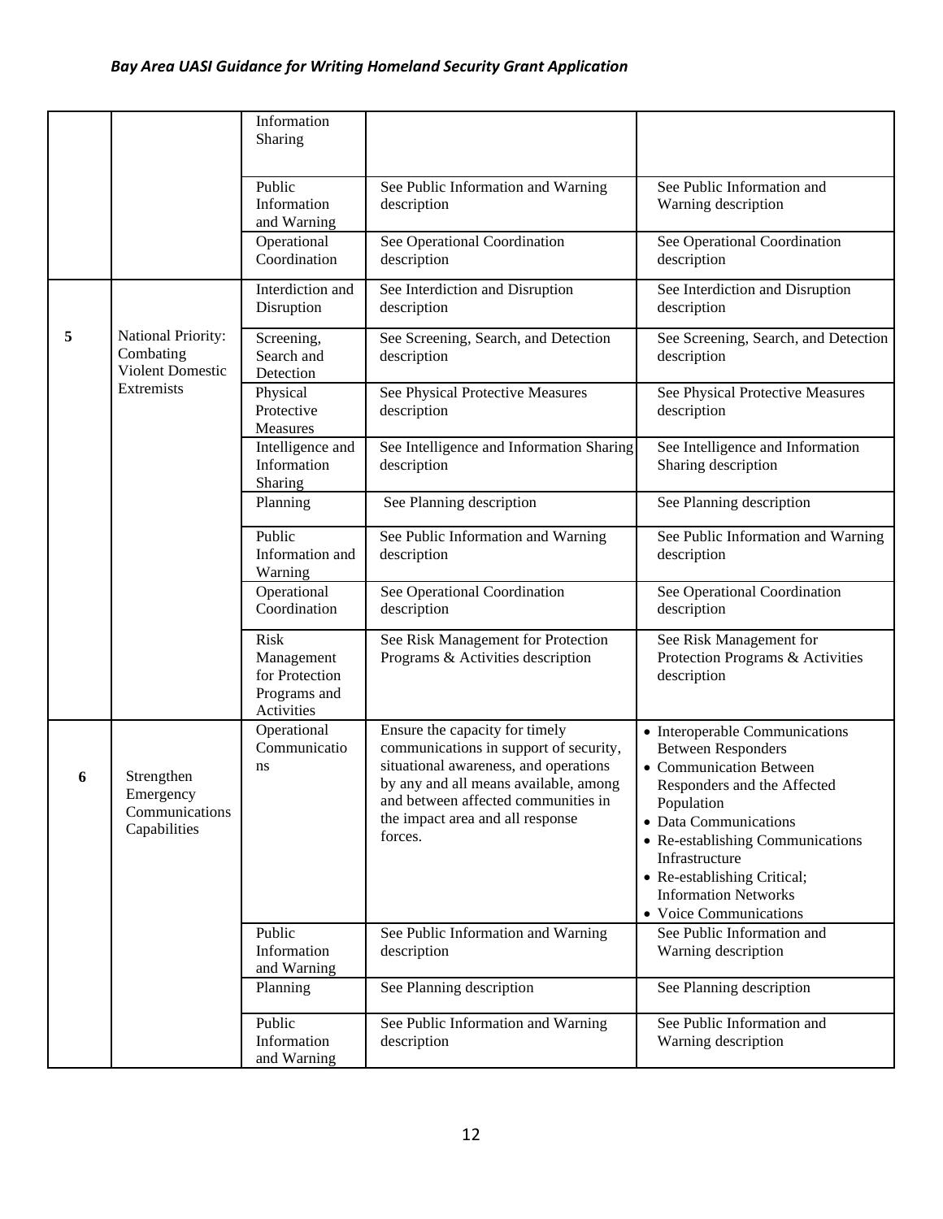| | | Information Sharing | | |
|---|---|---|---|---|
| | | Public Information and Warning | See Public Information and Warning description | See Public Information and Warning description |
| | | Operational Coordination | See Operational Coordination description | See Operational Coordination description |
| 5 | National Priority: Combating Violent Domestic Extremists | Interdiction and Disruption | See Interdiction and Disruption description | See Interdiction and Disruption description |
| | | Screening, Search and Detection | See Screening, Search, and Detection description | See Screening, Search, and Detection description |
| | | Physical Protective Measures | See Physical Protective Measures description | See Physical Protective Measures description |
| | | Intelligence and Information Sharing | See Intelligence and Information Sharing description | See Intelligence and Information Sharing description |
| | | Planning | See Planning description | See Planning description |
| | | Public Information and Warning | See Public Information and Warning description | See Public Information and Warning description |
| | | Operational Coordination | See Operational Coordination description | See Operational Coordination description |
| | | Risk Management for Protection Programs and Activities | See Risk Management for Protection Programs & Activities description | See Risk Management for Protection Programs & Activities description |
| 6 | Strengthen Emergency Communications Capabilities | Operational Communications | Ensure the capacity for timely communications in support of security, situational awareness, and operations by any and all means available, among and between affected communities in the impact area and all response forces. | • Interoperable Communications Between Responders<br>• Communication Between Responders and the Affected Population<br>• Data Communications<br>• Re-establishing Communications Infrastructure<br>• Re-establishing Critical; Information Networks<br>• Voice Communications |
| | | Public Information and Warning | See Public Information and Warning description | See Public Information and Warning description |
| | | Planning | See Planning description | See Planning description |
| | | Public Information and Warning | See Public Information and Warning description | See Public Information and Warning description |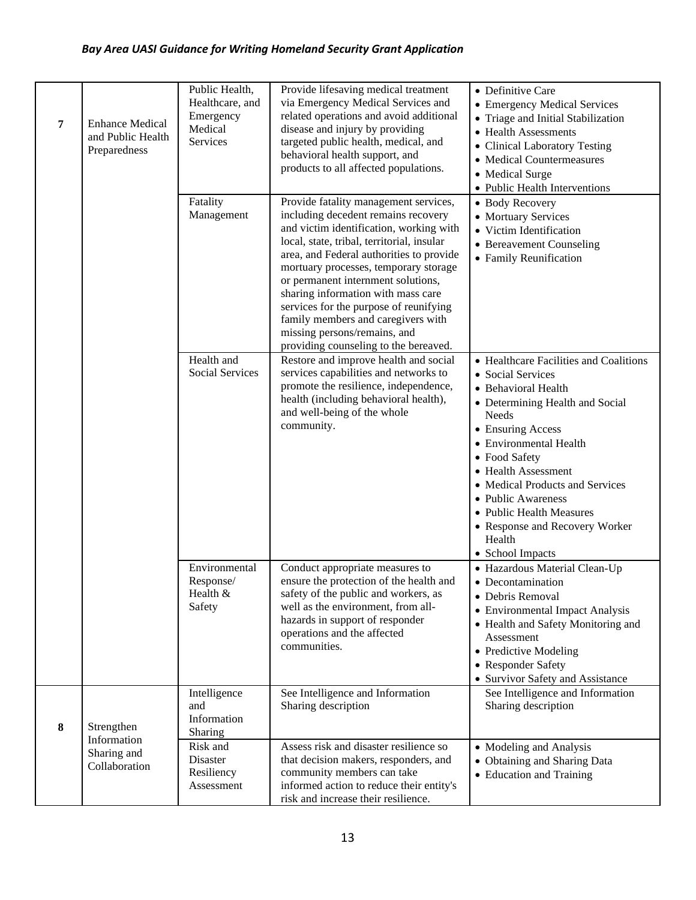| | | | | |
|---|---|---|---|---|
| 7 | Enhance Medical and Public Health Preparedness | Public Health, Healthcare, and Emergency Medical Services | Provide lifesaving medical treatment via Emergency Medical Services and related operations and avoid additional disease and injury by providing targeted public health, medical, and behavioral health support, and products to all affected populations. | • Definitive Care<br>• Emergency Medical Services<br>• Triage and Initial Stabilization<br>• Health Assessments<br>• Clinical Laboratory Testing<br>• Medical Countermeasures<br>• Medical Surge<br>• Public Health Interventions |
| | | Fatality Management | Provide fatality management services, including decedent remains recovery and victim identification, working with local, state, tribal, territorial, insular area, and Federal authorities to provide mortuary processes, temporary storage or permanent internment solutions, sharing information with mass care services for the purpose of reunifying family members and caregivers with missing persons/remains, and providing counseling to the bereaved. | • Body Recovery<br>• Mortuary Services<br>• Victim Identification<br>• Bereavement Counseling<br>• Family Reunification |
| | | Health and Social Services | Restore and improve health and social services capabilities and networks to promote the resilience, independence, health (including behavioral health), and well-being of the whole community. | • Healthcare Facilities and Coalitions<br>• Social Services<br>• Behavioral Health<br>• Determining Health and Social Needs<br>• Ensuring Access<br>• Environmental Health<br>• Food Safety<br>• Health Assessment<br>• Medical Products and Services<br>• Public Awareness<br>• Public Health Measures<br>• Response and Recovery Worker Health<br>• School Impacts |
| | | Environmental Response/ Health & Safety | Conduct appropriate measures to ensure the protection of the health and safety of the public and workers, as well as the environment, from all-hazards in support of responder operations and the affected communities. | • Hazardous Material Clean-Up<br>• Decontamination<br>• Debris Removal<br>• Environmental Impact Analysis<br>• Health and Safety Monitoring and Assessment<br>• Predictive Modeling<br>• Responder Safety<br>• Survivor Safety and Assistance |
| 8 | Strengthen Information Sharing and Collaboration | Intelligence and Information Sharing | See Intelligence and Information Sharing description | See Intelligence and Information Sharing description |
| | | Risk and Disaster Resiliency Assessment | Assess risk and disaster resilience so that decision makers, responders, and community members can take informed action to reduce their entity's risk and increase their resilience. | • Modeling and Analysis<br>• Obtaining and Sharing Data<br>• Education and Training |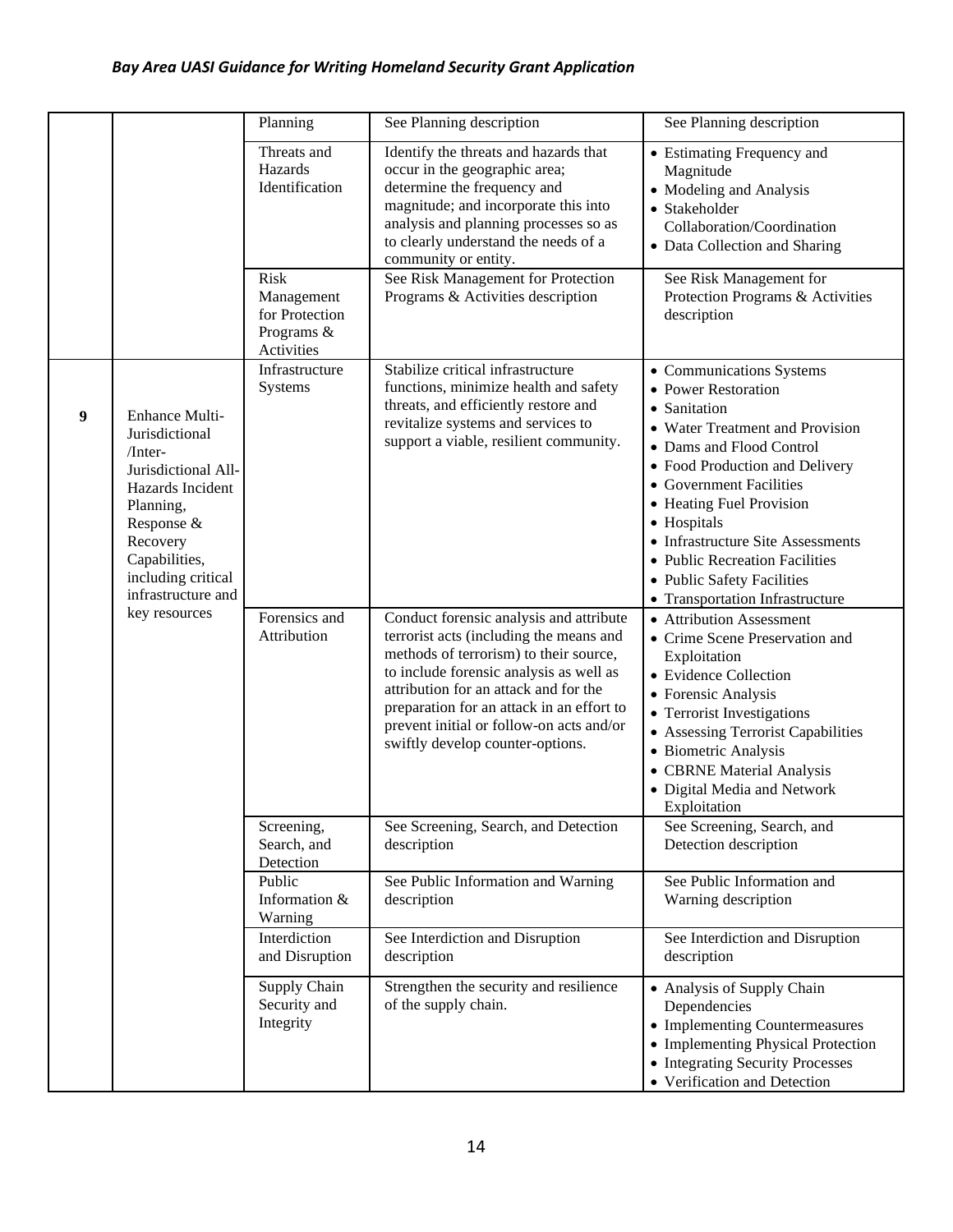| | | Planning | See Planning description | See Planning description |
|---|---|---|---|---|
| | | Threats and Hazards Identification | Identify the threats and hazards that occur in the geographic area; determine the frequency and magnitude; and incorporate this into analysis and planning processes so as to clearly understand the needs of a community or entity. | • Estimating Frequency and Magnitude<br>• Modeling and Analysis<br>• Stakeholder Collaboration/Coordination<br>• Data Collection and Sharing |
| | | Risk Management for Protection Programs & Activities | See Risk Management for Protection Programs & Activities description | See Risk Management for Protection Programs & Activities description |
| 9 | Enhance Multi-Jurisdictional /Inter-Jurisdictional All-Hazards Incident Planning, Response & Recovery Capabilities, including critical infrastructure and key resources | Infrastructure Systems | Stabilize critical infrastructure functions, minimize health and safety threats, and efficiently restore and revitalize systems and services to support a viable, resilient community. | • Communications Systems<br>• Power Restoration<br>• Sanitation<br>• Water Treatment and Provision<br>• Dams and Flood Control<br>• Food Production and Delivery<br>• Government Facilities<br>• Heating Fuel Provision<br>• Hospitals<br>• Infrastructure Site Assessments<br>• Public Recreation Facilities<br>• Public Safety Facilities<br>• Transportation Infrastructure |
| | | Forensics and Attribution | Conduct forensic analysis and attribute terrorist acts (including the means and methods of terrorism) to their source, to include forensic analysis as well as attribution for an attack and for the preparation for an attack in an effort to prevent initial or follow-on acts and/or swiftly develop counter-options. | • Attribution Assessment<br>• Crime Scene Preservation and Exploitation<br>• Evidence Collection<br>• Forensic Analysis<br>• Terrorist Investigations<br>• Assessing Terrorist Capabilities<br>• Biometric Analysis<br>• CBRNE Material Analysis<br>• Digital Media and Network Exploitation |
| | | Screening, Search, and Detection | See Screening, Search, and Detection description | See Screening, Search, and Detection description |
| | | Public Information & Warning | See Public Information and Warning description | See Public Information and Warning description |
| | | Interdiction and Disruption | See Interdiction and Disruption description | See Interdiction and Disruption description |
| | | Supply Chain Security and Integrity | Strengthen the security and resilience of the supply chain. | • Analysis of Supply Chain Dependencies<br>• Implementing Countermeasures<br>• Implementing Physical Protection<br>• Integrating Security Processes<br>• Verification and Detection |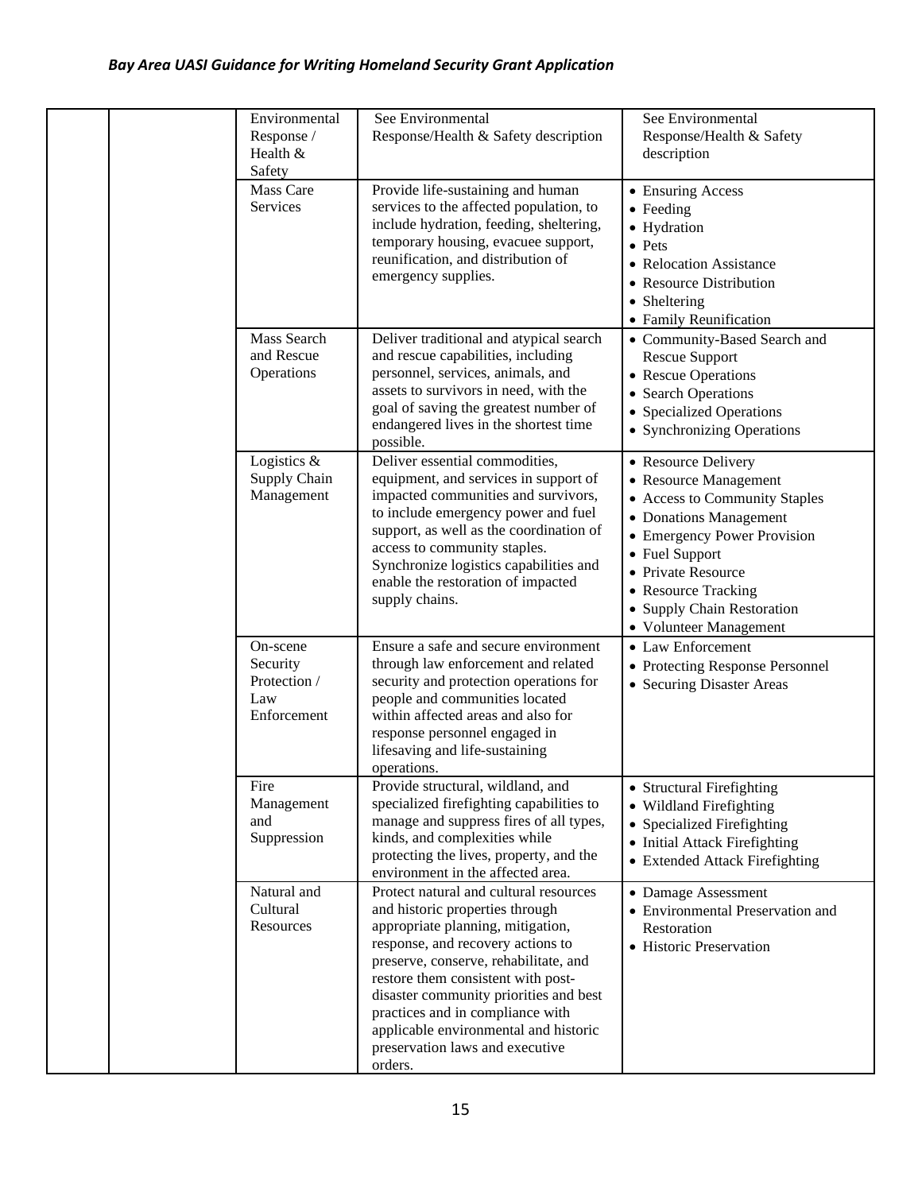| | | | | |
|---|---|---|---|---|
| | | Environmental Response / Health & Safety | See Environmental Response/Health & Safety description | See Environmental Response/Health & Safety description |
| | | Mass Care Services | Provide life-sustaining and human services to the affected population, to include hydration, feeding, sheltering, temporary housing, evacuee support, reunification, and distribution of emergency supplies. | • Ensuring Access<br>• Feeding<br>• Hydration<br>• Pets<br>• Relocation Assistance<br>• Resource Distribution<br>• Sheltering<br>• Family Reunification |
| | | Mass Search and Rescue Operations | Deliver traditional and atypical search and rescue capabilities, including personnel, services, animals, and assets to survivors in need, with the goal of saving the greatest number of endangered lives in the shortest time possible. | • Community-Based Search and Rescue Support<br>• Rescue Operations<br>• Search Operations<br>• Specialized Operations<br>• Synchronizing Operations |
| | | Logistics & Supply Chain Management | Deliver essential commodities, equipment, and services in support of impacted communities and survivors, to include emergency power and fuel support, as well as the coordination of access to community staples. Synchronize logistics capabilities and enable the restoration of impacted supply chains. | • Resource Delivery<br>• Resource Management<br>• Access to Community Staples<br>• Donations Management<br>• Emergency Power Provision<br>• Fuel Support<br>• Private Resource<br>• Resource Tracking<br>• Supply Chain Restoration<br>• Volunteer Management |
| | | On-scene Security Protection / Law Enforcement | Ensure a safe and secure environment through law enforcement and related security and protection operations for people and communities located within affected areas and also for response personnel engaged in lifesaving and life-sustaining operations. | • Law Enforcement<br>• Protecting Response Personnel<br>• Securing Disaster Areas |
| | | Fire Management and Suppression | Provide structural, wildland, and specialized firefighting capabilities to manage and suppress fires of all types, kinds, and complexities while protecting the lives, property, and the environment in the affected area. | • Structural Firefighting<br>• Wildland Firefighting<br>• Specialized Firefighting<br>• Initial Attack Firefighting<br>• Extended Attack Firefighting |
| | | Natural and Cultural Resources | Protect natural and cultural resources and historic properties through appropriate planning, mitigation, response, and recovery actions to preserve, conserve, rehabilitate, and restore them consistent with post-disaster community priorities and best practices and in compliance with applicable environmental and historic preservation laws and executive orders. | • Damage Assessment<br>• Environmental Preservation and Restoration<br>• Historic Preservation |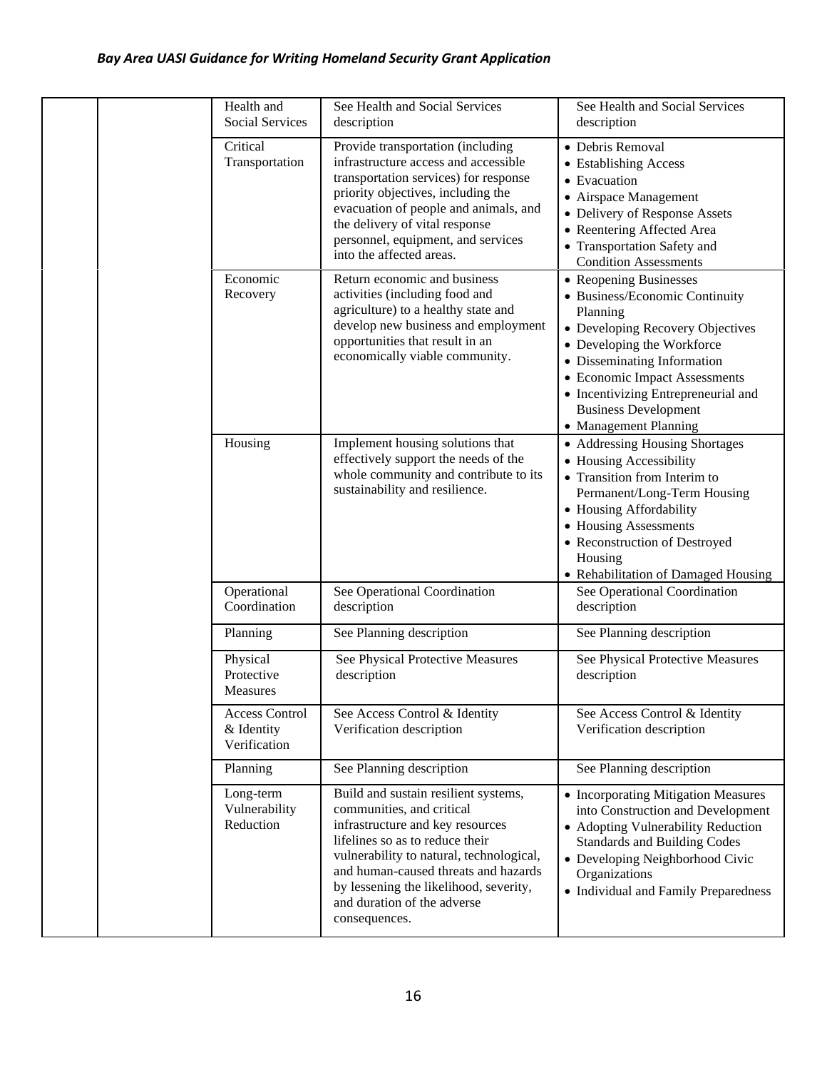| | | | | |
|---|---|---|---|---|
| | | Health and Social Services | See Health and Social Services description | See Health and Social Services description |
| | | Critical Transportation | Provide transportation (including infrastructure access and accessible transportation services) for response priority objectives, including the evacuation of people and animals, and the delivery of vital response personnel, equipment, and services into the affected areas. | • Debris Removal<br>• Establishing Access<br>• Evacuation<br>• Airspace Management<br>• Delivery of Response Assets<br>• Reentering Affected Area<br>• Transportation Safety and Condition Assessments |
| | | Economic Recovery | Return economic and business activities (including food and agriculture) to a healthy state and develop new business and employment opportunities that result in an economically viable community. | • Reopening Businesses<br>• Business/Economic Continuity Planning<br>• Developing Recovery Objectives<br>• Developing the Workforce<br>• Disseminating Information<br>• Economic Impact Assessments<br>• Incentivizing Entrepreneurial and Business Development<br>• Management Planning |
| | | Housing | Implement housing solutions that effectively support the needs of the whole community and contribute to its sustainability and resilience. | • Addressing Housing Shortages<br>• Housing Accessibility<br>• Transition from Interim to Permanent/Long-Term Housing<br>• Housing Affordability<br>• Housing Assessments<br>• Reconstruction of Destroyed Housing<br>• Rehabilitation of Damaged Housing |
| | | Operational Coordination | See Operational Coordination description | See Operational Coordination description |
| | | Planning | See Planning description | See Planning description |
| | | Physical Protective Measures | See Physical Protective Measures description | See Physical Protective Measures description |
| | | Access Control & Identity Verification | See Access Control & Identity Verification description | See Access Control & Identity Verification description |
| | | Planning | See Planning description | See Planning description |
| | | Long-term Vulnerability Reduction | Build and sustain resilient systems, communities, and critical infrastructure and key resources lifelines so as to reduce their vulnerability to natural, technological, and human-caused threats and hazards by lessening the likelihood, severity, and duration of the adverse consequences. | • Incorporating Mitigation Measures into Construction and Development<br>• Adopting Vulnerability Reduction Standards and Building Codes<br>• Developing Neighborhood Civic Organizations<br>• Individual and Family Preparedness |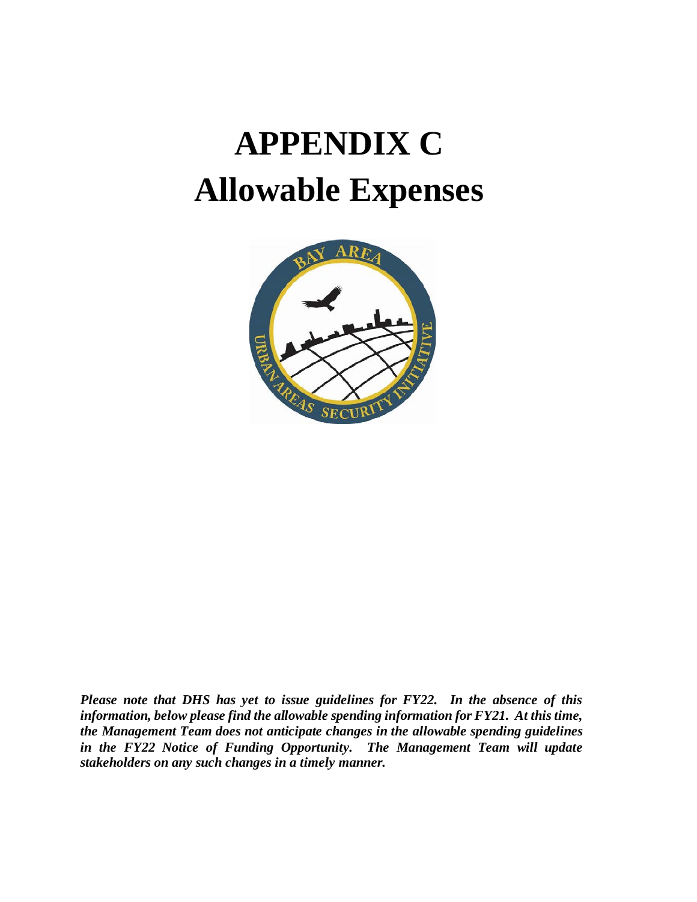# APPENDIX C
# Allowable Expenses

***Please note that DHS has yet to issue guidelines for FY22. In the absence of this information, below please find the allowable spending information for FY21. At this time, the Management Team does not anticipate changes in the allowable spending guidelines in the FY22 Notice of Funding Opportunity. The Management Team will update stakeholders on any such changes in a timely manner.***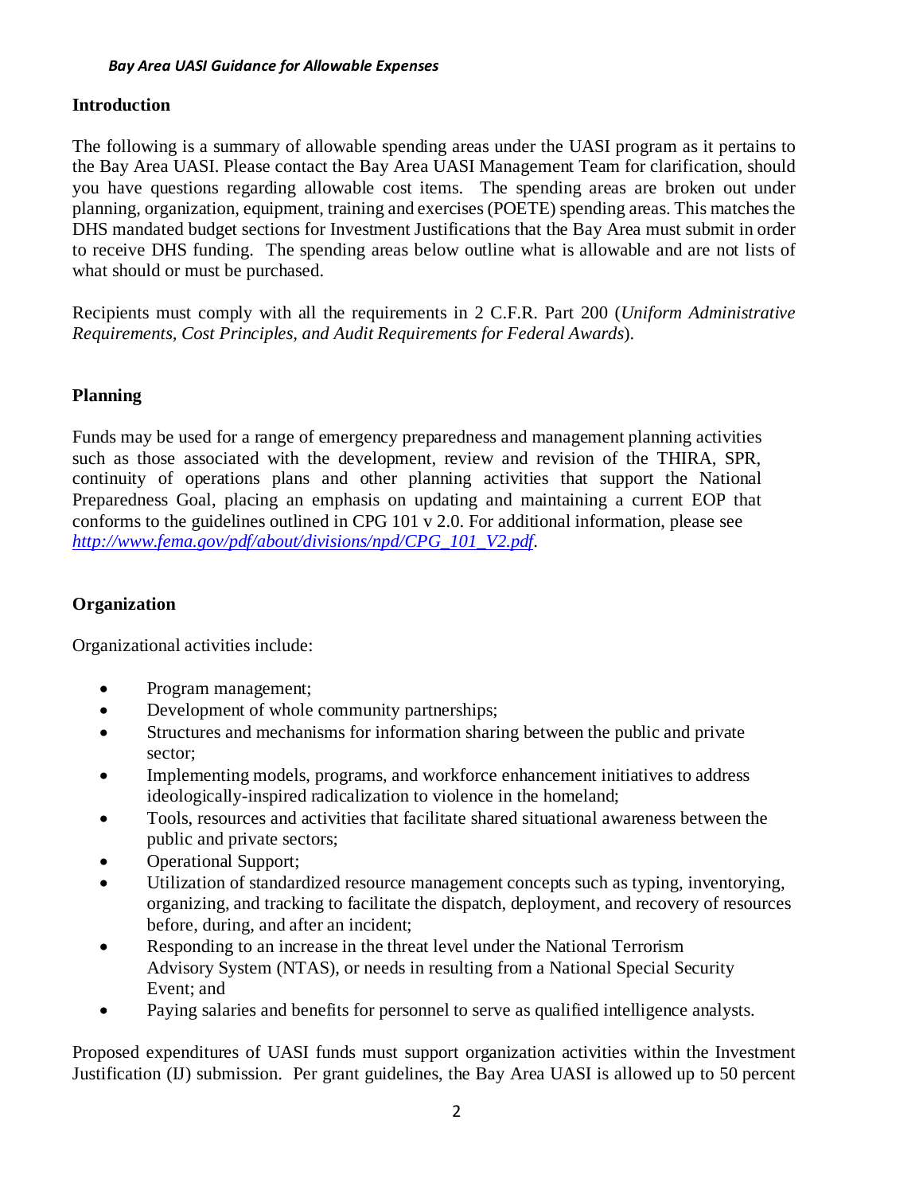## Introduction

The following is a summary of allowable spending areas under the UASI program as it pertains to the Bay Area UASI. Please contact the Bay Area UASI Management Team for clarification, should you have questions regarding allowable cost items. The spending areas are broken out under planning, organization, equipment, training and exercises (POETE) spending areas. This matches the DHS mandated budget sections for Investment Justifications that the Bay Area must submit in order to receive DHS funding. The spending areas below outline what is allowable and are not lists of what should or must be purchased.

Recipients must comply with all the requirements in 2 C.F.R. Part 200 (*Uniform Administrative Requirements, Cost Principles, and Audit Requirements for Federal Awards*).

## Planning

Funds may be used for a range of emergency preparedness and management planning activities such as those associated with the development, review and revision of the THIRA, SPR, continuity of operations plans and other planning activities that support the National Preparedness Goal, placing an emphasis on updating and maintaining a current EOP that conforms to the guidelines outlined in CPG 101 v 2.0. For additional information, please see [http://www.fema.gov/pdf/about/divisions/npd/CPG_101_V2.pdf](http://www.fema.gov/pdf/about/divisions/npd/CPG_101_V2.pdf).

## Organization

Organizational activities include:

- Program management;
- Development of whole community partnerships;
- Structures and mechanisms for information sharing between the public and private sector;
- Implementing models, programs, and workforce enhancement initiatives to address ideologically-inspired radicalization to violence in the homeland;
- Tools, resources and activities that facilitate shared situational awareness between the public and private sectors;
- Operational Support;
- Utilization of standardized resource management concepts such as typing, inventorying, organizing, and tracking to facilitate the dispatch, deployment, and recovery of resources before, during, and after an incident;
- Responding to an increase in the threat level under the National Terrorism Advisory System (NTAS), or needs in resulting from a National Special Security Event; and
- Paying salaries and benefits for personnel to serve as qualified intelligence analysts.

Proposed expenditures of UASI funds must support organization activities within the Investment Justification (IJ) submission. Per grant guidelines, the Bay Area UASI is allowed up to 50 percent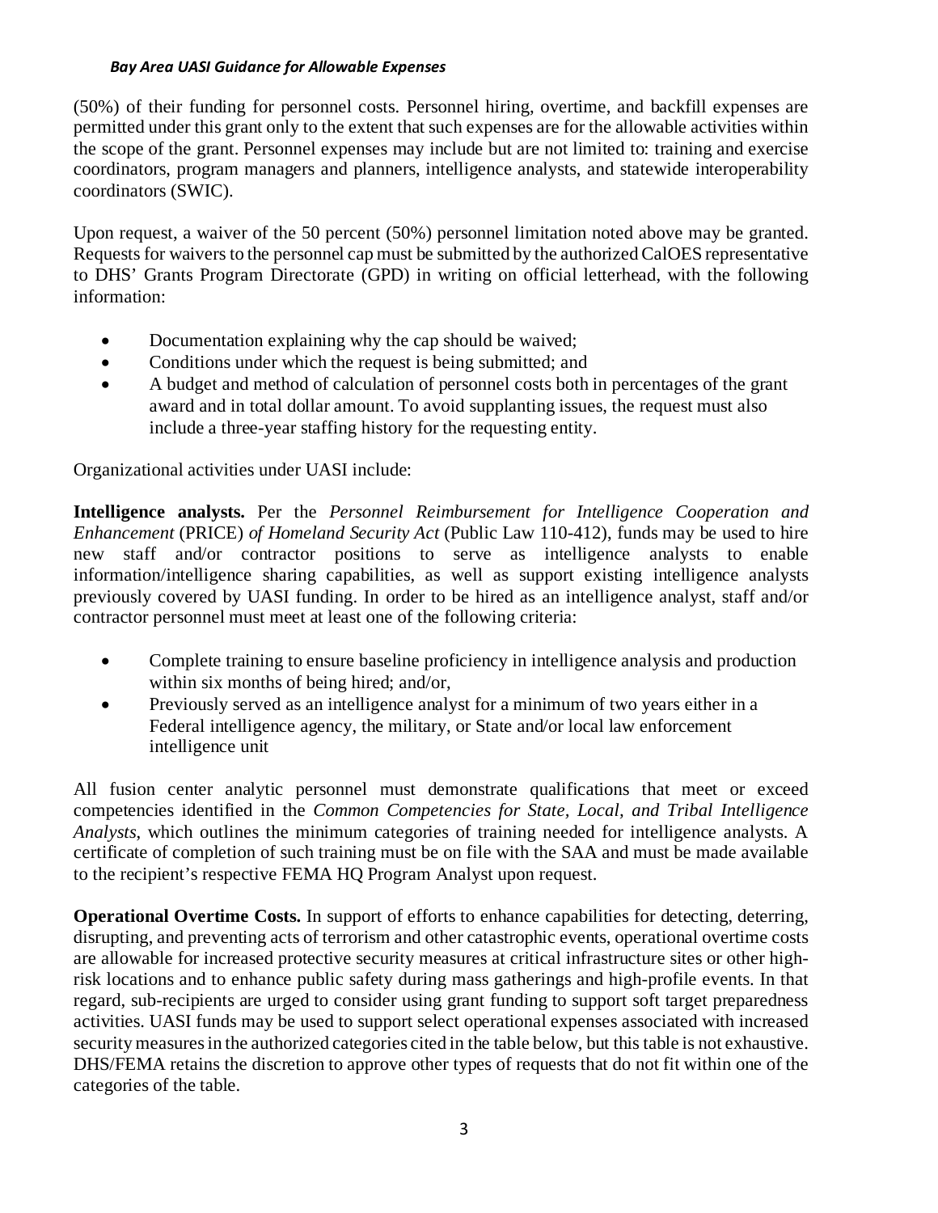(50%) of their funding for personnel costs. Personnel hiring, overtime, and backfill expenses are permitted under this grant only to the extent that such expenses are for the allowable activities within the scope of the grant. Personnel expenses may include but are not limited to: training and exercise coordinators, program managers and planners, intelligence analysts, and statewide interoperability coordinators (SWIC).

Upon request, a waiver of the 50 percent (50%) personnel limitation noted above may be granted. Requests for waivers to the personnel cap must be submitted by the authorized CalOES representative to DHS' Grants Program Directorate (GPD) in writing on official letterhead, with the following information:

- Documentation explaining why the cap should be waived;
- Conditions under which the request is being submitted; and
- A budget and method of calculation of personnel costs both in percentages of the grant award and in total dollar amount. To avoid supplanting issues, the request must also include a three-year staffing history for the requesting entity.

Organizational activities under UASI include:

**Intelligence analysts.** Per the *Personnel Reimbursement for Intelligence Cooperation and Enhancement* (PRICE) *of Homeland Security Act* (Public Law 110-412), funds may be used to hire new staff and/or contractor positions to serve as intelligence analysts to enable information/intelligence sharing capabilities, as well as support existing intelligence analysts previously covered by UASI funding. In order to be hired as an intelligence analyst, staff and/or contractor personnel must meet at least one of the following criteria:

- Complete training to ensure baseline proficiency in intelligence analysis and production within six months of being hired; and/or,
- Previously served as an intelligence analyst for a minimum of two years either in a Federal intelligence agency, the military, or State and/or local law enforcement intelligence unit

All fusion center analytic personnel must demonstrate qualifications that meet or exceed competencies identified in the *Common Competencies for State, Local, and Tribal Intelligence Analysts*, which outlines the minimum categories of training needed for intelligence analysts. A certificate of completion of such training must be on file with the SAA and must be made available to the recipient's respective FEMA HQ Program Analyst upon request.

**Operational Overtime Costs.** In support of efforts to enhance capabilities for detecting, deterring, disrupting, and preventing acts of terrorism and other catastrophic events, operational overtime costs are allowable for increased protective security measures at critical infrastructure sites or other high-risk locations and to enhance public safety during mass gatherings and high-profile events. In that regard, sub-recipients are urged to consider using grant funding to support soft target preparedness activities. UASI funds may be used to support select operational expenses associated with increased security measures in the authorized categories cited in the table below, but this table is not exhaustive. DHS/FEMA retains the discretion to approve other types of requests that do not fit within one of the categories of the table.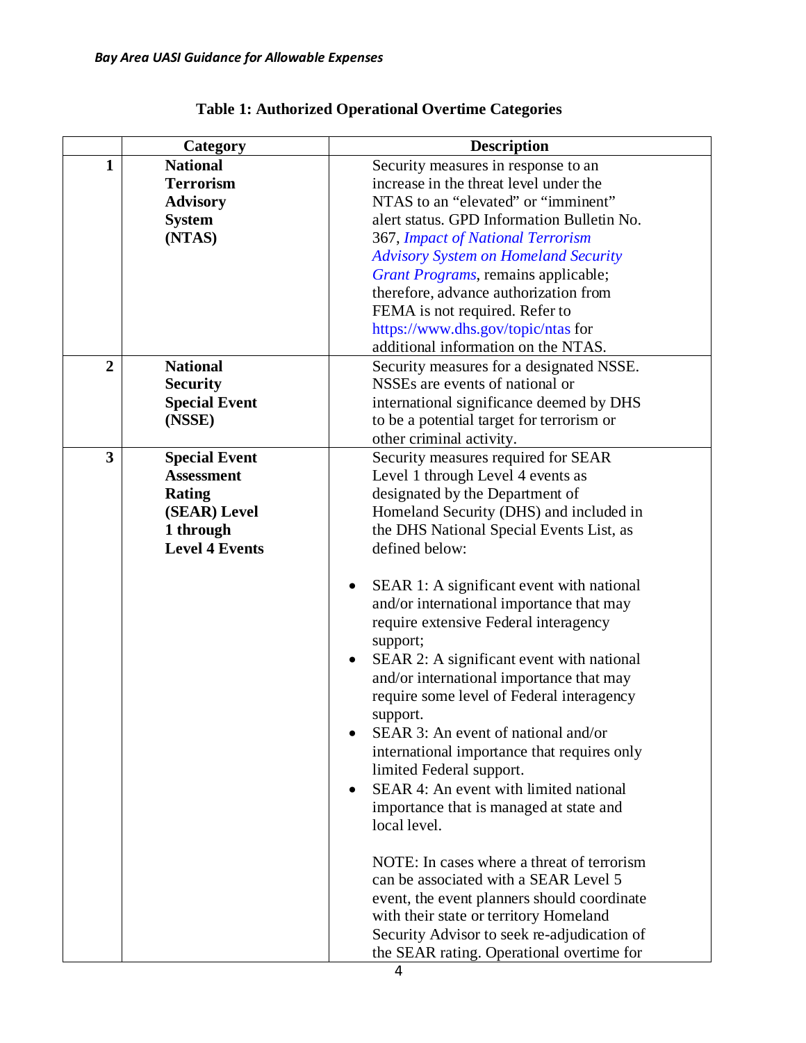**Table 1: Authorized Operational Overtime Categories**

| | Category | Description |
|---|---|---|
| **1** | **National Terrorism Advisory System (NTAS)** | Security measures in response to an increase in the threat level under the NTAS to an "elevated" or "imminent" alert status. GPD Information Bulletin No. 367, *Impact of National Terrorism Advisory System on Homeland Security Grant Programs*, remains applicable; therefore, advance authorization from FEMA is not required. Refer to https://www.dhs.gov/topic/ntas for additional information on the NTAS. |
| **2** | **National Security Special Event (NSSE)** | Security measures for a designated NSSE. NSSEs are events of national or international significance deemed by DHS to be a potential target for terrorism or other criminal activity. |
| **3** | **Special Event Assessment Rating (SEAR) Level 1 through Level 4 Events** | Security measures required for SEAR Level 1 through Level 4 events as designated by the Department of Homeland Security (DHS) and included in the DHS National Special Events List, as defined below:<br><br>• SEAR 1: A significant event with national and/or international importance that may require extensive Federal interagency support;<br>• SEAR 2: A significant event with national and/or international importance that may require some level of Federal interagency support.<br>• SEAR 3: An event of national and/or international importance that requires only limited Federal support.<br>• SEAR 4: An event with limited national importance that is managed at state and local level.<br><br>NOTE: In cases where a threat of terrorism can be associated with a SEAR Level 5 event, the event planners should coordinate with their state or territory Homeland Security Advisor to seek re-adjudication of the SEAR rating. Operational overtime for |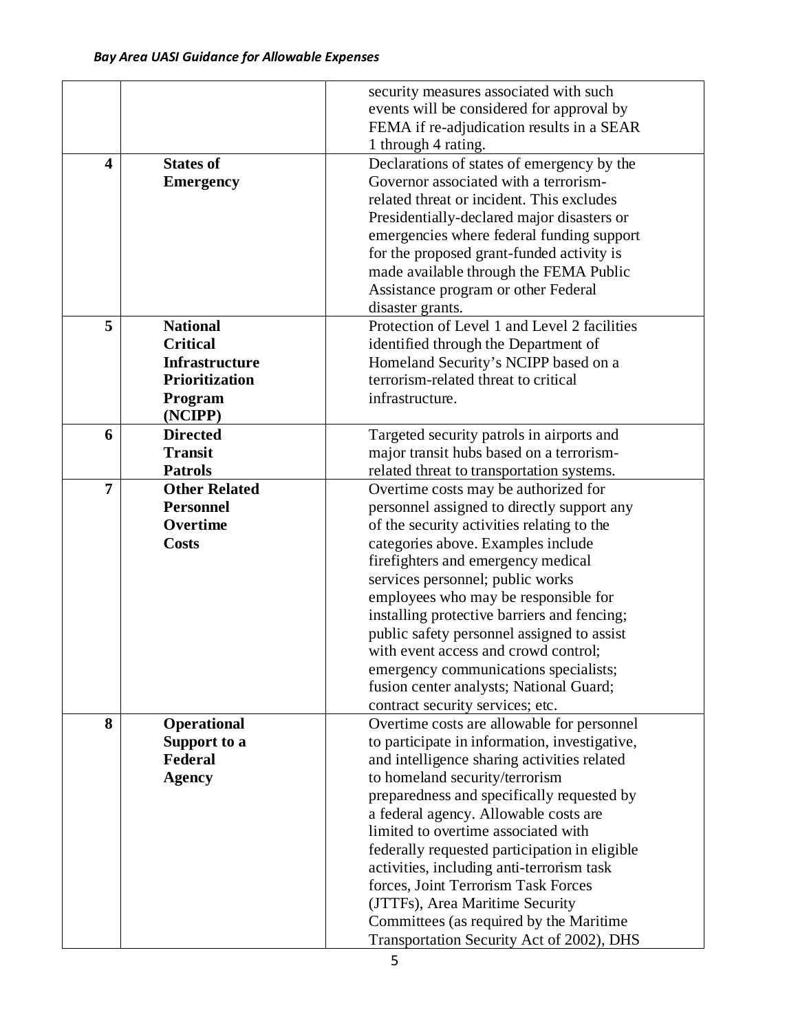| | | |
|---|---|---|
| | | security measures associated with such events will be considered for approval by FEMA if re-adjudication results in a SEAR 1 through 4 rating. |
| **4** | **States of Emergency** | Declarations of states of emergency by the Governor associated with a terrorism-related threat or incident. This excludes Presidentially-declared major disasters or emergencies where federal funding support for the proposed grant-funded activity is made available through the FEMA Public Assistance program or other Federal disaster grants. |
| **5** | **National Critical Infrastructure Prioritization Program (NCIPP)** | Protection of Level 1 and Level 2 facilities identified through the Department of Homeland Security's NCIPP based on a terrorism-related threat to critical infrastructure. |
| **6** | **Directed Transit Patrols** | Targeted security patrols in airports and major transit hubs based on a terrorism-related threat to transportation systems. |
| **7** | **Other Related Personnel Overtime Costs** | Overtime costs may be authorized for personnel assigned to directly support any of the security activities relating to the categories above. Examples include firefighters and emergency medical services personnel; public works employees who may be responsible for installing protective barriers and fencing; public safety personnel assigned to assist with event access and crowd control; emergency communications specialists; fusion center analysts; National Guard; contract security services; etc. |
| **8** | **Operational Support to a Federal Agency** | Overtime costs are allowable for personnel to participate in information, investigative, and intelligence sharing activities related to homeland security/terrorism preparedness and specifically requested by a federal agency. Allowable costs are limited to overtime associated with federally requested participation in eligible activities, including anti-terrorism task forces, Joint Terrorism Task Forces (JTTFs), Area Maritime Security Committees (as required by the Maritime Transportation Security Act of 2002), DHS |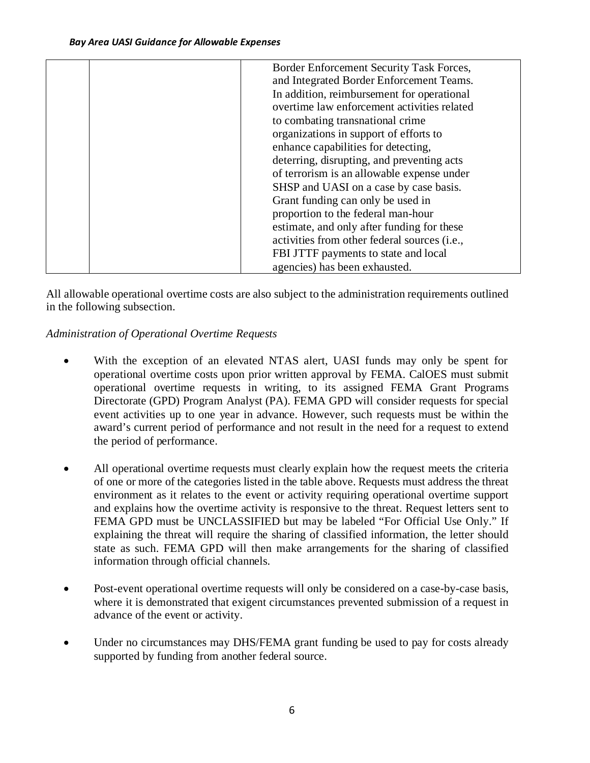| | | |
|---|---|---|
| | | Border Enforcement Security Task Forces, and Integrated Border Enforcement Teams. In addition, reimbursement for operational overtime law enforcement activities related to combating transnational crime organizations in support of efforts to enhance capabilities for detecting, deterring, disrupting, and preventing acts of terrorism is an allowable expense under SHSP and UASI on a case by case basis. Grant funding can only be used in proportion to the federal man-hour estimate, and only after funding for these activities from other federal sources (i.e., FBI JTTF payments to state and local agencies) has been exhausted. |

All allowable operational overtime costs are also subject to the administration requirements outlined in the following subsection.

*Administration of Operational Overtime Requests*

- With the exception of an elevated NTAS alert, UASI funds may only be spent for operational overtime costs upon prior written approval by FEMA. CalOES must submit operational overtime requests in writing, to its assigned FEMA Grant Programs Directorate (GPD) Program Analyst (PA). FEMA GPD will consider requests for special event activities up to one year in advance. However, such requests must be within the award's current period of performance and not result in the need for a request to extend the period of performance.

- All operational overtime requests must clearly explain how the request meets the criteria of one or more of the categories listed in the table above. Requests must address the threat environment as it relates to the event or activity requiring operational overtime support and explains how the overtime activity is responsive to the threat. Request letters sent to FEMA GPD must be UNCLASSIFIED but may be labeled "For Official Use Only." If explaining the threat will require the sharing of classified information, the letter should state as such. FEMA GPD will then make arrangements for the sharing of classified information through official channels.

- Post-event operational overtime requests will only be considered on a case-by-case basis, where it is demonstrated that exigent circumstances prevented submission of a request in advance of the event or activity.

- Under no circumstances may DHS/FEMA grant funding be used to pay for costs already supported by funding from another federal source.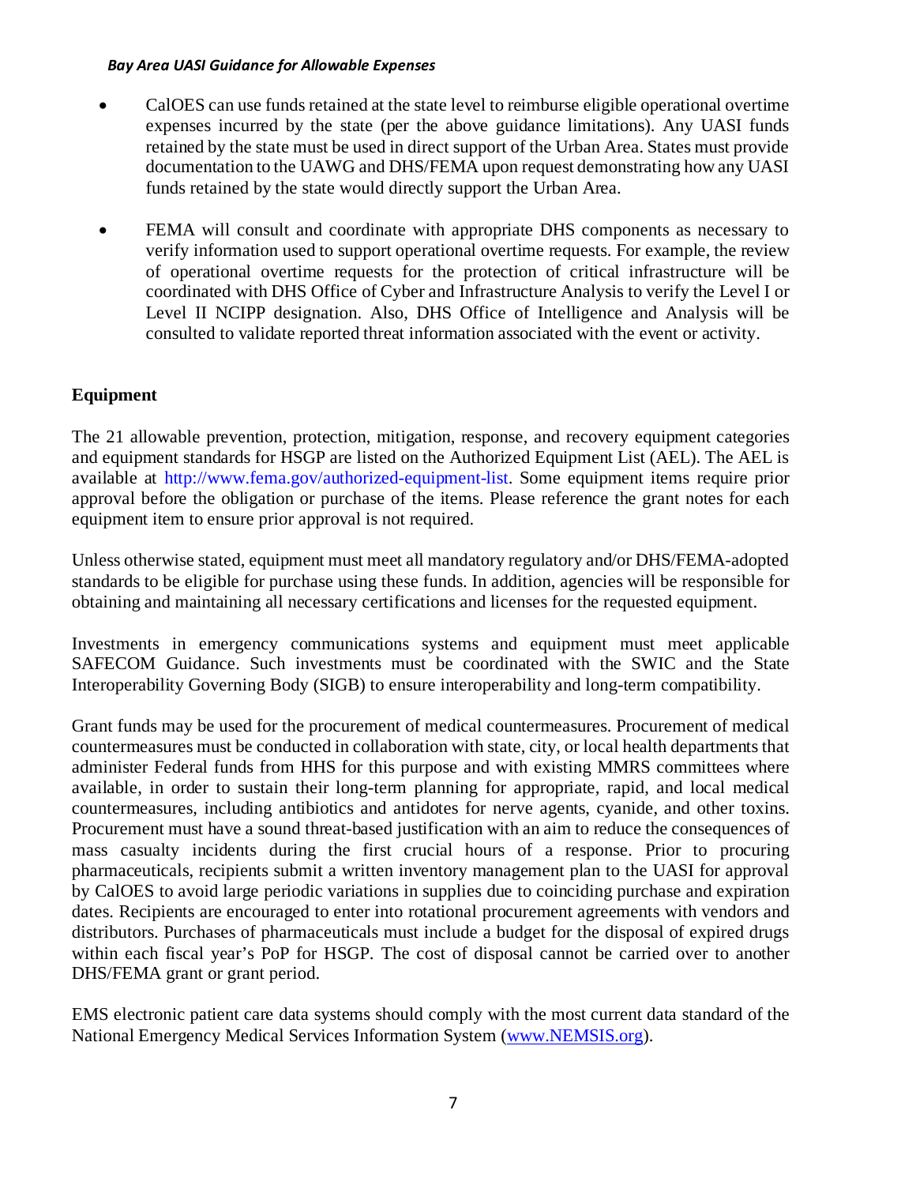- CalOES can use funds retained at the state level to reimburse eligible operational overtime expenses incurred by the state (per the above guidance limitations). Any UASI funds retained by the state must be used in direct support of the Urban Area. States must provide documentation to the UAWG and DHS/FEMA upon request demonstrating how any UASI funds retained by the state would directly support the Urban Area.

- FEMA will consult and coordinate with appropriate DHS components as necessary to verify information used to support operational overtime requests. For example, the review of operational overtime requests for the protection of critical infrastructure will be coordinated with DHS Office of Cyber and Infrastructure Analysis to verify the Level I or Level II NCIPP designation. Also, DHS Office of Intelligence and Analysis will be consulted to validate reported threat information associated with the event or activity.

**Equipment**

The 21 allowable prevention, protection, mitigation, response, and recovery equipment categories and equipment standards for HSGP are listed on the Authorized Equipment List (AEL). The AEL is available at http://www.fema.gov/authorized-equipment-list. Some equipment items require prior approval before the obligation or purchase of the items. Please reference the grant notes for each equipment item to ensure prior approval is not required.

Unless otherwise stated, equipment must meet all mandatory regulatory and/or DHS/FEMA-adopted standards to be eligible for purchase using these funds. In addition, agencies will be responsible for obtaining and maintaining all necessary certifications and licenses for the requested equipment.

Investments in emergency communications systems and equipment must meet applicable SAFECOM Guidance. Such investments must be coordinated with the SWIC and the State Interoperability Governing Body (SIGB) to ensure interoperability and long-term compatibility.

Grant funds may be used for the procurement of medical countermeasures. Procurement of medical countermeasures must be conducted in collaboration with state, city, or local health departments that administer Federal funds from HHS for this purpose and with existing MMRS committees where available, in order to sustain their long-term planning for appropriate, rapid, and local medical countermeasures, including antibiotics and antidotes for nerve agents, cyanide, and other toxins. Procurement must have a sound threat-based justification with an aim to reduce the consequences of mass casualty incidents during the first crucial hours of a response. Prior to procuring pharmaceuticals, recipients submit a written inventory management plan to the UASI for approval by CalOES to avoid large periodic variations in supplies due to coinciding purchase and expiration dates. Recipients are encouraged to enter into rotational procurement agreements with vendors and distributors. Purchases of pharmaceuticals must include a budget for the disposal of expired drugs within each fiscal year's PoP for HSGP. The cost of disposal cannot be carried over to another DHS/FEMA grant or grant period.

EMS electronic patient care data systems should comply with the most current data standard of the National Emergency Medical Services Information System (www.NEMSIS.org).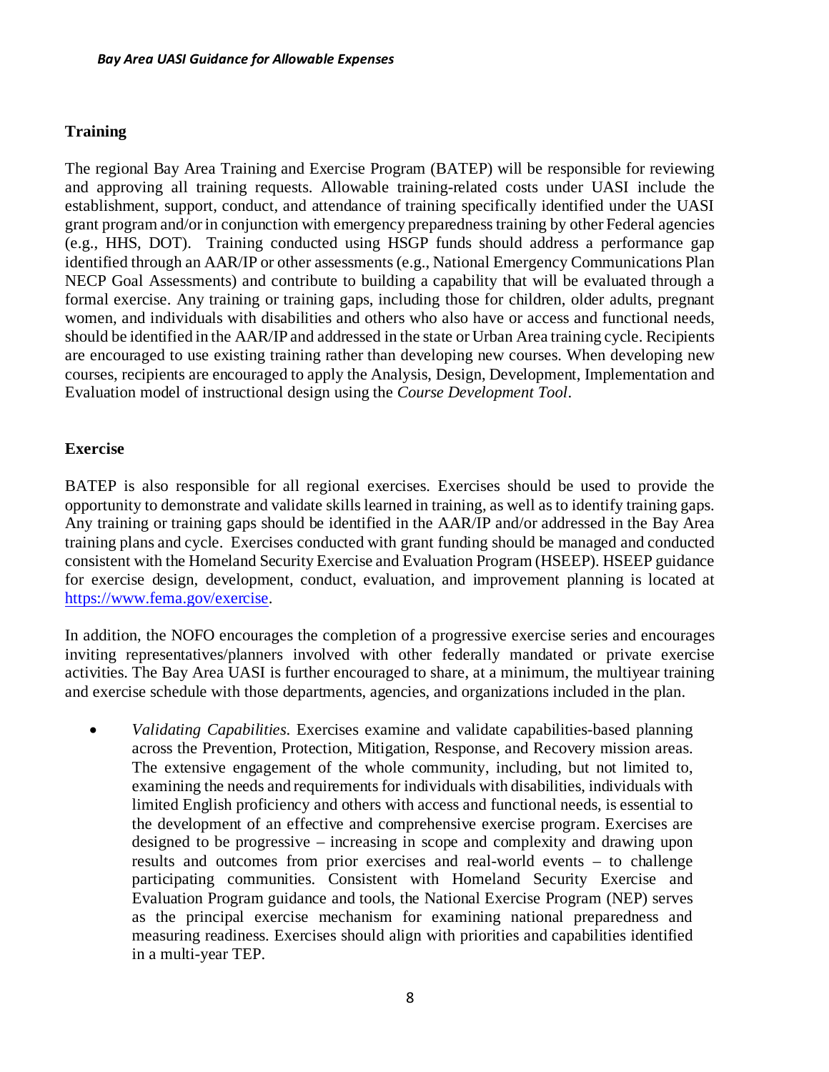### Training

The regional Bay Area Training and Exercise Program (BATEP) will be responsible for reviewing and approving all training requests. Allowable training-related costs under UASI include the establishment, support, conduct, and attendance of training specifically identified under the UASI grant program and/or in conjunction with emergency preparedness training by other Federal agencies (e.g., HHS, DOT). Training conducted using HSGP funds should address a performance gap identified through an AAR/IP or other assessments (e.g., National Emergency Communications Plan NECP Goal Assessments) and contribute to building a capability that will be evaluated through a formal exercise. Any training or training gaps, including those for children, older adults, pregnant women, and individuals with disabilities and others who also have or access and functional needs, should be identified in the AAR/IP and addressed in the state or Urban Area training cycle. Recipients are encouraged to use existing training rather than developing new courses. When developing new courses, recipients are encouraged to apply the Analysis, Design, Development, Implementation and Evaluation model of instructional design using the *Course Development Tool*.

### Exercise

BATEP is also responsible for all regional exercises. Exercises should be used to provide the opportunity to demonstrate and validate skills learned in training, as well as to identify training gaps. Any training or training gaps should be identified in the AAR/IP and/or addressed in the Bay Area training plans and cycle. Exercises conducted with grant funding should be managed and conducted consistent with the Homeland Security Exercise and Evaluation Program (HSEEP). HSEEP guidance for exercise design, development, conduct, evaluation, and improvement planning is located at https://www.fema.gov/exercise.

In addition, the NOFO encourages the completion of a progressive exercise series and encourages inviting representatives/planners involved with other federally mandated or private exercise activities. The Bay Area UASI is further encouraged to share, at a minimum, the multiyear training and exercise schedule with those departments, agencies, and organizations included in the plan.

- *Validating Capabilities*. Exercises examine and validate capabilities-based planning across the Prevention, Protection, Mitigation, Response, and Recovery mission areas. The extensive engagement of the whole community, including, but not limited to, examining the needs and requirements for individuals with disabilities, individuals with limited English proficiency and others with access and functional needs, is essential to the development of an effective and comprehensive exercise program. Exercises are designed to be progressive – increasing in scope and complexity and drawing upon results and outcomes from prior exercises and real-world events – to challenge participating communities. Consistent with Homeland Security Exercise and Evaluation Program guidance and tools, the National Exercise Program (NEP) serves as the principal exercise mechanism for examining national preparedness and measuring readiness. Exercises should align with priorities and capabilities identified in a multi-year TEP.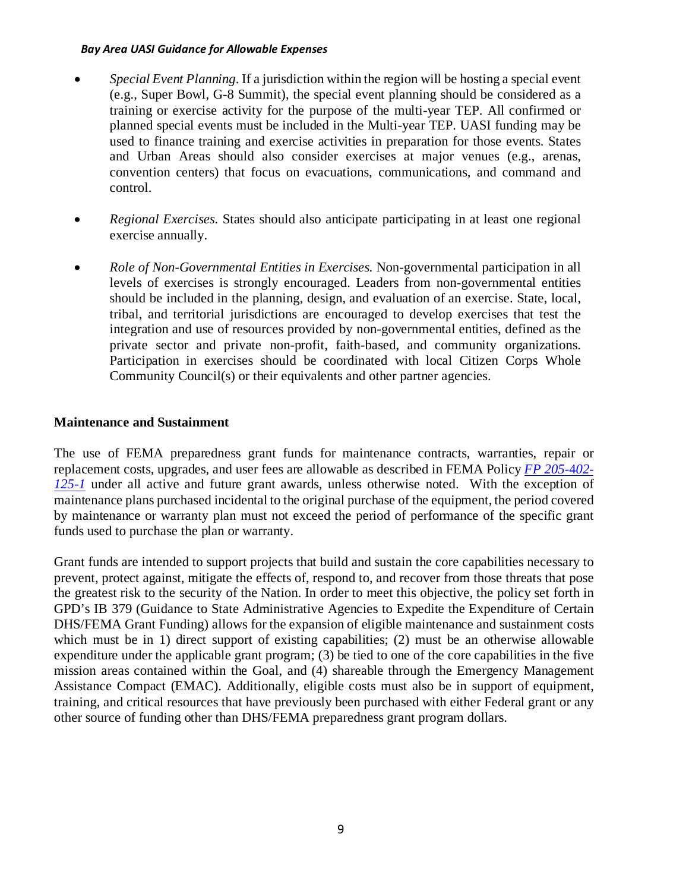- *Special Event Planning*. If a jurisdiction within the region will be hosting a special event (e.g., Super Bowl, G-8 Summit), the special event planning should be considered as a training or exercise activity for the purpose of the multi-year TEP. All confirmed or planned special events must be included in the Multi-year TEP. UASI funding may be used to finance training and exercise activities in preparation for those events. States and Urban Areas should also consider exercises at major venues (e.g., arenas, convention centers) that focus on evacuations, communications, and command and control.

- *Regional Exercises.* States should also anticipate participating in at least one regional exercise annually.

- *Role of Non-Governmental Entities in Exercises.* Non-governmental participation in all levels of exercises is strongly encouraged. Leaders from non-governmental entities should be included in the planning, design, and evaluation of an exercise. State, local, tribal, and territorial jurisdictions are encouraged to develop exercises that test the integration and use of resources provided by non-governmental entities, defined as the private sector and private non-profit, faith-based, and community organizations. Participation in exercises should be coordinated with local Citizen Corps Whole Community Council(s) or their equivalents and other partner agencies.

**Maintenance and Sustainment**

The use of FEMA preparedness grant funds for maintenance contracts, warranties, repair or replacement costs, upgrades, and user fees are allowable as described in FEMA Policy *FP 205-402-125-1* under all active and future grant awards, unless otherwise noted. With the exception of maintenance plans purchased incidental to the original purchase of the equipment, the period covered by maintenance or warranty plan must not exceed the period of performance of the specific grant funds used to purchase the plan or warranty.

Grant funds are intended to support projects that build and sustain the core capabilities necessary to prevent, protect against, mitigate the effects of, respond to, and recover from those threats that pose the greatest risk to the security of the Nation. In order to meet this objective, the policy set forth in GPD's IB 379 (Guidance to State Administrative Agencies to Expedite the Expenditure of Certain DHS/FEMA Grant Funding) allows for the expansion of eligible maintenance and sustainment costs which must be in 1) direct support of existing capabilities; (2) must be an otherwise allowable expenditure under the applicable grant program; (3) be tied to one of the core capabilities in the five mission areas contained within the Goal, and (4) shareable through the Emergency Management Assistance Compact (EMAC). Additionally, eligible costs must also be in support of equipment, training, and critical resources that have previously been purchased with either Federal grant or any other source of funding other than DHS/FEMA preparedness grant program dollars.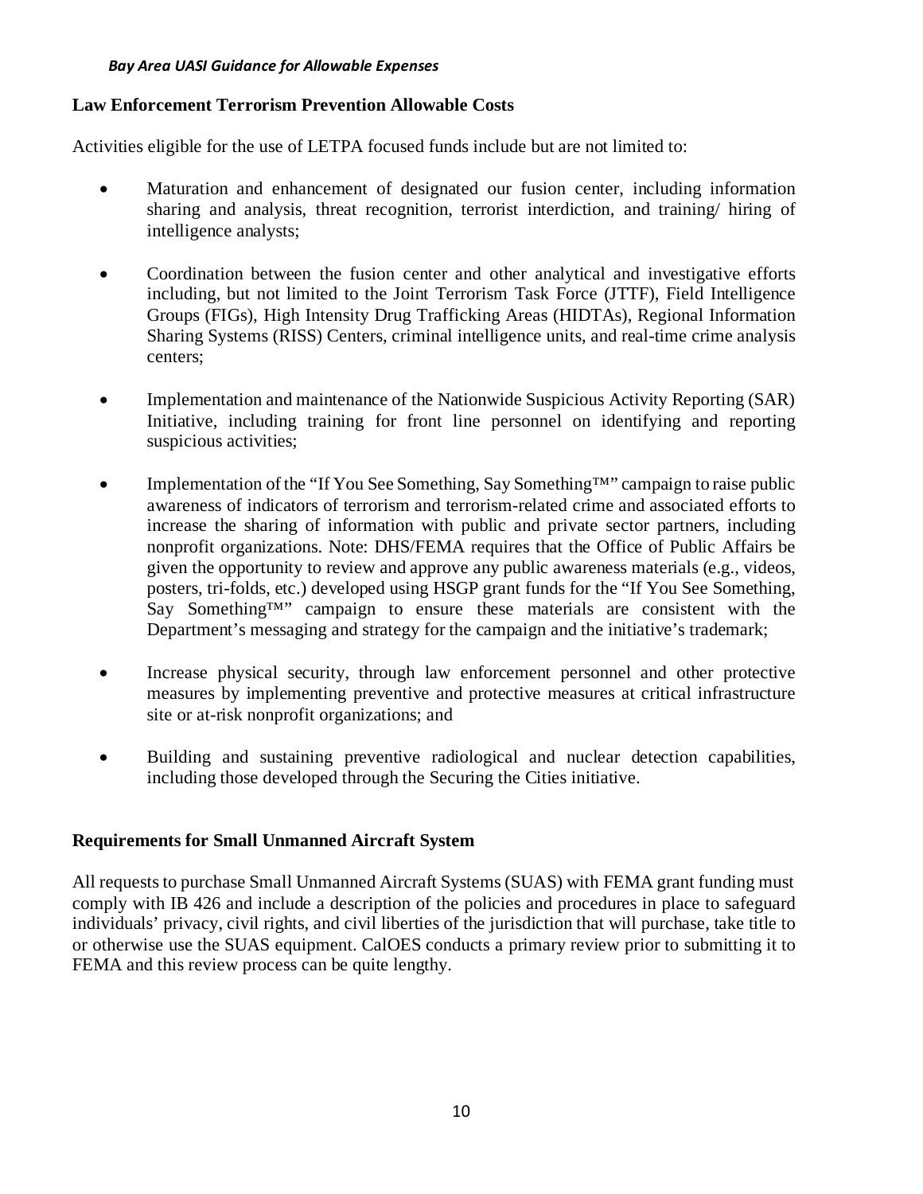## Law Enforcement Terrorism Prevention Allowable Costs

Activities eligible for the use of LETPA focused funds include but are not limited to:

- Maturation and enhancement of designated our fusion center, including information sharing and analysis, threat recognition, terrorist interdiction, and training/ hiring of intelligence analysts;

- Coordination between the fusion center and other analytical and investigative efforts including, but not limited to the Joint Terrorism Task Force (JTTF), Field Intelligence Groups (FIGs), High Intensity Drug Trafficking Areas (HIDTAs), Regional Information Sharing Systems (RISS) Centers, criminal intelligence units, and real-time crime analysis centers;

- Implementation and maintenance of the Nationwide Suspicious Activity Reporting (SAR) Initiative, including training for front line personnel on identifying and reporting suspicious activities;

- Implementation of the "If You See Something, Say Something™" campaign to raise public awareness of indicators of terrorism and terrorism-related crime and associated efforts to increase the sharing of information with public and private sector partners, including nonprofit organizations. Note: DHS/FEMA requires that the Office of Public Affairs be given the opportunity to review and approve any public awareness materials (e.g., videos, posters, tri-folds, etc.) developed using HSGP grant funds for the "If You See Something, Say Something™" campaign to ensure these materials are consistent with the Department's messaging and strategy for the campaign and the initiative's trademark;

- Increase physical security, through law enforcement personnel and other protective measures by implementing preventive and protective measures at critical infrastructure site or at-risk nonprofit organizations; and

- Building and sustaining preventive radiological and nuclear detection capabilities, including those developed through the Securing the Cities initiative.

## Requirements for Small Unmanned Aircraft System

All requests to purchase Small Unmanned Aircraft Systems (SUAS) with FEMA grant funding must comply with IB 426 and include a description of the policies and procedures in place to safeguard individuals' privacy, civil rights, and civil liberties of the jurisdiction that will purchase, take title to or otherwise use the SUAS equipment. CalOES conducts a primary review prior to submitting it to FEMA and this review process can be quite lengthy.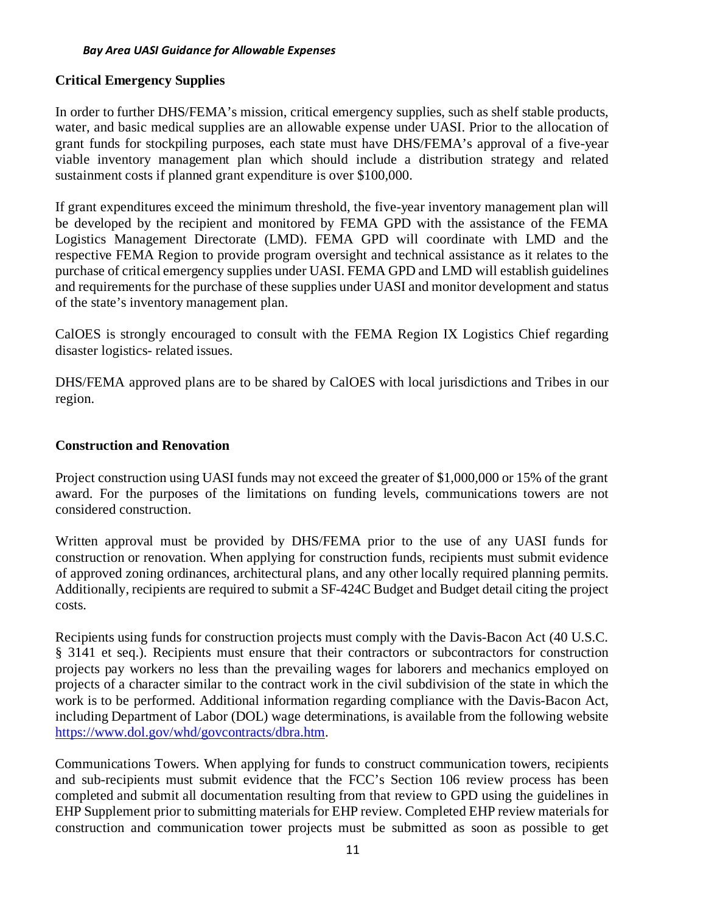## Critical Emergency Supplies

In order to further DHS/FEMA's mission, critical emergency supplies, such as shelf stable products, water, and basic medical supplies are an allowable expense under UASI. Prior to the allocation of grant funds for stockpiling purposes, each state must have DHS/FEMA's approval of a five-year viable inventory management plan which should include a distribution strategy and related sustainment costs if planned grant expenditure is over $100,000.

If grant expenditures exceed the minimum threshold, the five-year inventory management plan will be developed by the recipient and monitored by FEMA GPD with the assistance of the FEMA Logistics Management Directorate (LMD). FEMA GPD will coordinate with LMD and the respective FEMA Region to provide program oversight and technical assistance as it relates to the purchase of critical emergency supplies under UASI. FEMA GPD and LMD will establish guidelines and requirements for the purchase of these supplies under UASI and monitor development and status of the state's inventory management plan.

CalOES is strongly encouraged to consult with the FEMA Region IX Logistics Chief regarding disaster logistics- related issues.

DHS/FEMA approved plans are to be shared by CalOES with local jurisdictions and Tribes in our region.

## Construction and Renovation

Project construction using UASI funds may not exceed the greater of $1,000,000 or 15% of the grant award. For the purposes of the limitations on funding levels, communications towers are not considered construction.

Written approval must be provided by DHS/FEMA prior to the use of any UASI funds for construction or renovation. When applying for construction funds, recipients must submit evidence of approved zoning ordinances, architectural plans, and any other locally required planning permits. Additionally, recipients are required to submit a SF-424C Budget and Budget detail citing the project costs.

Recipients using funds for construction projects must comply with the Davis-Bacon Act (40 U.S.C. § 3141 et seq.). Recipients must ensure that their contractors or subcontractors for construction projects pay workers no less than the prevailing wages for laborers and mechanics employed on projects of a character similar to the contract work in the civil subdivision of the state in which the work is to be performed. Additional information regarding compliance with the Davis-Bacon Act, including Department of Labor (DOL) wage determinations, is available from the following website https://www.dol.gov/whd/govcontracts/dbra.htm.

Communications Towers. When applying for funds to construct communication towers, recipients and sub-recipients must submit evidence that the FCC's Section 106 review process has been completed and submit all documentation resulting from that review to GPD using the guidelines in EHP Supplement prior to submitting materials for EHP review. Completed EHP review materials for construction and communication tower projects must be submitted as soon as possible to get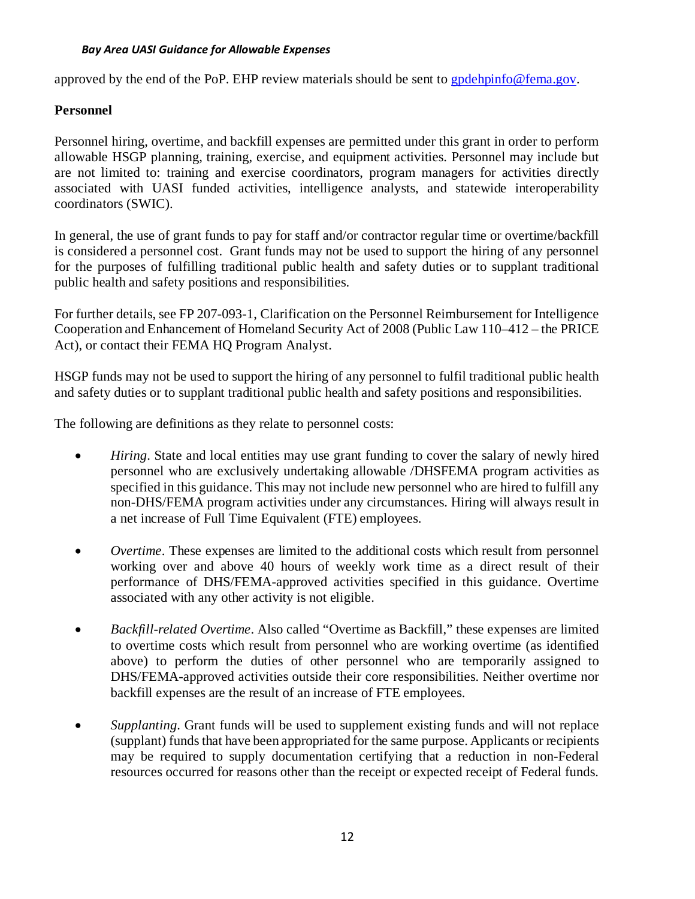approved by the end of the PoP. EHP review materials should be sent to gpdehpinfo@fema.gov.

**Personnel**

Personnel hiring, overtime, and backfill expenses are permitted under this grant in order to perform allowable HSGP planning, training, exercise, and equipment activities. Personnel may include but are not limited to: training and exercise coordinators, program managers for activities directly associated with UASI funded activities, intelligence analysts, and statewide interoperability coordinators (SWIC).

In general, the use of grant funds to pay for staff and/or contractor regular time or overtime/backfill is considered a personnel cost. Grant funds may not be used to support the hiring of any personnel for the purposes of fulfilling traditional public health and safety duties or to supplant traditional public health and safety positions and responsibilities.

For further details, see FP 207-093-1, Clarification on the Personnel Reimbursement for Intelligence Cooperation and Enhancement of Homeland Security Act of 2008 (Public Law 110–412 – the PRICE Act), or contact their FEMA HQ Program Analyst.

HSGP funds may not be used to support the hiring of any personnel to fulfil traditional public health and safety duties or to supplant traditional public health and safety positions and responsibilities.

The following are definitions as they relate to personnel costs:

- *Hiring*. State and local entities may use grant funding to cover the salary of newly hired personnel who are exclusively undertaking allowable /DHSFEMA program activities as specified in this guidance. This may not include new personnel who are hired to fulfill any non-DHS/FEMA program activities under any circumstances. Hiring will always result in a net increase of Full Time Equivalent (FTE) employees.

- *Overtime*. These expenses are limited to the additional costs which result from personnel working over and above 40 hours of weekly work time as a direct result of their performance of DHS/FEMA-approved activities specified in this guidance. Overtime associated with any other activity is not eligible.

- *Backfill-related Overtime*. Also called "Overtime as Backfill," these expenses are limited to overtime costs which result from personnel who are working overtime (as identified above) to perform the duties of other personnel who are temporarily assigned to DHS/FEMA-approved activities outside their core responsibilities. Neither overtime nor backfill expenses are the result of an increase of FTE employees.

- *Supplanting*. Grant funds will be used to supplement existing funds and will not replace (supplant) funds that have been appropriated for the same purpose. Applicants or recipients may be required to supply documentation certifying that a reduction in non-Federal resources occurred for reasons other than the receipt or expected receipt of Federal funds.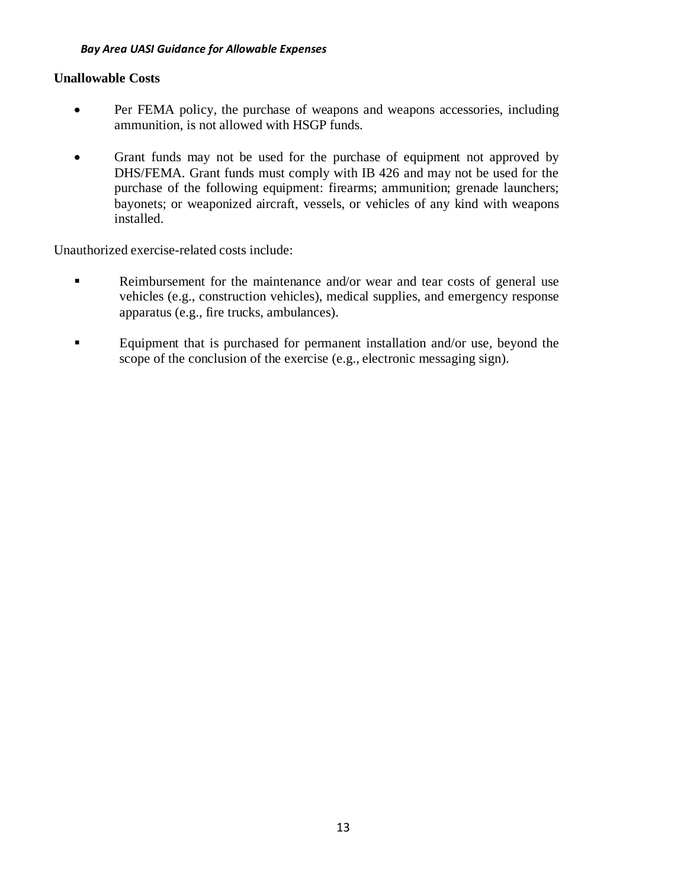**Unallowable Costs**

- Per FEMA policy, the purchase of weapons and weapons accessories, including ammunition, is not allowed with HSGP funds.

- Grant funds may not be used for the purchase of equipment not approved by DHS/FEMA. Grant funds must comply with IB 426 and may not be used for the purchase of the following equipment: firearms; ammunition; grenade launchers; bayonets; or weaponized aircraft, vessels, or vehicles of any kind with weapons installed.

Unauthorized exercise-related costs include:

- Reimbursement for the maintenance and/or wear and tear costs of general use vehicles (e.g., construction vehicles), medical supplies, and emergency response apparatus (e.g., fire trucks, ambulances).

- Equipment that is purchased for permanent installation and/or use, beyond the scope of the conclusion of the exercise (e.g., electronic messaging sign).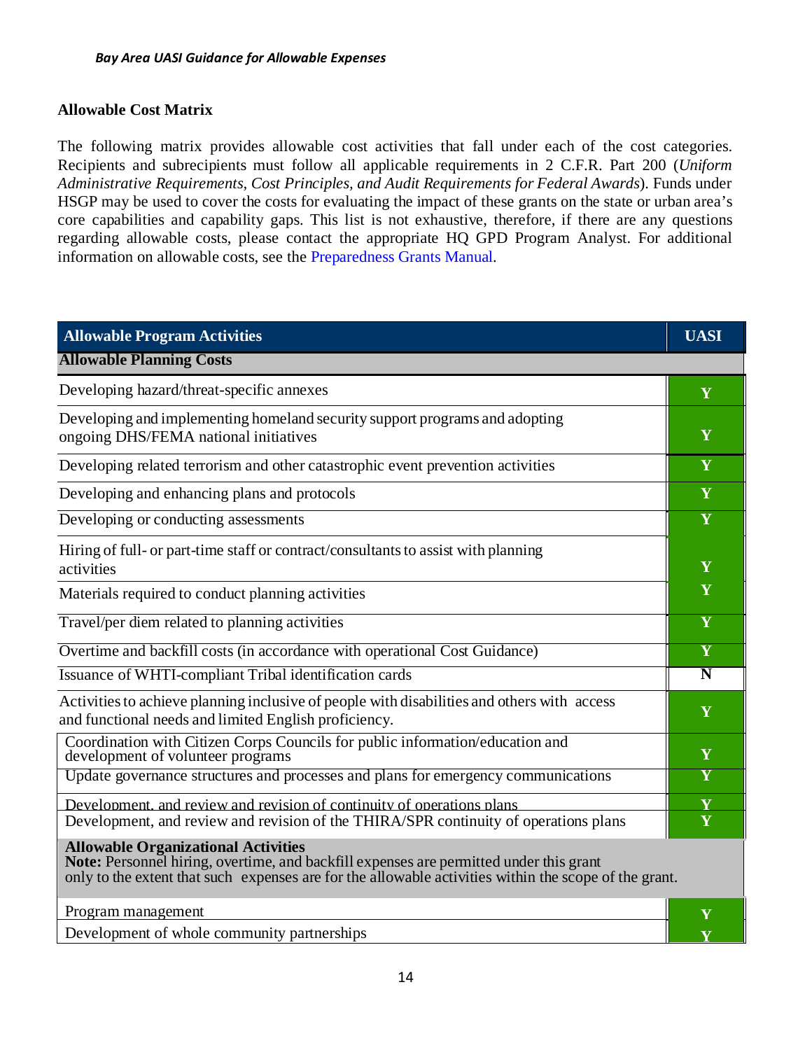## Allowable Cost Matrix

The following matrix provides allowable cost activities that fall under each of the cost categories. Recipients and subrecipients must follow all applicable requirements in 2 C.F.R. Part 200 (*Uniform Administrative Requirements, Cost Principles, and Audit Requirements for Federal Awards*). Funds under HSGP may be used to cover the costs for evaluating the impact of these grants on the state or urban area's core capabilities and capability gaps. This list is not exhaustive, therefore, if there are any questions regarding allowable costs, please contact the appropriate HQ GPD Program Analyst. For additional information on allowable costs, see the Preparedness Grants Manual.

| Allowable Program Activities | UASI |
|---|---|
| **Allowable Planning Costs** | |
| Developing hazard/threat-specific annexes | Y |
| Developing and implementing homeland security support programs and adopting ongoing DHS/FEMA national initiatives | Y |
| Developing related terrorism and other catastrophic event prevention activities | Y |
| Developing and enhancing plans and protocols | Y |
| Developing or conducting assessments | Y |
| Hiring of full- or part-time staff or contract/consultants to assist with planning activities | Y |
| Materials required to conduct planning activities | Y |
| Travel/per diem related to planning activities | Y |
| Overtime and backfill costs (in accordance with operational Cost Guidance) | Y |
| Issuance of WHTI-compliant Tribal identification cards | N |
| Activities to achieve planning inclusive of people with disabilities and others with access and functional needs and limited English proficiency. | Y |
| Coordination with Citizen Corps Councils for public information/education and development of volunteer programs | Y |
| Update governance structures and processes and plans for emergency communications | Y |
| Development, and review and revision of continuity of operations plans | Y |
| Development, and review and revision of the THIRA/SPR continuity of operations plans | Y |
| **Allowable Organizational Activities**<br>**Note:** Personnel hiring, overtime, and backfill expenses are permitted under this grant only to the extent that such expenses are for the allowable activities within the scope of the grant. | |
| Program management | Y |
| Development of whole community partnerships | Y |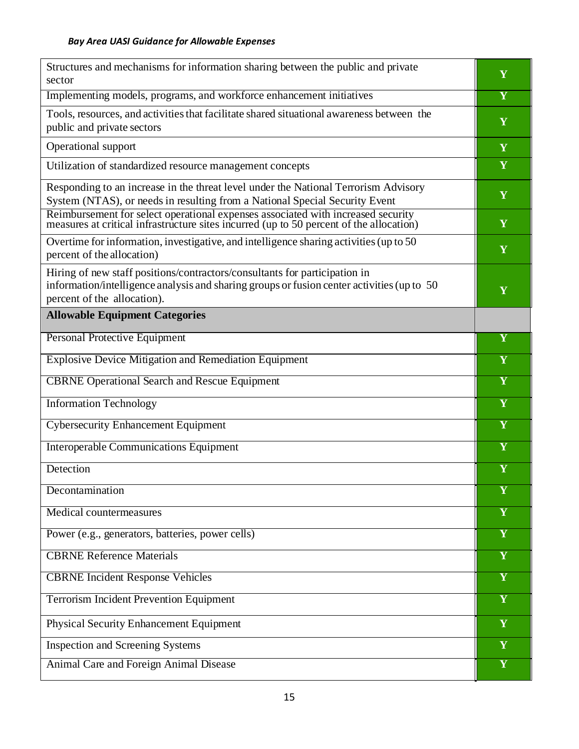| Structures and mechanisms for information sharing between the public and private sector | Y |
|---|---|
| Implementing models, programs, and workforce enhancement initiatives | Y |
| Tools, resources, and activities that facilitate shared situational awareness between the public and private sectors | Y |
| Operational support | Y |
| Utilization of standardized resource management concepts | Y |
| Responding to an increase in the threat level under the National Terrorism Advisory System (NTAS), or needs in resulting from a National Special Security Event | Y |
| Reimbursement for select operational expenses associated with increased security measures at critical infrastructure sites incurred (up to 50 percent of the allocation) | Y |
| Overtime for information, investigative, and intelligence sharing activities (up to 50 percent of the allocation) | Y |
| Hiring of new staff positions/contractors/consultants for participation in information/intelligence analysis and sharing groups or fusion center activities (up to 50 percent of the allocation). | Y |
| **Allowable Equipment Categories** | |
| Personal Protective Equipment | Y |
| Explosive Device Mitigation and Remediation Equipment | Y |
| CBRNE Operational Search and Rescue Equipment | Y |
| Information Technology | Y |
| Cybersecurity Enhancement Equipment | Y |
| Interoperable Communications Equipment | Y |
| Detection | Y |
| Decontamination | Y |
| Medical countermeasures | Y |
| Power (e.g., generators, batteries, power cells) | Y |
| CBRNE Reference Materials | Y |
| CBRNE Incident Response Vehicles | Y |
| Terrorism Incident Prevention Equipment | Y |
| Physical Security Enhancement Equipment | Y |
| Inspection and Screening Systems | Y |
| Animal Care and Foreign Animal Disease | Y |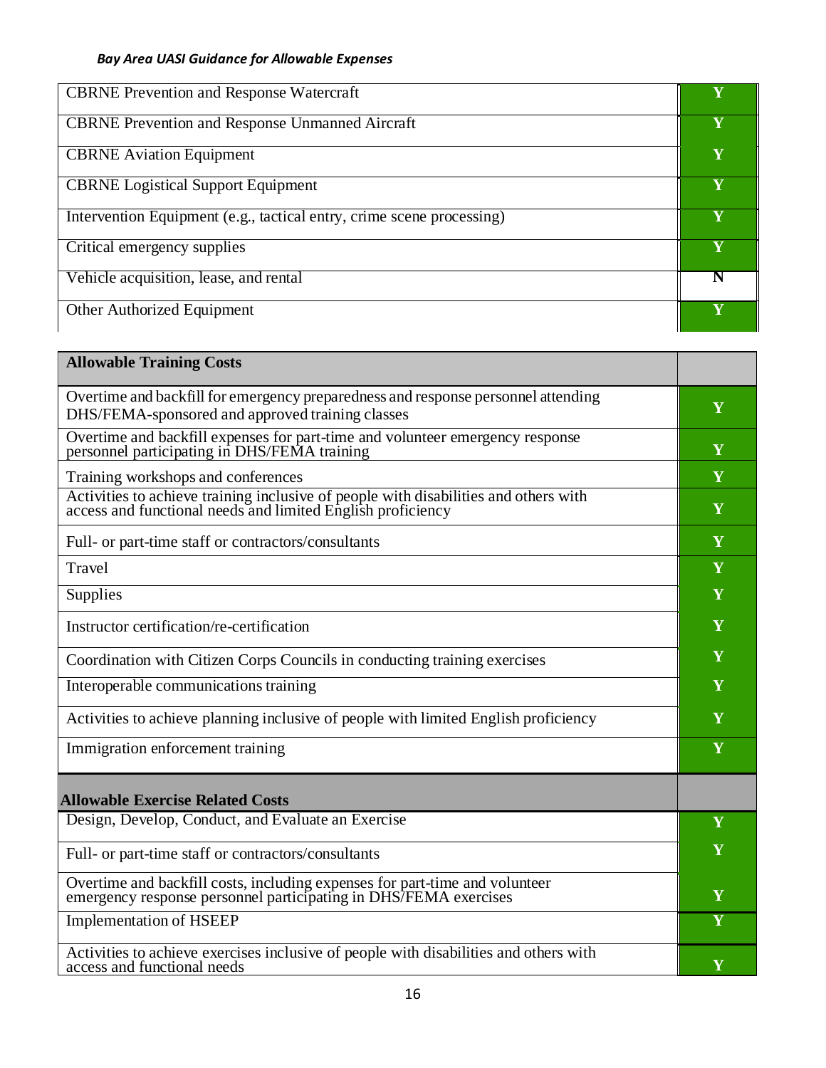| | |
|---|---|
| CBRNE Prevention and Response Watercraft | Y |
| CBRNE Prevention and Response Unmanned Aircraft | Y |
| CBRNE Aviation Equipment | Y |
| CBRNE Logistical Support Equipment | Y |
| Intervention Equipment (e.g., tactical entry, crime scene processing) | Y |
| Critical emergency supplies | Y |
| Vehicle acquisition, lease, and rental | N |
| Other Authorized Equipment | Y |

| **Allowable Training Costs** | |
|---|---|
| Overtime and backfill for emergency preparedness and response personnel attending DHS/FEMA-sponsored and approved training classes | Y |
| Overtime and backfill expenses for part-time and volunteer emergency response personnel participating in DHS/FEMA training | Y |
| Training workshops and conferences | Y |
| Activities to achieve training inclusive of people with disabilities and others with access and functional needs and limited English proficiency | Y |
| Full- or part-time staff or contractors/consultants | Y |
| Travel | Y |
| Supplies | Y |
| Instructor certification/re-certification | Y |
| Coordination with Citizen Corps Councils in conducting training exercises | Y |
| Interoperable communications training | Y |
| Activities to achieve planning inclusive of people with limited English proficiency | Y |
| Immigration enforcement training | Y |

| **Allowable Exercise Related Costs** | |
|---|---|
| Design, Develop, Conduct, and Evaluate an Exercise | Y |
| Full- or part-time staff or contractors/consultants | Y |
| Overtime and backfill costs, including expenses for part-time and volunteer emergency response personnel participating in DHS/FEMA exercises | Y |
| Implementation of HSEEP | Y |
| Activities to achieve exercises inclusive of people with disabilities and others with access and functional needs | Y |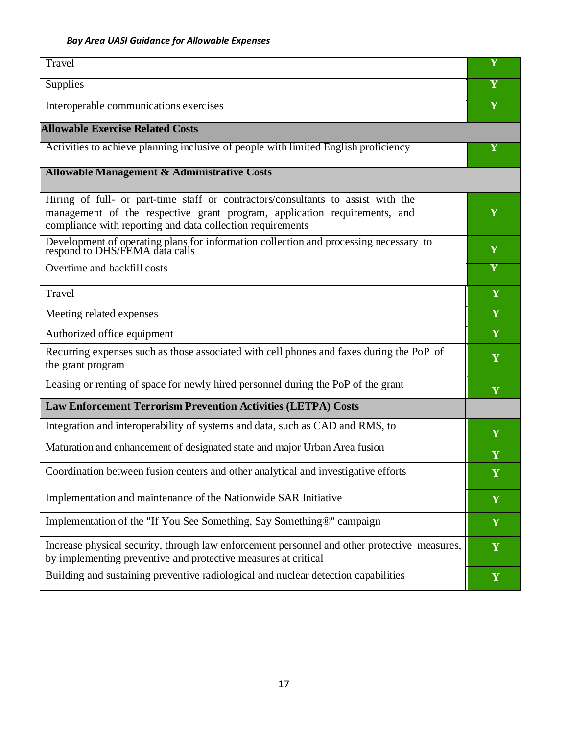| | |
|---|---|
| Travel | Y |
| Supplies | Y |
| Interoperable communications exercises | Y |
| **Allowable Exercise Related Costs** | |
| Activities to achieve planning inclusive of people with limited English proficiency | Y |
| **Allowable Management & Administrative Costs** | |
| Hiring of full- or part-time staff or contractors/consultants to assist with the management of the respective grant program, application requirements, and compliance with reporting and data collection requirements | Y |
| Development of operating plans for information collection and processing necessary to respond to DHS/FEMA data calls | Y |
| Overtime and backfill costs | Y |
| Travel | Y |
| Meeting related expenses | Y |
| Authorized office equipment | Y |
| Recurring expenses such as those associated with cell phones and faxes during the PoP of the grant program | Y |
| Leasing or renting of space for newly hired personnel during the PoP of the grant | Y |
| **Law Enforcement Terrorism Prevention Activities (LETPA) Costs** | |
| Integration and interoperability of systems and data, such as CAD and RMS, to | Y |
| Maturation and enhancement of designated state and major Urban Area fusion | Y |
| Coordination between fusion centers and other analytical and investigative efforts | Y |
| Implementation and maintenance of the Nationwide SAR Initiative | Y |
| Implementation of the "If You See Something, Say Something®" campaign | Y |
| Increase physical security, through law enforcement personnel and other protective measures, by implementing preventive and protective measures at critical | Y |
| Building and sustaining preventive radiological and nuclear detection capabilities | Y |